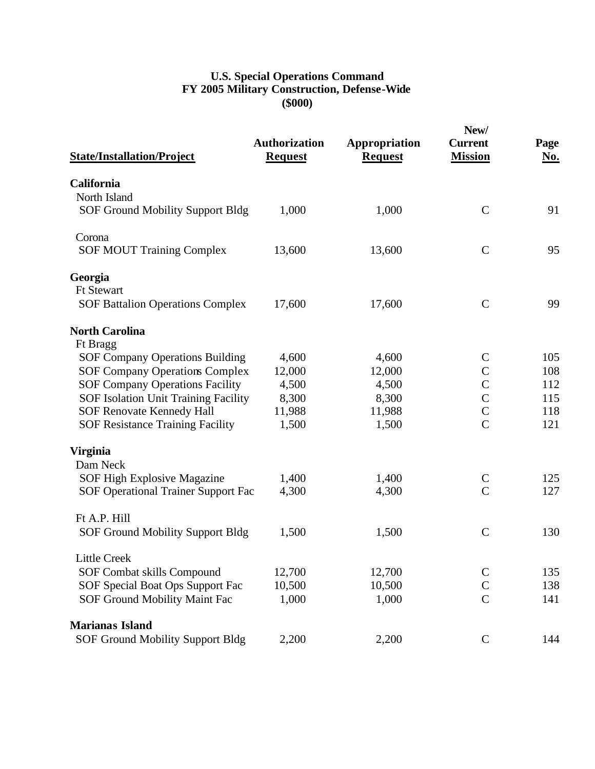# U.S. Special Operations Command
## FY 2005 Military Construction, Defense-Wide
## ($000)

| State/Installation/Project | Authorization Request | Appropriation Request | New/ Current Mission | Page No. |
|---|---|---|---|---|
| **California** | | | | |
| North Island | | | | |
| SOF Ground Mobility Support Bldg | 1,000 | 1,000 | C | 91 |
| Corona | | | | |
| SOF MOUT Training Complex | 13,600 | 13,600 | C | 95 |
| **Georgia** | | | | |
| Ft Stewart | | | | |
| SOF Battalion Operations Complex | 17,600 | 17,600 | C | 99 |
| **North Carolina** | | | | |
| Ft Bragg | | | | |
| SOF Company Operations Building | 4,600 | 4,600 | C | 105 |
| SOF Company Operations Complex | 12,000 | 12,000 | C | 108 |
| SOF Company Operations Facility | 4,500 | 4,500 | C | 112 |
| SOF Isolation Unit Training Facility | 8,300 | 8,300 | C | 115 |
| SOF Renovate Kennedy Hall | 11,988 | 11,988 | C | 118 |
| SOF Resistance Training Facility | 1,500 | 1,500 | C | 121 |
| **Virginia** | | | | |
| Dam Neck | | | | |
| SOF High Explosive Magazine | 1,400 | 1,400 | C | 125 |
| SOF Operational Trainer Support Fac | 4,300 | 4,300 | C | 127 |
| Ft A.P. Hill | | | | |
| SOF Ground Mobility Support Bldg | 1,500 | 1,500 | C | 130 |
| Little Creek | | | | |
| SOF Combat skills Compound | 12,700 | 12,700 | C | 135 |
| SOF Special Boat Ops Support Fac | 10,500 | 10,500 | C | 138 |
| SOF Ground Mobility Maint Fac | 1,000 | 1,000 | C | 141 |
| **Marianas Island** | | | | |
| SOF Ground Mobility Support Bldg | 2,200 | 2,200 | C | 144 |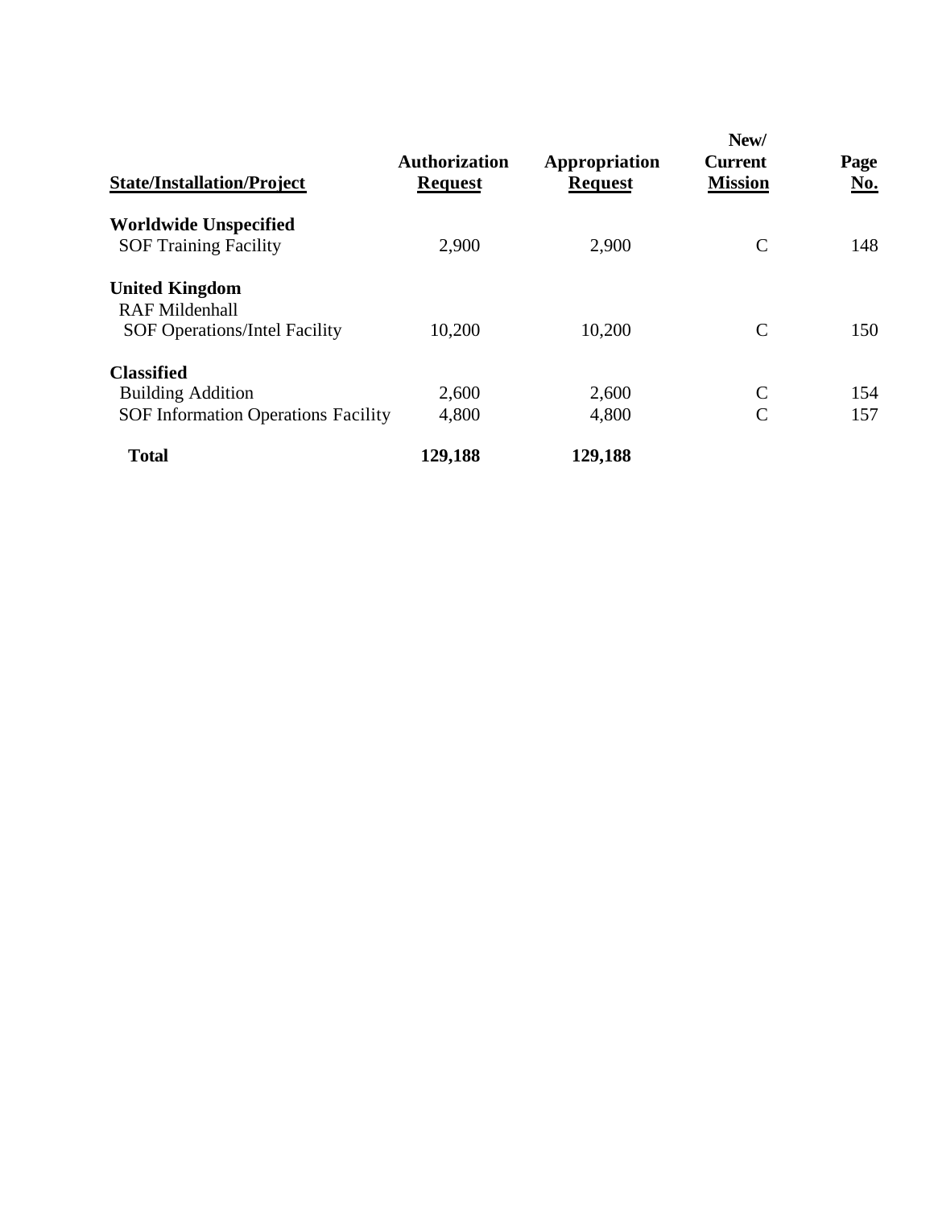| State/Installation/Project | Authorization Request | Appropriation Request | New/ Current Mission | Page No. |
|---|---|---|---|---|
| **Worldwide Unspecified** | | | | |
| SOF Training Facility | 2,900 | 2,900 | C | 148 |
| **United Kingdom** | | | | |
| RAF Mildenhall | | | | |
| SOF Operations/Intel Facility | 10,200 | 10,200 | C | 150 |
| **Classified** | | | | |
| Building Addition | 2,600 | 2,600 | C | 154 |
| SOF Information Operations Facility | 4,800 | 4,800 | C | 157 |
| **Total** | **129,188** | **129,188** | | |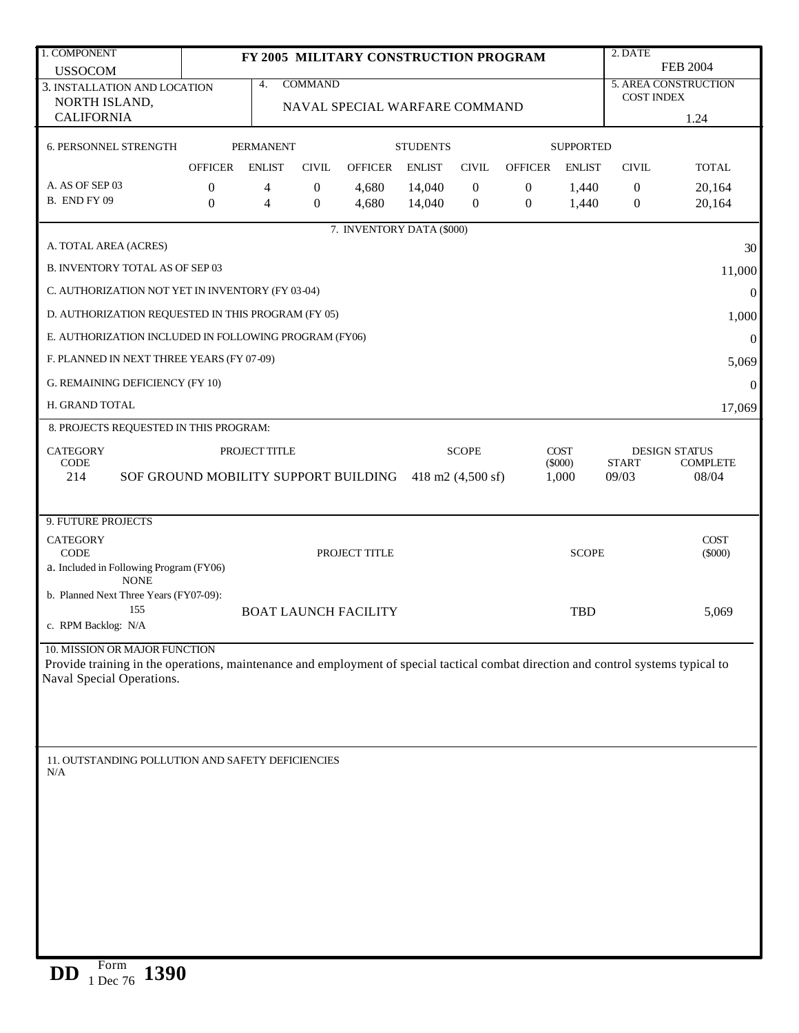| 1. COMPONENT<br>USSOCOM | FY 2005 MILITARY CONSTRUCTION PROGRAM | 2. DATE<br>FEB 2004 |
|---|---|---|
| 3. INSTALLATION AND LOCATION<br>NORTH ISLAND, CALIFORNIA | 4. COMMAND<br>NAVAL SPECIAL WARFARE COMMAND | 5. AREA CONSTRUCTION COST INDEX<br>1.24 |

**6. PERSONNEL STRENGTH**

| | PERMANENT | | | STUDENTS | | | SUPPORTED | | | |
|---|---|---|---|---|---|---|---|---|---|---|
| | OFFICER | ENLIST | CIVIL | OFFICER | ENLIST | CIVIL | OFFICER | ENLIST | CIVIL | TOTAL |
| A. AS OF SEP 03 | 0 | 4 | 0 | 4,680 | 14,040 | 0 | 0 | 1,440 | 0 | 20,164 |
| B. END FY 09 | 0 | 4 | 0 | 4,680 | 14,040 | 0 | 0 | 1,440 | 0 | 20,164 |

**7. INVENTORY DATA ($000)**

| | |
|---|---|
| A. TOTAL AREA (ACRES) | 30 |
| B. INVENTORY TOTAL AS OF SEP 03 | 11,000 |
| C. AUTHORIZATION NOT YET IN INVENTORY (FY 03-04) | 0 |
| D. AUTHORIZATION REQUESTED IN THIS PROGRAM (FY 05) | 1,000 |
| E. AUTHORIZATION INCLUDED IN FOLLOWING PROGRAM (FY06) | 0 |
| F. PLANNED IN NEXT THREE YEARS (FY 07-09) | 5,069 |
| G. REMAINING DEFICIENCY (FY 10) | 0 |
| H. GRAND TOTAL | 17,069 |

**8. PROJECTS REQUESTED IN THIS PROGRAM:**

| CATEGORY CODE | PROJECT TITLE | SCOPE | COST ($000) | DESIGN STATUS START | DESIGN STATUS COMPLETE |
|---|---|---|---|---|---|
| 214 | SOF GROUND MOBILITY SUPPORT BUILDING | 418 m2 (4,500 sf) | 1,000 | 09/03 | 08/04 |

**9. FUTURE PROJECTS**

| CATEGORY CODE | PROJECT TITLE | SCOPE | COST ($000) |
|---|---|---|---|
| a. Included in Following Program (FY06) | | | |
| NONE | | | |
| b. Planned Next Three Years (FY07-09): | | | |
| 155 | BOAT LAUNCH FACILITY | TBD | 5,069 |
| c. RPM Backlog: N/A | | | |

**10. MISSION OR MAJOR FUNCTION**

Provide training in the operations, maintenance and employment of special tactical combat direction and control systems typical to Naval Special Operations.

**11. OUTSTANDING POLLUTION AND SAFETY DEFICIENCIES**

N/A

DD Form 1390, 1 Dec 76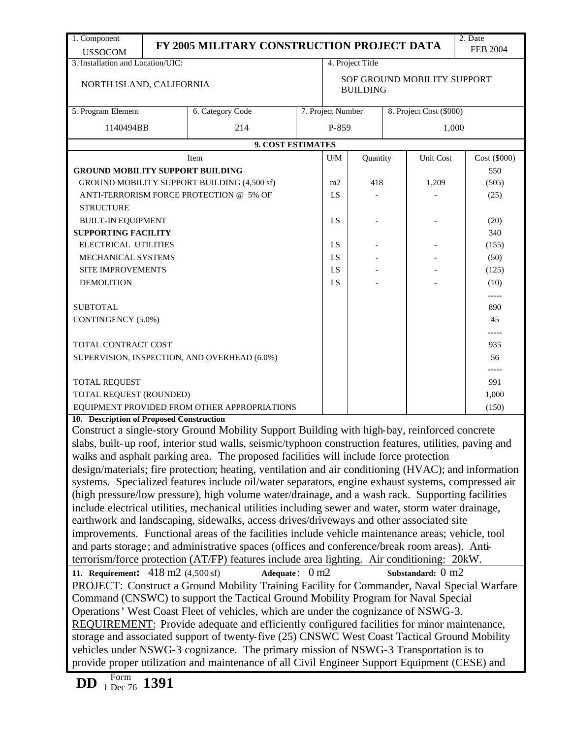| 1. Component USSOCOM | FY 2005 MILITARY CONSTRUCTION PROJECT DATA | | | 2. Date FEB 2004 |
|---|---|---|---|---|
| 3. Installation and Location/UIC: NORTH ISLAND, CALIFORNIA | | | 4. Project Title SOF GROUND MOBILITY SUPPORT BUILDING | |
| 5. Program Element 1140494BB | 6. Category Code 214 | 7. Project Number P-859 | 8. Project Cost ($000) 1,000 | |

**9. COST ESTIMATES**

| Item | U/M | Quantity | Unit Cost | Cost ($000) |
|---|---|---|---|---|
| **GROUND MOBILITY SUPPORT BUILDING** | | | | 550 |
| GROUND MOBILITY SUPPORT BUILDING (4,500 sf) | m2 | 418 | 1,209 | (505) |
| ANTI-TERRORISM FORCE PROTECTION @ 5% OF STRUCTURE | LS | - | - | (25) |
| BUILT-IN EQUIPMENT | LS | - | - | (20) |
| **SUPPORTING FACILITY** | | | | 340 |
| ELECTRICAL UTILITIES | LS | - | - | (155) |
| MECHANICAL SYSTEMS | LS | - | - | (50) |
| SITE IMPROVEMENTS | LS | - | - | (125) |
| DEMOLITION | LS | - | - | (10) |
| | | | | ----- |
| SUBTOTAL | | | | 890 |
| CONTINGENCY (5.0%) | | | | 45 |
| | | | | ----- |
| TOTAL CONTRACT COST | | | | 935 |
| SUPERVISION, INSPECTION, AND OVERHEAD (6.0%) | | | | 56 |
| | | | | ----- |
| TOTAL REQUEST | | | | 991 |
| TOTAL REQUEST (ROUNDED) | | | | 1,000 |
| EQUIPMENT PROVIDED FROM OTHER APPROPRIATIONS | | | | (150) |

**10. Description of Proposed Construction**

Construct a single-story Ground Mobility Support Building with high-bay, reinforced concrete slabs, built-up roof, interior stud walls, seismic/typhoon construction features, utilities, paving and walks and asphalt parking area. The proposed facilities will include force protection design/materials; fire protection; heating, ventilation and air conditioning (HVAC); and information systems. Specialized features include oil/water separators, engine exhaust systems, compressed air (high pressure/low pressure), high volume water/drainage, and a wash rack. Supporting facilities include electrical utilities, mechanical utilities including sewer and water, storm water drainage, earthwork and landscaping, sidewalks, access drives/driveways and other associated site improvements. Functional areas of the facilities include vehicle maintenance areas; vehicle, tool and parts storage; and administrative spaces (offices and conference/break room areas). Anti-terrorism/force protection (AT/FP) features include area lighting. Air conditioning: 20kW.

**11. Requirement:** 418 m2 (4,500 sf) **Adequate:** 0 m2 **Substandard:** 0 m2

PROJECT: Construct a Ground Mobility Training Facility for Commander, Naval Special Warfare Command (CNSWC) to support the Tactical Ground Mobility Program for Naval Special Operations' West Coast Fleet of vehicles, which are under the cognizance of NSWG-3.

REQUIREMENT: Provide adequate and efficiently configured facilities for minor maintenance, storage and associated support of twenty-five (25) CNSWC West Coast Tactical Ground Mobility vehicles under NSWG-3 cognizance. The primary mission of NSWG-3 Transportation is to provide proper utilization and maintenance of all Civil Engineer Support Equipment (CESE) and

DD Form 1 Dec 76 1391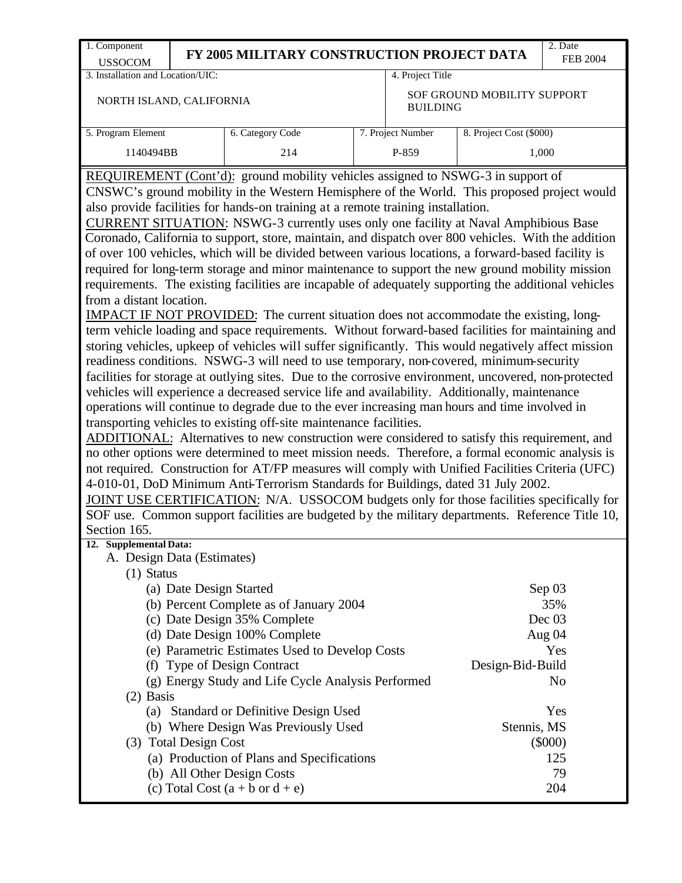| 1. Component USSOCOM | FY 2005 MILITARY CONSTRUCTION PROJECT DATA | | | 2. Date FEB 2004 |
|---|---|---|---|---|
| 3. Installation and Location/UIC: NORTH ISLAND, CALIFORNIA | | 4. Project Title SOF GROUND MOBILITY SUPPORT BUILDING | | |
| 5. Program Element 1140494BB | 6. Category Code 214 | 7. Project Number P-859 | 8. Project Cost ($000) 1,000 | |

REQUIREMENT (Cont'd): ground mobility vehicles assigned to NSWG-3 in support of CNSWC's ground mobility in the Western Hemisphere of the World. This proposed project would also provide facilities for hands-on training at a remote training installation.

CURRENT SITUATION: NSWG-3 currently uses only one facility at Naval Amphibious Base Coronado, California to support, store, maintain, and dispatch over 800 vehicles. With the addition of over 100 vehicles, which will be divided between various locations, a forward-based facility is required for long-term storage and minor maintenance to support the new ground mobility mission requirements. The existing facilities are incapable of adequately supporting the additional vehicles from a distant location.

IMPACT IF NOT PROVIDED: The current situation does not accommodate the existing, long-term vehicle loading and space requirements. Without forward-based facilities for maintaining and storing vehicles, upkeep of vehicles will suffer significantly. This would negatively affect mission readiness conditions. NSWG-3 will need to use temporary, non-covered, minimum-security facilities for storage at outlying sites. Due to the corrosive environment, uncovered, non-protected vehicles will experience a decreased service life and availability. Additionally, maintenance operations will continue to degrade due to the ever increasing man hours and time involved in transporting vehicles to existing off-site maintenance facilities.

ADDITIONAL: Alternatives to new construction were considered to satisfy this requirement, and no other options were determined to meet mission needs. Therefore, a formal economic analysis is not required. Construction for AT/FP measures will comply with Unified Facilities Criteria (UFC) 4-010-01, DoD Minimum Anti-Terrorism Standards for Buildings, dated 31 July 2002.

JOINT USE CERTIFICATION: N/A. USSOCOM budgets only for those facilities specifically for SOF use. Common support facilities are budgeted by the military departments. Reference Title 10, Section 165.

**12. Supplemental Data:**

A. Design Data (Estimates)

(1) Status

| | |
|---|---|
| (a) Date Design Started | Sep 03 |
| (b) Percent Complete as of January 2004 | 35% |
| (c) Date Design 35% Complete | Dec 03 |
| (d) Date Design 100% Complete | Aug 04 |
| (e) Parametric Estimates Used to Develop Costs | Yes |
| (f) Type of Design Contract | Design-Bid-Build |
| (g) Energy Study and Life Cycle Analysis Performed | No |

(2) Basis

| | |
|---|---|
| (a) Standard or Definitive Design Used | Yes |
| (b) Where Design Was Previously Used | Stennis, MS |

(3) Total Design Cost ($000)

| | |
|---|---|
| (a) Production of Plans and Specifications | 125 |
| (b) All Other Design Costs | 79 |
| (c) Total Cost (a + b or d + e) | 204 |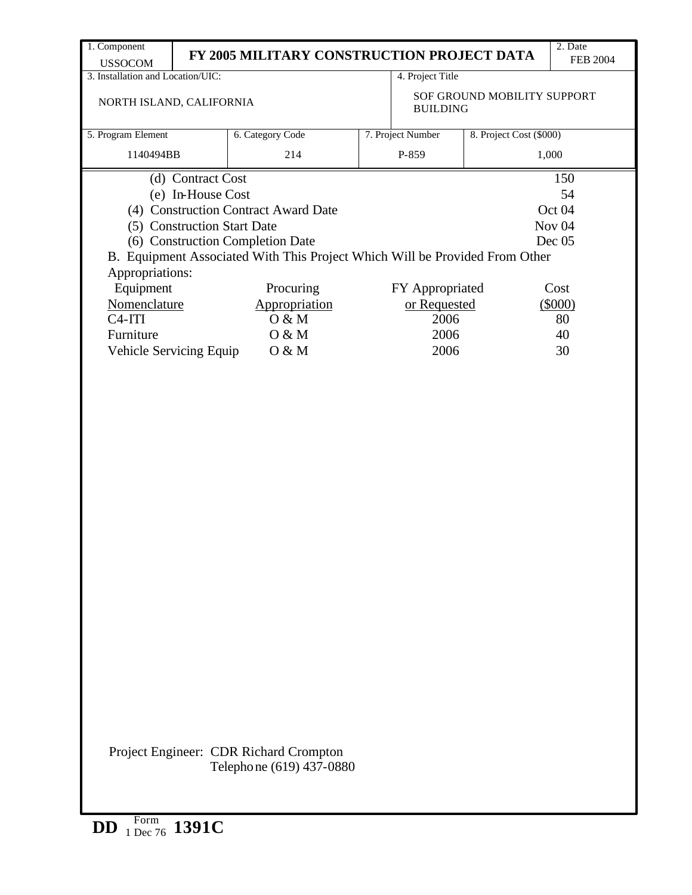| 1. Component USSOCOM | FY 2005 MILITARY CONSTRUCTION PROJECT DATA | | | 2. Date FEB 2004 |
|---|---|---|---|---|
| 3. Installation and Location/UIC: NORTH ISLAND, CALIFORNIA | | 4. Project Title SOF GROUND MOBILITY SUPPORT BUILDING | | |
| 5. Program Element 1140494BB | 6. Category Code 214 | 7. Project Number P-859 | 8. Project Cost ($000) 1,000 | |

(d) Contract Cost 150

(e) In-House Cost 54

(4) Construction Contract Award Date Oct 04

(5) Construction Start Date Nov 04

(6) Construction Completion Date Dec 05

B. Equipment Associated With This Project Which Will be Provided From Other Appropriations:

| Equipment Nomenclature | Procuring Appropriation | FY Appropriated or Requested | Cost ($000) |
|---|---|---|---|
| C4-ITI | O & M | 2006 | 80 |
| Furniture | O & M | 2006 | 40 |
| Vehicle Servicing Equip | O & M | 2006 | 30 |

Project Engineer: CDR Richard Crompton
Telephone (619) 437-0880

DD Form 1 Dec 76 1391C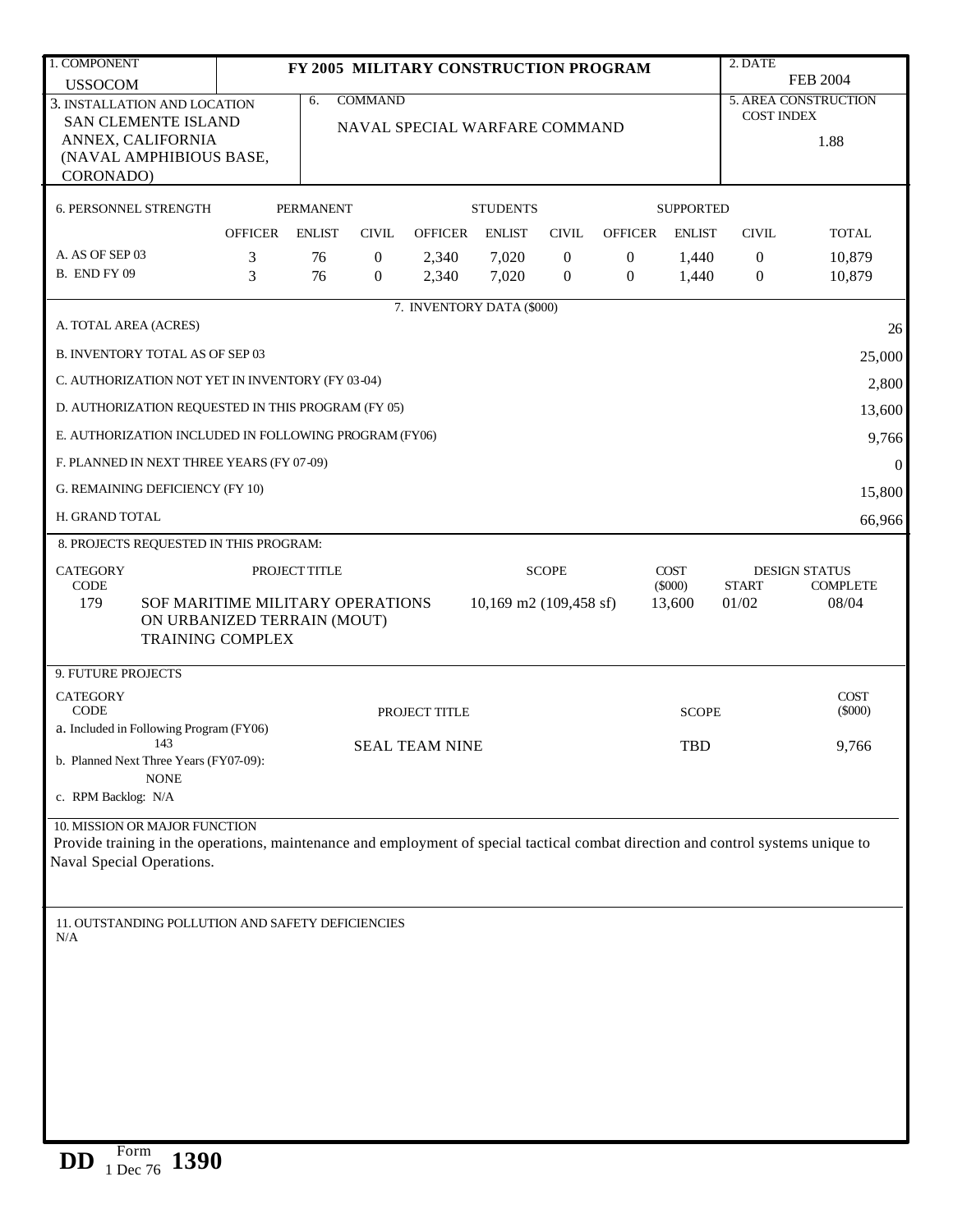| 1. COMPONENT | FY 2005 MILITARY CONSTRUCTION PROGRAM | 2. DATE |
|---|---|---|
| USSOCOM | | FEB 2004 |

| 3. INSTALLATION AND LOCATION | 6. COMMAND | 5. AREA CONSTRUCTION COST INDEX |
|---|---|---|
| SAN CLEMENTE ISLAND ANNEX, CALIFORNIA (NAVAL AMPHIBIOUS BASE, CORONADO) | NAVAL SPECIAL WARFARE COMMAND | 1.88 |

**6. PERSONNEL STRENGTH**

| | PERMANENT | | | STUDENTS | | | SUPPORTED | | | |
|---|---|---|---|---|---|---|---|---|---|---|
| | OFFICER | ENLIST | CIVIL | OFFICER | ENLIST | CIVIL | OFFICER | ENLIST | CIVIL | TOTAL |
| A. AS OF SEP 03 | 3 | 76 | 0 | 2,340 | 7,020 | 0 | 0 | 1,440 | 0 | 10,879 |
| B. END FY 09 | 3 | 76 | 0 | 2,340 | 7,020 | 0 | 0 | 1,440 | 0 | 10,879 |

**7. INVENTORY DATA ($000)**

| | |
|---|---|
| A. TOTAL AREA (ACRES) | 26 |
| B. INVENTORY TOTAL AS OF SEP 03 | 25,000 |
| C. AUTHORIZATION NOT YET IN INVENTORY (FY 03-04) | 2,800 |
| D. AUTHORIZATION REQUESTED IN THIS PROGRAM (FY 05) | 13,600 |
| E. AUTHORIZATION INCLUDED IN FOLLOWING PROGRAM (FY06) | 9,766 |
| F. PLANNED IN NEXT THREE YEARS (FY 07-09) | 0 |
| G. REMAINING DEFICIENCY (FY 10) | 15,800 |
| H. GRAND TOTAL | 66,966 |

**8. PROJECTS REQUESTED IN THIS PROGRAM:**

| CATEGORY CODE | PROJECT TITLE | SCOPE | COST ($000) | DESIGN STATUS START | DESIGN STATUS COMPLETE |
|---|---|---|---|---|---|
| 179 | SOF MARITIME MILITARY OPERATIONS ON URBANIZED TERRAIN (MOUT) TRAINING COMPLEX | 10,169 m2 (109,458 sf) | 13,600 | 01/02 | 08/04 |

**9. FUTURE PROJECTS**

| CATEGORY CODE | PROJECT TITLE | SCOPE | COST ($000) |
|---|---|---|---|
| a. Included in Following Program (FY06) | | | |
| 143 | SEAL TEAM NINE | TBD | 9,766 |
| b. Planned Next Three Years (FY07-09): | | | |
| NONE | | | |
| c. RPM Backlog: N/A | | | |

**10. MISSION OR MAJOR FUNCTION**

Provide training in the operations, maintenance and employment of special tactical combat direction and control systems unique to Naval Special Operations.

**11. OUTSTANDING POLLUTION AND SAFETY DEFICIENCIES**

N/A

DD Form 1390, 1 Dec 76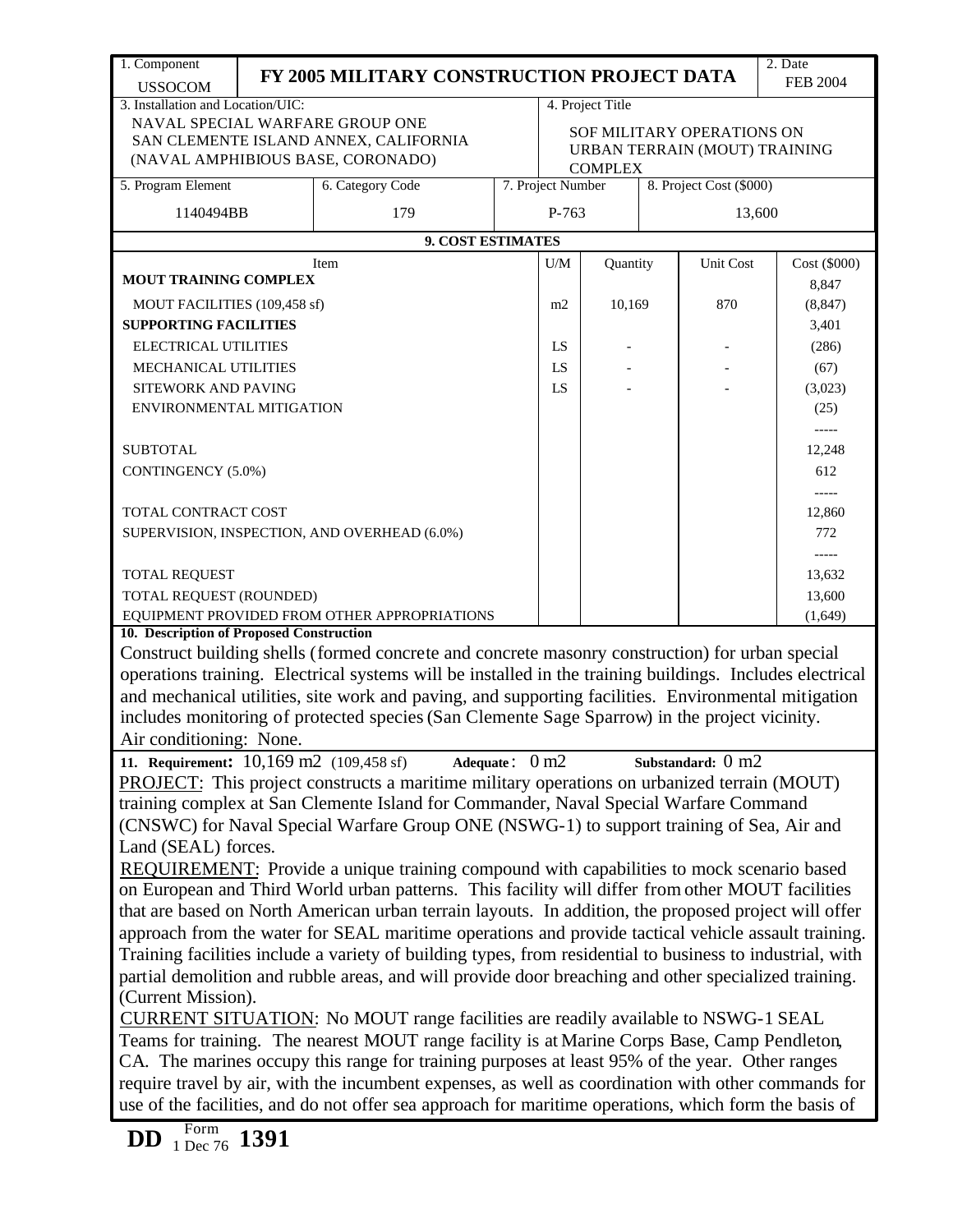| 1. Component USSOCOM | FY 2005 MILITARY CONSTRUCTION PROJECT DATA | 2. Date FEB 2004 |
|---|---|---|

| 3. Installation and Location/UIC: | 4. Project Title |
|---|---|
| NAVAL SPECIAL WARFARE GROUP ONE SAN CLEMENTE ISLAND ANNEX, CALIFORNIA (NAVAL AMPHIBIOUS BASE, CORONADO) | SOF MILITARY OPERATIONS ON URBAN TERRAIN (MOUT) TRAINING COMPLEX |

| 5. Program Element | 6. Category Code | 7. Project Number | 8. Project Cost ($000) |
|---|---|---|---|
| 1140494BB | 179 | P-763 | 13,600 |

**9. COST ESTIMATES**

| Item | U/M | Quantity | Unit Cost | Cost ($000) |
|---|---|---|---|---|
| **MOUT TRAINING COMPLEX** | | | | 8,847 |
| MOUT FACILITIES (109,458 sf) | m2 | 10,169 | 870 | (8,847) |
| **SUPPORTING FACILITIES** | | | | 3,401 |
| ELECTRICAL UTILITIES | LS | - | - | (286) |
| MECHANICAL UTILITIES | LS | - | - | (67) |
| SITEWORK AND PAVING | LS | - | - | (3,023) |
| ENVIRONMENTAL MITIGATION | | | | (25) |
| | | | | ----- |
| SUBTOTAL | | | | 12,248 |
| CONTINGENCY (5.0%) | | | | 612 |
| | | | | ----- |
| TOTAL CONTRACT COST | | | | 12,860 |
| SUPERVISION, INSPECTION, AND OVERHEAD (6.0%) | | | | 772 |
| | | | | ----- |
| TOTAL REQUEST | | | | 13,632 |
| TOTAL REQUEST (ROUNDED) | | | | 13,600 |
| EQUIPMENT PROVIDED FROM OTHER APPROPRIATIONS | | | | (1,649) |

**10. Description of Proposed Construction**

Construct building shells (formed concrete and concrete masonry construction) for urban special operations training. Electrical systems will be installed in the training buildings. Includes electrical and mechanical utilities, site work and paving, and supporting facilities. Environmental mitigation includes monitoring of protected species (San Clemente Sage Sparrow) in the project vicinity.
Air conditioning: None.

**11. Requirement:** 10,169 m2 (109,458 sf) **Adequate**: 0 m2 **Substandard:** 0 m2

PROJECT: This project constructs a maritime military operations on urbanized terrain (MOUT) training complex at San Clemente Island for Commander, Naval Special Warfare Command (CNSWC) for Naval Special Warfare Group ONE (NSWG-1) to support training of Sea, Air and Land (SEAL) forces.

REQUIREMENT: Provide a unique training compound with capabilities to mock scenario based on European and Third World urban patterns. This facility will differ from other MOUT facilities that are based on North American urban terrain layouts. In addition, the proposed project will offer approach from the water for SEAL maritime operations and provide tactical vehicle assault training. Training facilities include a variety of building types, from residential to business to industrial, with partial demolition and rubble areas, and will provide door breaching and other specialized training. (Current Mission).

CURRENT SITUATION: No MOUT range facilities are readily available to NSWG-1 SEAL Teams for training. The nearest MOUT range facility is at Marine Corps Base, Camp Pendleton, CA. The marines occupy this range for training purposes at least 95% of the year. Other ranges require travel by air, with the incumbent expenses, as well as coordination with other commands for use of the facilities, and do not offer sea approach for maritime operations, which form the basis of

DD Form 1 Dec 76 1391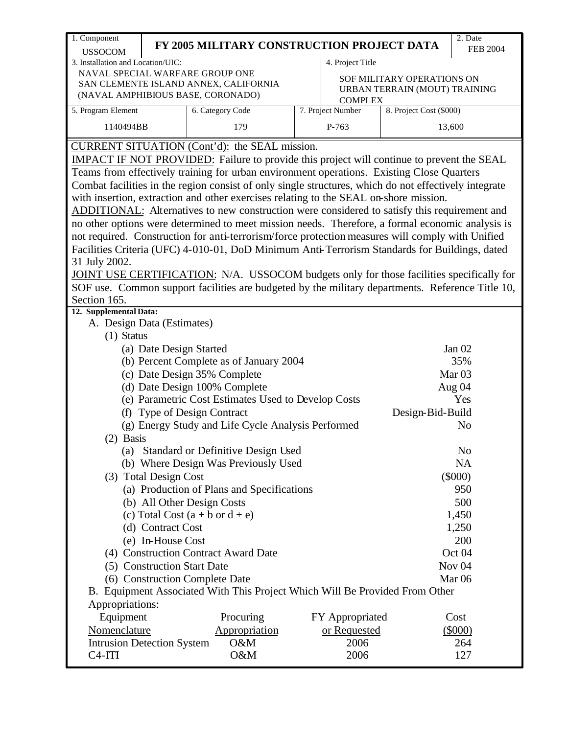| 1. Component USSOCOM | FY 2005 MILITARY CONSTRUCTION PROJECT DATA | | 2. Date FEB 2004 |
|---|---|---|---|
| 3. Installation and Location/UIC: NAVAL SPECIAL WARFARE GROUP ONE SAN CLEMENTE ISLAND ANNEX, CALIFORNIA (NAVAL AMPHIBIOUS BASE, CORONADO) | | 4. Project Title SOF MILITARY OPERATIONS ON URBAN TERRAIN (MOUT) TRAINING COMPLEX | |
| 5. Program Element 1140494BB | 6. Category Code 179 | 7. Project Number P-763 | 8. Project Cost ($000) 13,600 |

CURRENT SITUATION (Cont'd): the SEAL mission.

IMPACT IF NOT PROVIDED: Failure to provide this project will continue to prevent the SEAL Teams from effectively training for urban environment operations. Existing Close Quarters Combat facilities in the region consist of only single structures, which do not effectively integrate with insertion, extraction and other exercises relating to the SEAL on-shore mission.

ADDITIONAL: Alternatives to new construction were considered to satisfy this requirement and no other options were determined to meet mission needs. Therefore, a formal economic analysis is not required. Construction for anti-terrorism/force protection measures will comply with Unified Facilities Criteria (UFC) 4-010-01, DoD Minimum Anti-Terrorism Standards for Buildings, dated 31 July 2002.

JOINT USE CERTIFICATION: N/A. USSOCOM budgets only for those facilities specifically for SOF use. Common support facilities are budgeted by the military departments. Reference Title 10, Section 165.

**12. Supplemental Data:**

A. Design Data (Estimates)

(1) Status

| | |
|---|---|
| (a) Date Design Started | Jan 02 |
| (b) Percent Complete as of January 2004 | 35% |
| (c) Date Design 35% Complete | Mar 03 |
| (d) Date Design 100% Complete | Aug 04 |
| (e) Parametric Cost Estimates Used to Develop Costs | Yes |
| (f) Type of Design Contract | Design-Bid-Build |
| (g) Energy Study and Life Cycle Analysis Performed | No |

(2) Basis

| | |
|---|---|
| (a) Standard or Definitive Design Used | No |
| (b) Where Design Was Previously Used | NA |

(3) Total Design Cost ($000)

| | |
|---|---|
| (a) Production of Plans and Specifications | 950 |
| (b) All Other Design Costs | 500 |
| (c) Total Cost (a + b or d + e) | 1,450 |
| (d) Contract Cost | 1,250 |
| (e) In-House Cost | 200 |

| | |
|---|---|
| (4) Construction Contract Award Date | Oct 04 |
| (5) Construction Start Date | Nov 04 |
| (6) Construction Complete Date | Mar 06 |

B. Equipment Associated With This Project Which Will Be Provided From Other Appropriations:

| Equipment Nomenclature | Procuring Appropriation | FY Appropriated or Requested | Cost ($000) |
|---|---|---|---|
| Intrusion Detection System | O&M | 2006 | 264 |
| C4-ITI | O&M | 2006 | 127 |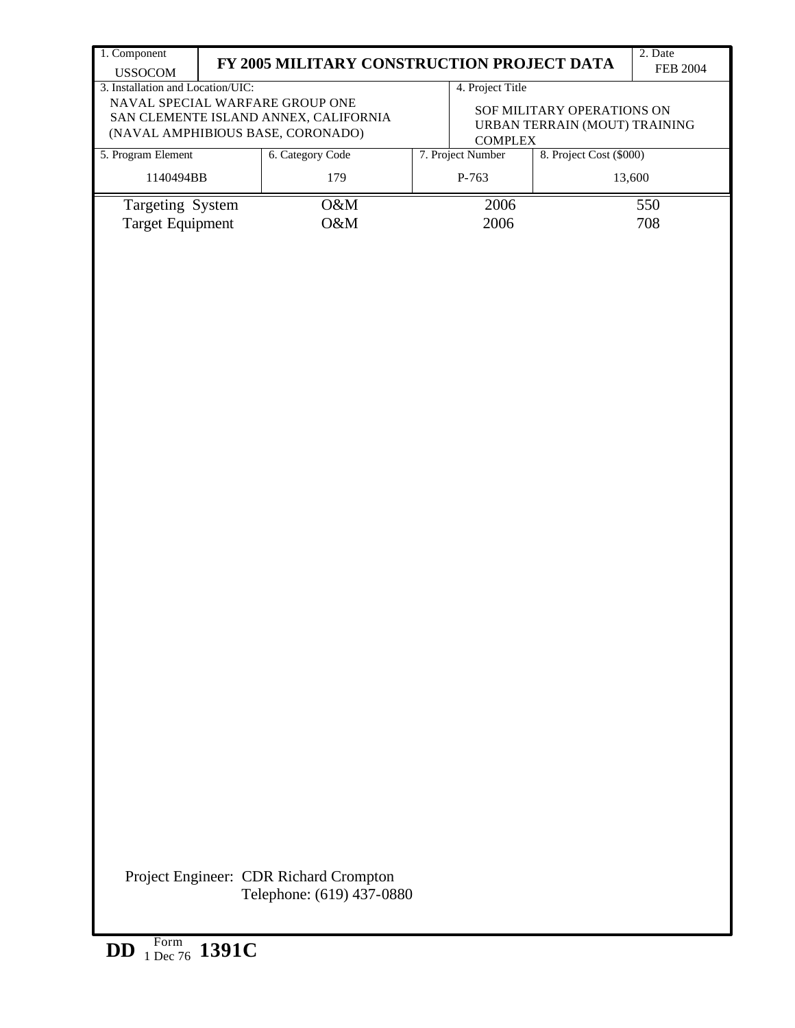| 1. Component<br>USSOCOM | FY 2005 MILITARY CONSTRUCTION PROJECT DATA | | | 2. Date<br>FEB 2004 |
|---|---|---|---|---|
| 3. Installation and Location/UIC:<br>NAVAL SPECIAL WARFARE GROUP ONE<br>SAN CLEMENTE ISLAND ANNEX, CALIFORNIA<br>(NAVAL AMPHIBIOUS BASE, CORONADO) | | | 4. Project Title<br>SOF MILITARY OPERATIONS ON URBAN TERRAIN (MOUT) TRAINING COMPLEX | |
| 5. Program Element<br>1140494BB | 6. Category Code<br>179 | 7. Project Number<br>P-763 | 8. Project Cost ($000)<br>13,600 | |

| | | | |
|---|---|---|---|
| Targeting System | O&M | 2006 | 550 |
| Target Equipment | O&M | 2006 | 708 |

Project Engineer: CDR Richard Crompton
Telephone: (619) 437-0880

DD Form 1 Dec 76 1391C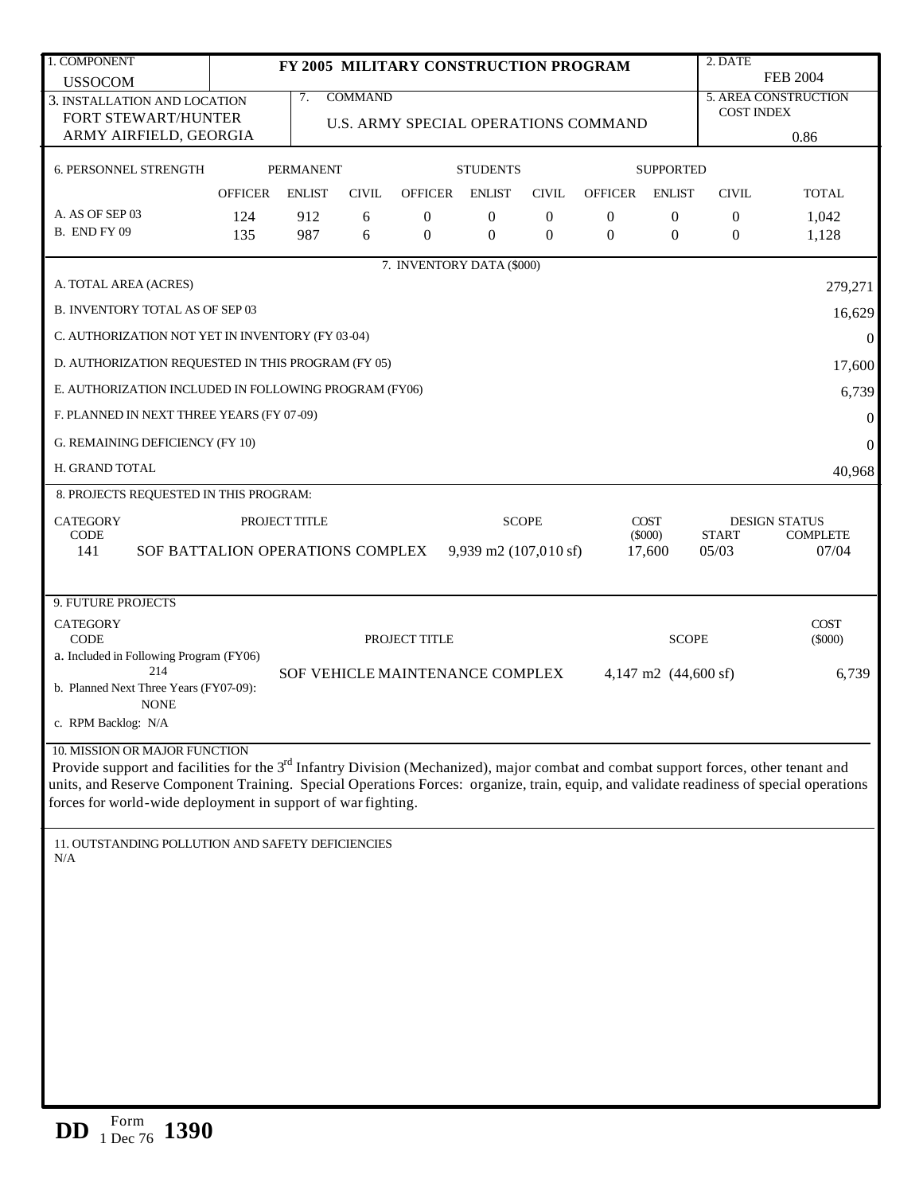| 1. COMPONENT USSOCOM | FY 2005 MILITARY CONSTRUCTION PROGRAM | 2. DATE FEB 2004 |
|---|---|---|
| 3. INSTALLATION AND LOCATION FORT STEWART/HUNTER ARMY AIRFIELD, GEORGIA | 7. COMMAND U.S. ARMY SPECIAL OPERATIONS COMMAND | 5. AREA CONSTRUCTION COST INDEX 0.86 |

**6. PERSONNEL STRENGTH**

| | PERMANENT | | | STUDENTS | | | SUPPORTED | | | |
|---|---|---|---|---|---|---|---|---|---|---|
| | OFFICER | ENLIST | CIVIL | OFFICER | ENLIST | CIVIL | OFFICER | ENLIST | CIVIL | TOTAL |
| A. AS OF SEP 03 | 124 | 912 | 6 | 0 | 0 | 0 | 0 | 0 | 0 | 1,042 |
| B. END FY 09 | 135 | 987 | 6 | 0 | 0 | 0 | 0 | 0 | 0 | 1,128 |

**7. INVENTORY DATA ($000)**

| | |
|---|---|
| A. TOTAL AREA (ACRES) | 279,271 |
| B. INVENTORY TOTAL AS OF SEP 03 | 16,629 |
| C. AUTHORIZATION NOT YET IN INVENTORY (FY 03-04) | 0 |
| D. AUTHORIZATION REQUESTED IN THIS PROGRAM (FY 05) | 17,600 |
| E. AUTHORIZATION INCLUDED IN FOLLOWING PROGRAM (FY06) | 6,739 |
| F. PLANNED IN NEXT THREE YEARS (FY 07-09) | 0 |
| G. REMAINING DEFICIENCY (FY 10) | 0 |
| H. GRAND TOTAL | 40,968 |

**8. PROJECTS REQUESTED IN THIS PROGRAM:**

| CATEGORY CODE | PROJECT TITLE | SCOPE | COST ($000) | DESIGN STATUS START | DESIGN STATUS COMPLETE |
|---|---|---|---|---|---|
| 141 | SOF BATTALION OPERATIONS COMPLEX | 9,939 m2 (107,010 sf) | 17,600 | 05/03 | 07/04 |

**9. FUTURE PROJECTS**

| CATEGORY CODE | PROJECT TITLE | SCOPE | COST ($000) |
|---|---|---|---|
| a. Included in Following Program (FY06) | | | |
| 214 | SOF VEHICLE MAINTENANCE COMPLEX | 4,147 m2 (44,600 sf) | 6,739 |
| b. Planned Next Three Years (FY07-09): | | | |
| NONE | | | |
| c. RPM Backlog: N/A | | | |

**10. MISSION OR MAJOR FUNCTION**

Provide support and facilities for the 3rd Infantry Division (Mechanized), major combat and combat support forces, other tenant and units, and Reserve Component Training. Special Operations Forces: organize, train, equip, and validate readiness of special operations forces for world-wide deployment in support of war fighting.

**11. OUTSTANDING POLLUTION AND SAFETY DEFICIENCIES**

N/A

DD Form 1390, 1 Dec 76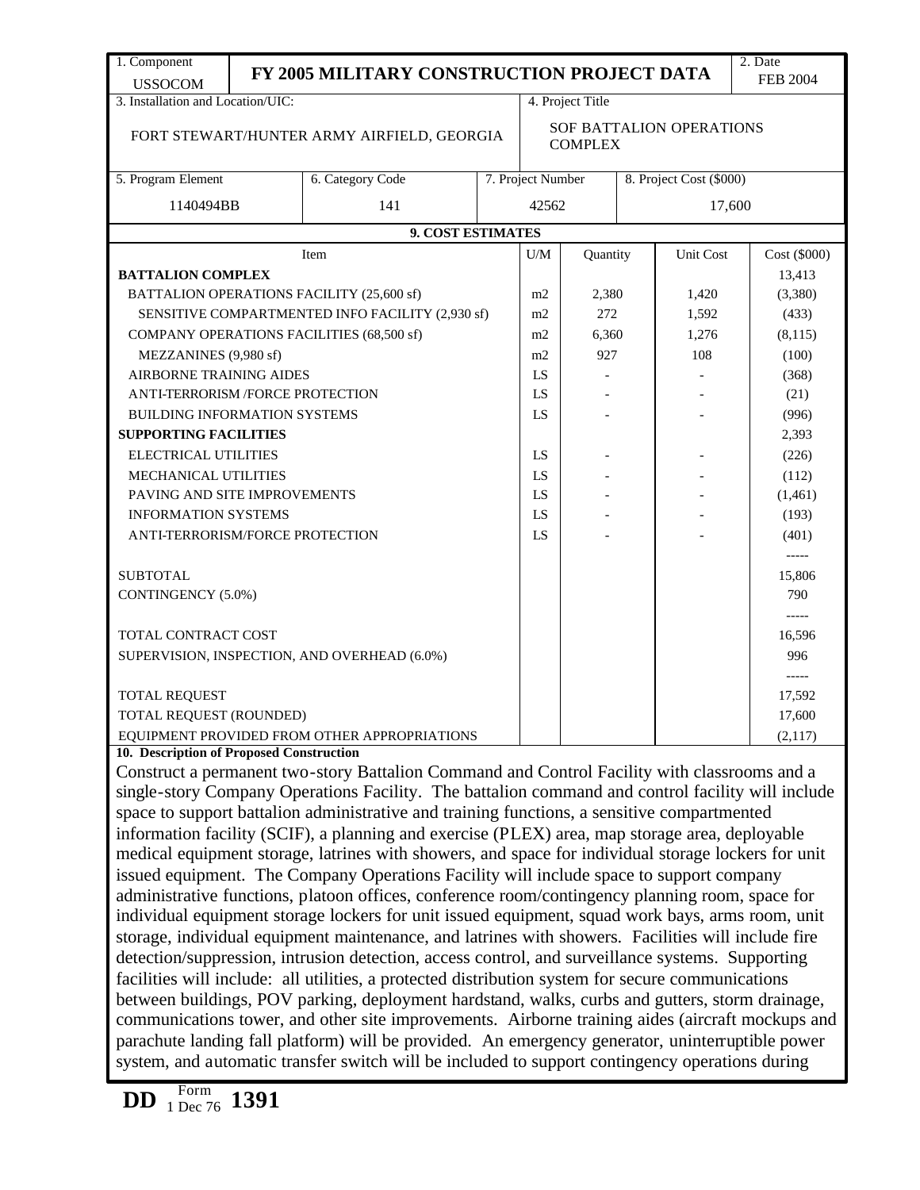| 1. Component USSOCOM | FY 2005 MILITARY CONSTRUCTION PROJECT DATA | 2. Date FEB 2004 |
|---|---|---|

| 3. Installation and Location/UIC: | 4. Project Title |
|---|---|
| FORT STEWART/HUNTER ARMY AIRFIELD, GEORGIA | SOF BATTALION OPERATIONS COMPLEX |

| 5. Program Element | 6. Category Code | 7. Project Number | 8. Project Cost ($000) |
|---|---|---|---|
| 1140494BB | 141 | 42562 | 17,600 |

**9. COST ESTIMATES**

| Item | U/M | Quantity | Unit Cost | Cost ($000) |
|---|---|---|---|---|
| **BATTALION COMPLEX** | | | | 13,413 |
| BATTALION OPERATIONS FACILITY (25,600 sf) | m2 | 2,380 | 1,420 | (3,380) |
| SENSITIVE COMPARTMENTED INFO FACILITY (2,930 sf) | m2 | 272 | 1,592 | (433) |
| COMPANY OPERATIONS FACILITIES (68,500 sf) | m2 | 6,360 | 1,276 | (8,115) |
| MEZZANINES (9,980 sf) | m2 | 927 | 108 | (100) |
| AIRBORNE TRAINING AIDES | LS | - | - | (368) |
| ANTI-TERRORISM /FORCE PROTECTION | LS | - | - | (21) |
| BUILDING INFORMATION SYSTEMS | LS | - | - | (996) |
| **SUPPORTING FACILITIES** | | | | 2,393 |
| ELECTRICAL UTILITIES | LS | - | - | (226) |
| MECHANICAL UTILITIES | LS | - | - | (112) |
| PAVING AND SITE IMPROVEMENTS | LS | - | - | (1,461) |
| INFORMATION SYSTEMS | LS | - | - | (193) |
| ANTI-TERRORISM/FORCE PROTECTION | LS | - | - | (401) |
| | | | | ----- |
| SUBTOTAL | | | | 15,806 |
| CONTINGENCY (5.0%) | | | | 790 |
| | | | | ----- |
| TOTAL CONTRACT COST | | | | 16,596 |
| SUPERVISION, INSPECTION, AND OVERHEAD (6.0%) | | | | 996 |
| | | | | ----- |
| TOTAL REQUEST | | | | 17,592 |
| TOTAL REQUEST (ROUNDED) | | | | 17,600 |
| EQUIPMENT PROVIDED FROM OTHER APPROPRIATIONS | | | | (2,117) |

**10. Description of Proposed Construction**

Construct a permanent two-story Battalion Command and Control Facility with classrooms and a single-story Company Operations Facility. The battalion command and control facility will include space to support battalion administrative and training functions, a sensitive compartmented information facility (SCIF), a planning and exercise (PLEX) area, map storage area, deployable medical equipment storage, latrines with showers, and space for individual storage lockers for unit issued equipment. The Company Operations Facility will include space to support company administrative functions, platoon offices, conference room/contingency planning room, space for individual equipment storage lockers for unit issued equipment, squad work bays, arms room, unit storage, individual equipment maintenance, and latrines with showers. Facilities will include fire detection/suppression, intrusion detection, access control, and surveillance systems. Supporting facilities will include: all utilities, a protected distribution system for secure communications between buildings, POV parking, deployment hardstand, walks, curbs and gutters, storm drainage, communications tower, and other site improvements. Airborne training aides (aircraft mockups and parachute landing fall platform) will be provided. An emergency generator, uninterruptible power system, and automatic transfer switch will be included to support contingency operations during

**DD** Form 1 Dec 76 **1391**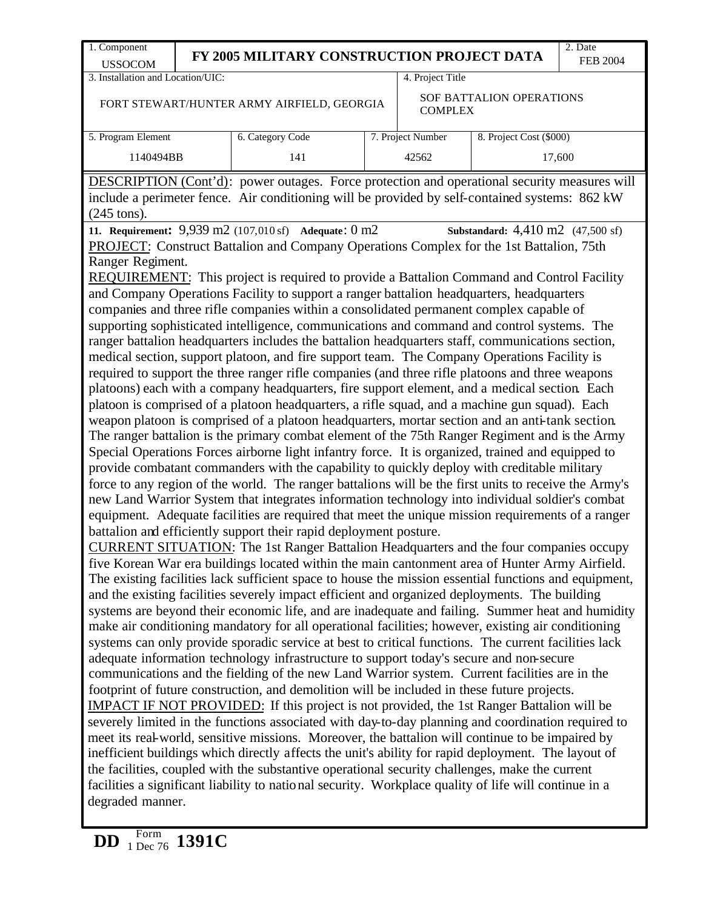| 1. Component USSOCOM | FY 2005 MILITARY CONSTRUCTION PROJECT DATA | | | 2. Date FEB 2004 |
|---|---|---|---|---|
| 3. Installation and Location/UIC: FORT STEWART/HUNTER ARMY AIRFIELD, GEORGIA | | | 4. Project Title SOF BATTALION OPERATIONS COMPLEX | |
| 5. Program Element 1140494BB | 6. Category Code 141 | 7. Project Number 42562 | 8. Project Cost ($000) 17,600 | |

DESCRIPTION (Cont'd): power outages. Force protection and operational security measures will include a perimeter fence. Air conditioning will be provided by self-contained systems: 862 kW (245 tons).

**11. Requirement:** 9,939 m2 (107,010 sf) **Adequate**: 0 m2 **Substandard:** 4,410 m2 (47,500 sf)

PROJECT: Construct Battalion and Company Operations Complex for the 1st Battalion, 75th Ranger Regiment.

REQUIREMENT: This project is required to provide a Battalion Command and Control Facility and Company Operations Facility to support a ranger battalion headquarters, headquarters companies and three rifle companies within a consolidated permanent complex capable of supporting sophisticated intelligence, communications and command and control systems. The ranger battalion headquarters includes the battalion headquarters staff, communications section, medical section, support platoon, and fire support team. The Company Operations Facility is required to support the three ranger rifle companies (and three rifle platoons and three weapons platoons) each with a company headquarters, fire support element, and a medical section. Each platoon is comprised of a platoon headquarters, a rifle squad, and a machine gun squad). Each weapon platoon is comprised of a platoon headquarters, mortar section and an anti-tank section. The ranger battalion is the primary combat element of the 75th Ranger Regiment and is the Army Special Operations Forces airborne light infantry force. It is organized, trained and equipped to provide combatant commanders with the capability to quickly deploy with creditable military force to any region of the world. The ranger battalions will be the first units to receive the Army's new Land Warrior System that integrates information technology into individual soldier's combat equipment. Adequate facilities are required that meet the unique mission requirements of a ranger battalion and efficiently support their rapid deployment posture.

CURRENT SITUATION: The 1st Ranger Battalion Headquarters and the four companies occupy five Korean War era buildings located within the main cantonment area of Hunter Army Airfield. The existing facilities lack sufficient space to house the mission essential functions and equipment, and the existing facilities severely impact efficient and organized deployments. The building systems are beyond their economic life, and are inadequate and failing. Summer heat and humidity make air conditioning mandatory for all operational facilities; however, existing air conditioning systems can only provide sporadic service at best to critical functions. The current facilities lack adequate information technology infrastructure to support today's secure and non-secure communications and the fielding of the new Land Warrior system. Current facilities are in the footprint of future construction, and demolition will be included in these future projects.

IMPACT IF NOT PROVIDED: If this project is not provided, the 1st Ranger Battalion will be severely limited in the functions associated with day-to-day planning and coordination required to meet its real-world, sensitive missions. Moreover, the battalion will continue to be impaired by inefficient buildings which directly affects the unit's ability for rapid deployment. The layout of the facilities, coupled with the substantive operational security challenges, make the current facilities a significant liability to national security. Workplace quality of life will continue in a degraded manner.

**DD** Form 1 Dec 76 **1391C**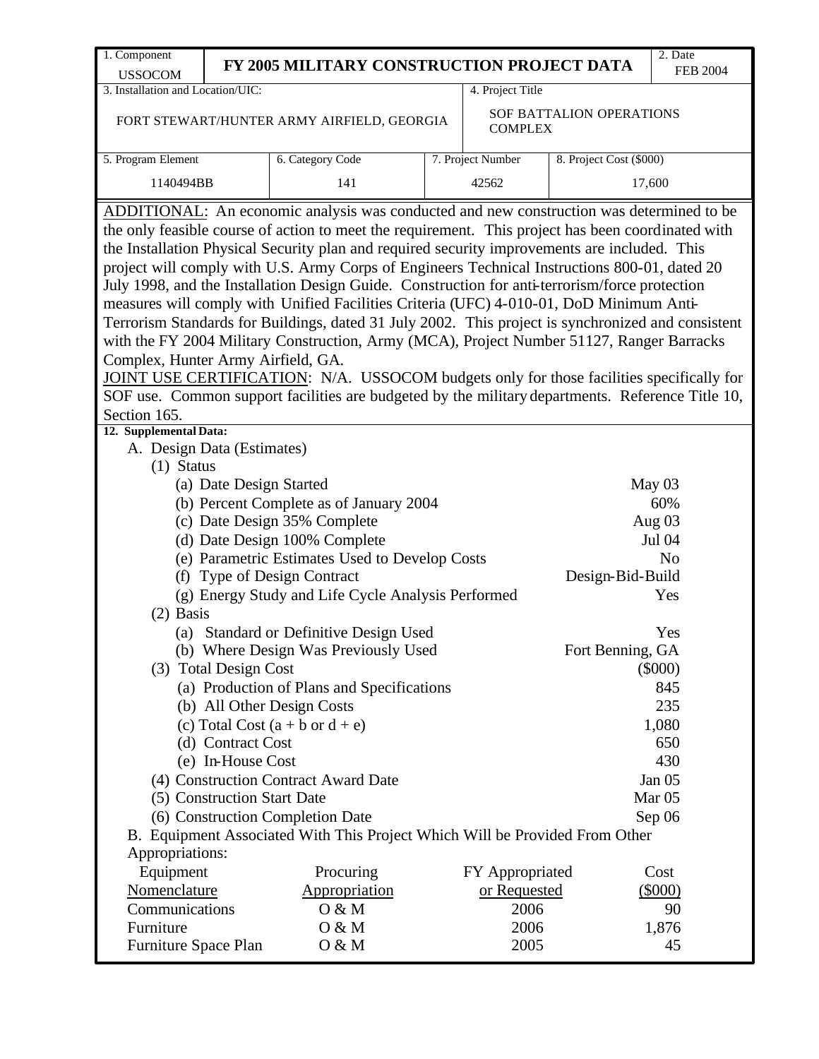| 1. Component<br>USSOCOM | FY 2005 MILITARY CONSTRUCTION PROJECT DATA | | | 2. Date<br>FEB 2004 |
|---|---|---|---|---|
| 3. Installation and Location/UIC:<br>FORT STEWART/HUNTER ARMY AIRFIELD, GEORGIA | | 4. Project Title<br>SOF BATTALION OPERATIONS COMPLEX | | |
| 5. Program Element<br>1140494BB | 6. Category Code<br>141 | 7. Project Number<br>42562 | 8. Project Cost ($000)<br>17,600 | |

ADDITIONAL: An economic analysis was conducted and new construction was determined to be the only feasible course of action to meet the requirement. This project has been coordinated with the Installation Physical Security plan and required security improvements are included. This project will comply with U.S. Army Corps of Engineers Technical Instructions 800-01, dated 20 July 1998, and the Installation Design Guide. Construction for anti-terrorism/force protection measures will comply with Unified Facilities Criteria (UFC) 4-010-01, DoD Minimum Anti-Terrorism Standards for Buildings, dated 31 July 2002. This project is synchronized and consistent with the FY 2004 Military Construction, Army (MCA), Project Number 51127, Ranger Barracks Complex, Hunter Army Airfield, GA.

JOINT USE CERTIFICATION: N/A. USSOCOM budgets only for those facilities specifically for SOF use. Common support facilities are budgeted by the military departments. Reference Title 10, Section 165.

**12. Supplemental Data:**

A. Design Data (Estimates)

(1) Status

| | |
|---|---|
| (a) Date Design Started | May 03 |
| (b) Percent Complete as of January 2004 | 60% |
| (c) Date Design 35% Complete | Aug 03 |
| (d) Date Design 100% Complete | Jul 04 |
| (e) Parametric Estimates Used to Develop Costs | No |
| (f) Type of Design Contract | Design-Bid-Build |
| (g) Energy Study and Life Cycle Analysis Performed | Yes |

(2) Basis

| | |
|---|---|
| (a) Standard or Definitive Design Used | Yes |
| (b) Where Design Was Previously Used | Fort Benning, GA |

| (3) Total Design Cost | ($000) |
|---|---|
| (a) Production of Plans and Specifications | 845 |
| (b) All Other Design Costs | 235 |
| (c) Total Cost (a + b or d + e) | 1,080 |
| (d) Contract Cost | 650 |
| (e) In-House Cost | 430 |

| | |
|---|---|
| (4) Construction Contract Award Date | Jan 05 |
| (5) Construction Start Date | Mar 05 |
| (6) Construction Completion Date | Sep 06 |

B. Equipment Associated With This Project Which Will be Provided From Other Appropriations:

| Equipment Nomenclature | Procuring Appropriation | FY Appropriated or Requested | Cost ($000) |
|---|---|---|---|
| Communications | O & M | 2006 | 90 |
| Furniture | O & M | 2006 | 1,876 |
| Furniture Space Plan | O & M | 2005 | 45 |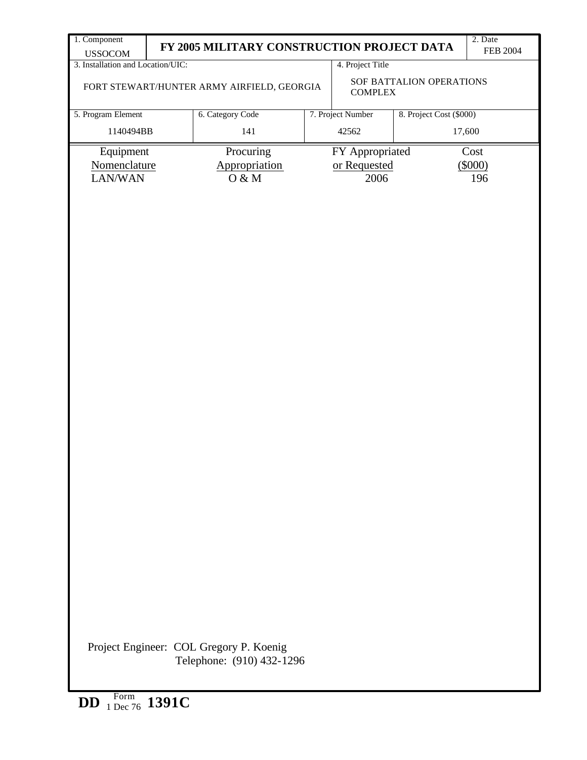| 1. Component | FY 2005 MILITARY CONSTRUCTION PROJECT DATA | | | 2. Date |
|---|---|---|---|---|
| USSOCOM | | | | FEB 2004 |
| 3. Installation and Location/UIC: | | 4. Project Title | | |
| FORT STEWART/HUNTER ARMY AIRFIELD, GEORGIA | | SOF BATTALION OPERATIONS COMPLEX | | |
| 5. Program Element | 6. Category Code | 7. Project Number | 8. Project Cost ($000) | |
| 1140494BB | 141 | 42562 | 17,600 | |

| Equipment Nomenclature | Procuring Appropriation | FY Appropriated or Requested | Cost ($000) |
|---|---|---|---|
| LAN/WAN | O & M | 2006 | 196 |

Project Engineer: COL Gregory P. Koenig
Telephone: (910) 432-1296

DD Form 1391C, 1 Dec 76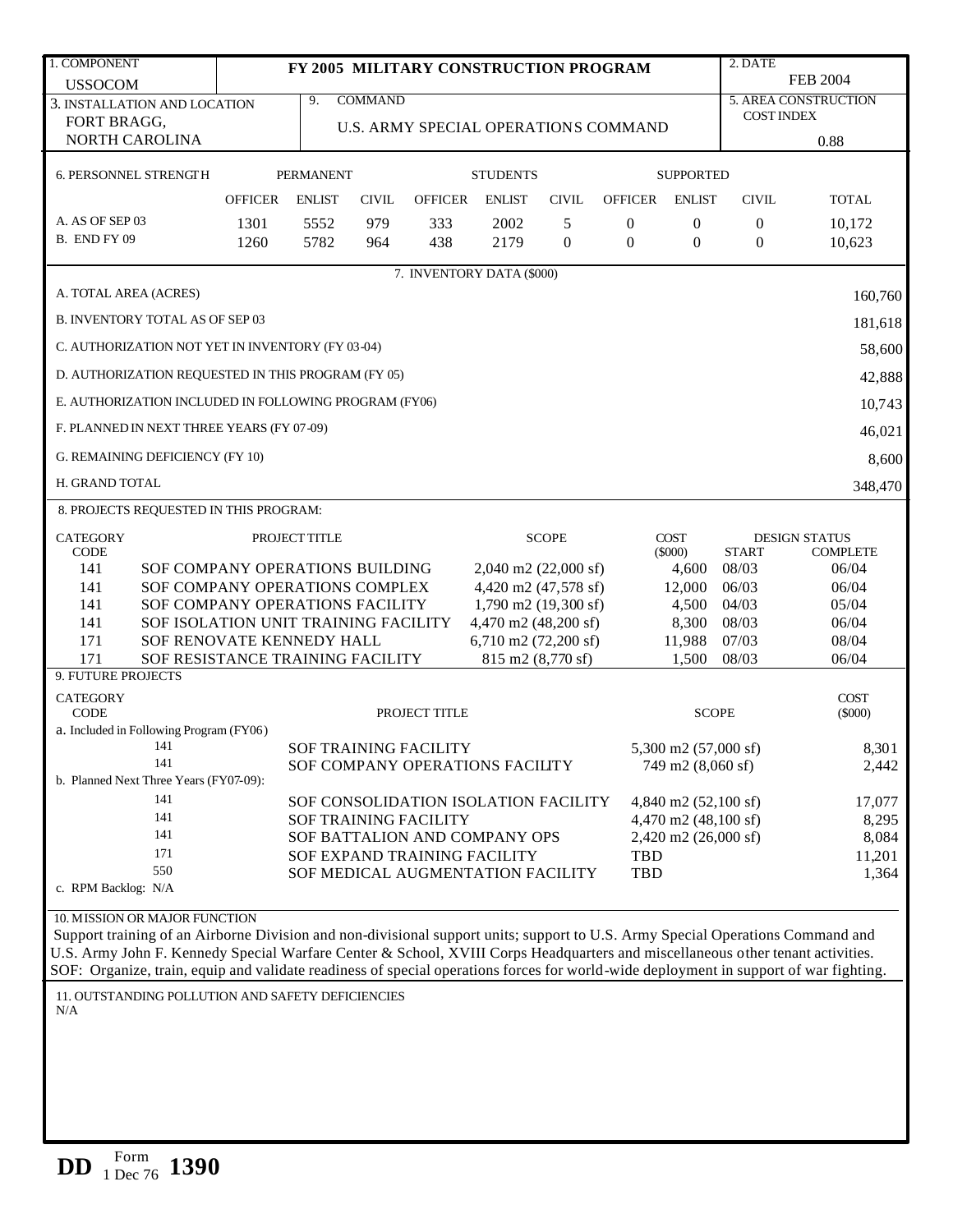| 1. COMPONENT | FY 2005 MILITARY CONSTRUCTION PROGRAM | 2. DATE |
|---|---|---|
| USSOCOM | | FEB 2004 |

| 3. INSTALLATION AND LOCATION | 9. COMMAND | 5. AREA CONSTRUCTION COST INDEX |
|---|---|---|
| FORT BRAGG, NORTH CAROLINA | U.S. ARMY SPECIAL OPERATIONS COMMAND | 0.88 |

**6. PERSONNEL STRENGTH**

| | PERMANENT | | | STUDENTS | | | SUPPORTED | | | |
|---|---|---|---|---|---|---|---|---|---|---|
| | OFFICER | ENLIST | CIVIL | OFFICER | ENLIST | CIVIL | OFFICER | ENLIST | CIVIL | TOTAL |
| A. AS OF SEP 03 | 1301 | 5552 | 979 | 333 | 2002 | 5 | 0 | 0 | 0 | 10,172 |
| B. END FY 09 | 1260 | 5782 | 964 | 438 | 2179 | 0 | 0 | 0 | 0 | 10,623 |

**7. INVENTORY DATA ($000)**

| | |
|---|---|
| A. TOTAL AREA (ACRES) | 160,760 |
| B. INVENTORY TOTAL AS OF SEP 03 | 181,618 |
| C. AUTHORIZATION NOT YET IN INVENTORY (FY 03-04) | 58,600 |
| D. AUTHORIZATION REQUESTED IN THIS PROGRAM (FY 05) | 42,888 |
| E. AUTHORIZATION INCLUDED IN FOLLOWING PROGRAM (FY06) | 10,743 |
| F. PLANNED IN NEXT THREE YEARS (FY 07-09) | 46,021 |
| G. REMAINING DEFICIENCY (FY 10) | 8,600 |
| H. GRAND TOTAL | 348,470 |

**8. PROJECTS REQUESTED IN THIS PROGRAM:**

| CATEGORY CODE | PROJECT TITLE | SCOPE | COST ($000) | DESIGN STATUS START | COMPLETE |
|---|---|---|---|---|---|
| 141 | SOF COMPANY OPERATIONS BUILDING | 2,040 m2 (22,000 sf) | 4,600 | 08/03 | 06/04 |
| 141 | SOF COMPANY OPERATIONS COMPLEX | 4,420 m2 (47,578 sf) | 12,000 | 06/03 | 06/04 |
| 141 | SOF COMPANY OPERATIONS FACILITY | 1,790 m2 (19,300 sf) | 4,500 | 04/03 | 05/04 |
| 141 | SOF ISOLATION UNIT TRAINING FACILITY | 4,470 m2 (48,200 sf) | 8,300 | 08/03 | 06/04 |
| 171 | SOF RENOVATE KENNEDY HALL | 6,710 m2 (72,200 sf) | 11,988 | 07/03 | 08/04 |
| 171 | SOF RESISTANCE TRAINING FACILITY | 815 m2 (8,770 sf) | 1,500 | 08/03 | 06/04 |

**9. FUTURE PROJECTS**

| CATEGORY CODE | PROJECT TITLE | SCOPE | COST ($000) |
|---|---|---|---|
| a. Included in Following Program (FY06) | | | |
| 141 | SOF TRAINING FACILITY | 5,300 m2 (57,000 sf) | 8,301 |
| 141 | SOF COMPANY OPERATIONS FACILITY | 749 m2 (8,060 sf) | 2,442 |
| b. Planned Next Three Years (FY07-09): | | | |
| 141 | SOF CONSOLIDATION ISOLATION FACILITY | 4,840 m2 (52,100 sf) | 17,077 |
| 141 | SOF TRAINING FACILITY | 4,470 m2 (48,100 sf) | 8,295 |
| 141 | SOF BATTALION AND COMPANY OPS | 2,420 m2 (26,000 sf) | 8,084 |
| 171 | SOF EXPAND TRAINING FACILITY | TBD | 11,201 |
| 550 | SOF MEDICAL AUGMENTATION FACILITY | TBD | 1,364 |
| c. RPM Backlog: N/A | | | |

**10. MISSION OR MAJOR FUNCTION**

Support training of an Airborne Division and non-divisional support units; support to U.S. Army Special Operations Command and U.S. Army John F. Kennedy Special Warfare Center & School, XVIII Corps Headquarters and miscellaneous other tenant activities. SOF: Organize, train, equip and validate readiness of special operations forces for world-wide deployment in support of war fighting.

**11. OUTSTANDING POLLUTION AND SAFETY DEFICIENCIES**

N/A

DD Form 1390, 1 Dec 76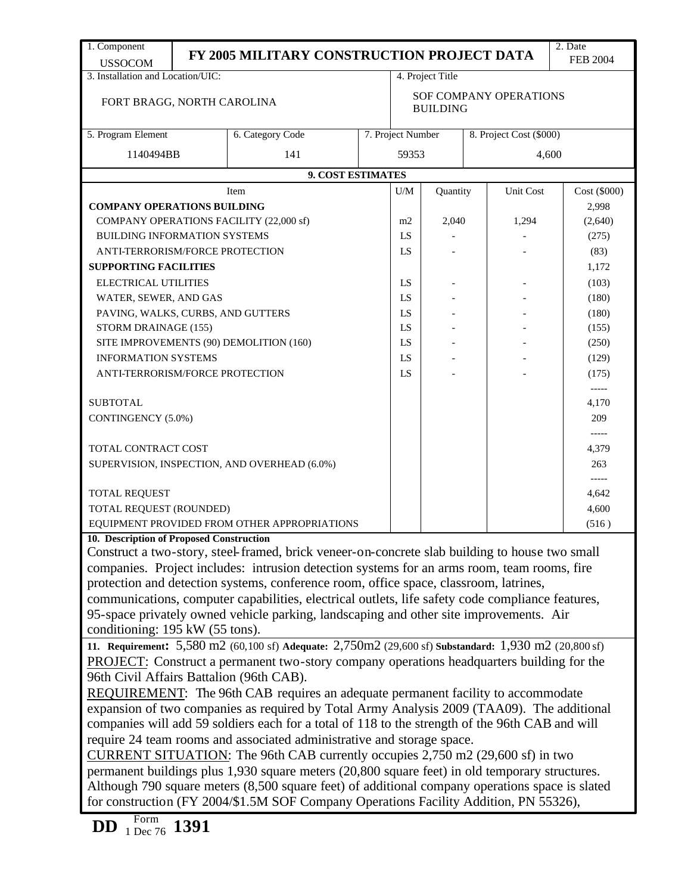| 1. Component USSOCOM | FY 2005 MILITARY CONSTRUCTION PROJECT DATA | 2. Date FEB 2004 |
|---|---|---|

| 3. Installation and Location/UIC: | 4. Project Title |
|---|---|
| FORT BRAGG, NORTH CAROLINA | SOF COMPANY OPERATIONS BUILDING |

| 5. Program Element | 6. Category Code | 7. Project Number | 8. Project Cost ($000) |
|---|---|---|---|
| 1140494BB | 141 | 59353 | 4,600 |

**9. COST ESTIMATES**

| Item | U/M | Quantity | Unit Cost | Cost ($000) |
|---|---|---|---|---|
| **COMPANY OPERATIONS BUILDING** | | | | 2,998 |
| COMPANY OPERATIONS FACILITY (22,000 sf) | m2 | 2,040 | 1,294 | (2,640) |
| BUILDING INFORMATION SYSTEMS | LS | - | - | (275) |
| ANTI-TERRORISM/FORCE PROTECTION | LS | - | - | (83) |
| **SUPPORTING FACILITIES** | | | | 1,172 |
| ELECTRICAL UTILITIES | LS | - | - | (103) |
| WATER, SEWER, AND GAS | LS | - | - | (180) |
| PAVING, WALKS, CURBS, AND GUTTERS | LS | - | - | (180) |
| STORM DRAINAGE (155) | LS | - | - | (155) |
| SITE IMPROVEMENTS (90) DEMOLITION (160) | LS | - | - | (250) |
| INFORMATION SYSTEMS | LS | - | - | (129) |
| ANTI-TERRORISM/FORCE PROTECTION | LS | - | - | (175) |
| | | | | ----- |
| SUBTOTAL | | | | 4,170 |
| CONTINGENCY (5.0%) | | | | 209 |
| | | | | ----- |
| TOTAL CONTRACT COST | | | | 4,379 |
| SUPERVISION, INSPECTION, AND OVERHEAD (6.0%) | | | | 263 |
| | | | | ----- |
| TOTAL REQUEST | | | | 4,642 |
| TOTAL REQUEST (ROUNDED) | | | | 4,600 |
| EQUIPMENT PROVIDED FROM OTHER APPROPRIATIONS | | | | (516 ) |

**10. Description of Proposed Construction**

Construct a two-story, steel-framed, brick veneer-on-concrete slab building to house two small companies. Project includes: intrusion detection systems for an arms room, team rooms, fire protection and detection systems, conference room, office space, classroom, latrines, communications, computer capabilities, electrical outlets, life safety code compliance features, 95-space privately owned vehicle parking, landscaping and other site improvements. Air conditioning: 195 kW (55 tons).

**11. Requirement:** 5,580 m2 (60,100 sf) **Adequate:** 2,750m2 (29,600 sf) **Substandard:** 1,930 m2 (20,800 sf)

PROJECT: Construct a permanent two-story company operations headquarters building for the 96th Civil Affairs Battalion (96th CAB).

REQUIREMENT: The 96th CAB requires an adequate permanent facility to accommodate expansion of two companies as required by Total Army Analysis 2009 (TAA09). The additional companies will add 59 soldiers each for a total of 118 to the strength of the 96th CAB and will require 24 team rooms and associated administrative and storage space.

CURRENT SITUATION: The 96th CAB currently occupies 2,750 m2 (29,600 sf) in two permanent buildings plus 1,930 square meters (20,800 square feet) in old temporary structures. Although 790 square meters (8,500 square feet) of additional company operations space is slated for construction (FY 2004/$1.5M SOF Company Operations Facility Addition, PN 55326),

DD Form 1391, 1 Dec 76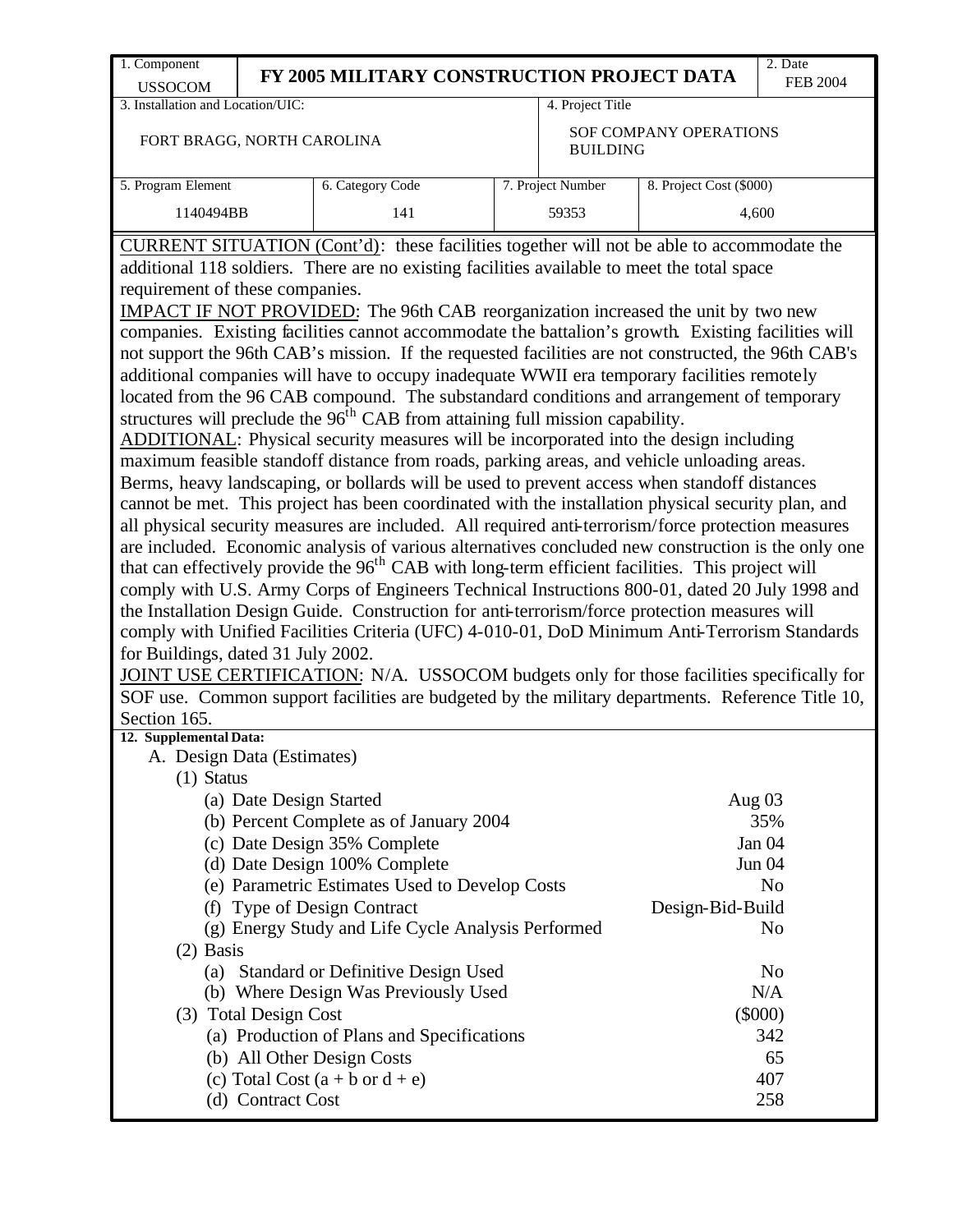| 1. Component USSOCOM | FY 2005 MILITARY CONSTRUCTION PROJECT DATA | | | 2. Date FEB 2004 |
|---|---|---|---|---|
| 3. Installation and Location/UIC: FORT BRAGG, NORTH CAROLINA | | | 4. Project Title SOF COMPANY OPERATIONS BUILDING | |
| 5. Program Element 1140494BB | 6. Category Code 141 | 7. Project Number 59353 | 8. Project Cost ($000) 4,600 | |

CURRENT SITUATION (Cont'd): these facilities together will not be able to accommodate the additional 118 soldiers. There are no existing facilities available to meet the total space requirement of these companies.

IMPACT IF NOT PROVIDED: The 96th CAB reorganization increased the unit by two new companies. Existing facilities cannot accommodate the battalion's growth. Existing facilities will not support the 96th CAB's mission. If the requested facilities are not constructed, the 96th CAB's additional companies will have to occupy inadequate WWII era temporary facilities remotely located from the 96 CAB compound. The substandard conditions and arrangement of temporary structures will preclude the 96th CAB from attaining full mission capability.

ADDITIONAL: Physical security measures will be incorporated into the design including maximum feasible standoff distance from roads, parking areas, and vehicle unloading areas. Berms, heavy landscaping, or bollards will be used to prevent access when standoff distances cannot be met. This project has been coordinated with the installation physical security plan, and all physical security measures are included. All required anti-terrorism/force protection measures are included. Economic analysis of various alternatives concluded new construction is the only one that can effectively provide the 96th CAB with long-term efficient facilities. This project will comply with U.S. Army Corps of Engineers Technical Instructions 800-01, dated 20 July 1998 and the Installation Design Guide. Construction for anti-terrorism/force protection measures will comply with Unified Facilities Criteria (UFC) 4-010-01, DoD Minimum Anti-Terrorism Standards for Buildings, dated 31 July 2002.

JOINT USE CERTIFICATION: N/A. USSOCOM budgets only for those facilities specifically for SOF use. Common support facilities are budgeted by the military departments. Reference Title 10, Section 165.

**12. Supplemental Data:**

A. Design Data (Estimates)

(1) Status

| | |
|---|---|
| (a) Date Design Started | Aug 03 |
| (b) Percent Complete as of January 2004 | 35% |
| (c) Date Design 35% Complete | Jan 04 |
| (d) Date Design 100% Complete | Jun 04 |
| (e) Parametric Estimates Used to Develop Costs | No |
| (f) Type of Design Contract | Design-Bid-Build |
| (g) Energy Study and Life Cycle Analysis Performed | No |

(2) Basis

| | |
|---|---|
| (a) Standard or Definitive Design Used | No |
| (b) Where Design Was Previously Used | N/A |

(3) Total Design Cost ($000)

| | |
|---|---|
| (a) Production of Plans and Specifications | 342 |
| (b) All Other Design Costs | 65 |
| (c) Total Cost (a + b or d + e) | 407 |
| (d) Contract Cost | 258 |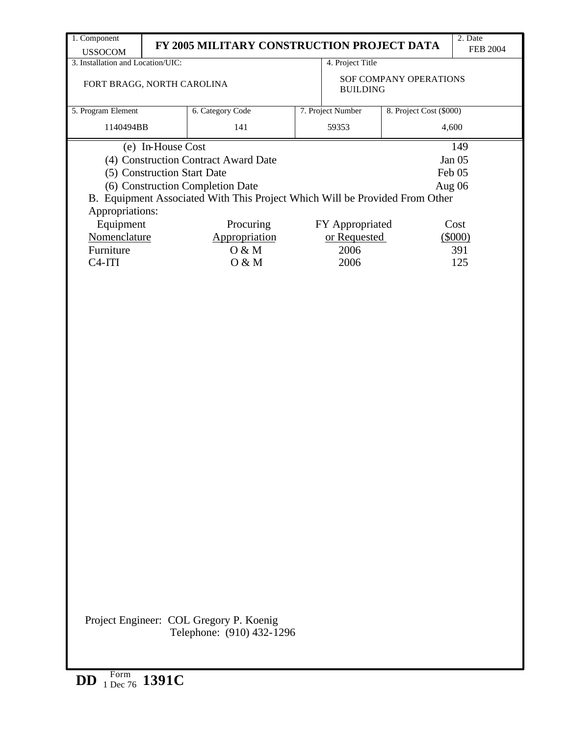| 1. Component | FY 2005 MILITARY CONSTRUCTION PROJECT DATA | | | 2. Date |
|---|---|---|---|---|
| USSOCOM | | | | FEB 2004 |
| 3. Installation and Location/UIC: | | 4. Project Title | | |
| FORT BRAGG, NORTH CAROLINA | | SOF COMPANY OPERATIONS BUILDING | | |
| 5. Program Element | 6. Category Code | 7. Project Number | 8. Project Cost ($000) | |
| 1140494BB | 141 | 59353 | 4,600 | |

(e) In-House Cost 149

(4) Construction Contract Award Date Jan 05

(5) Construction Start Date Feb 05

(6) Construction Completion Date Aug 06

B. Equipment Associated With This Project Which Will be Provided From Other Appropriations:

| Equipment Nomenclature | Procuring Appropriation | FY Appropriated or Requested | Cost ($000) |
|---|---|---|---|
| Furniture | O & M | 2006 | 391 |
| C4-ITI | O & M | 2006 | 125 |

Project Engineer: COL Gregory P. Koenig
Telephone: (910) 432-1296

DD Form 1391C, 1 Dec 76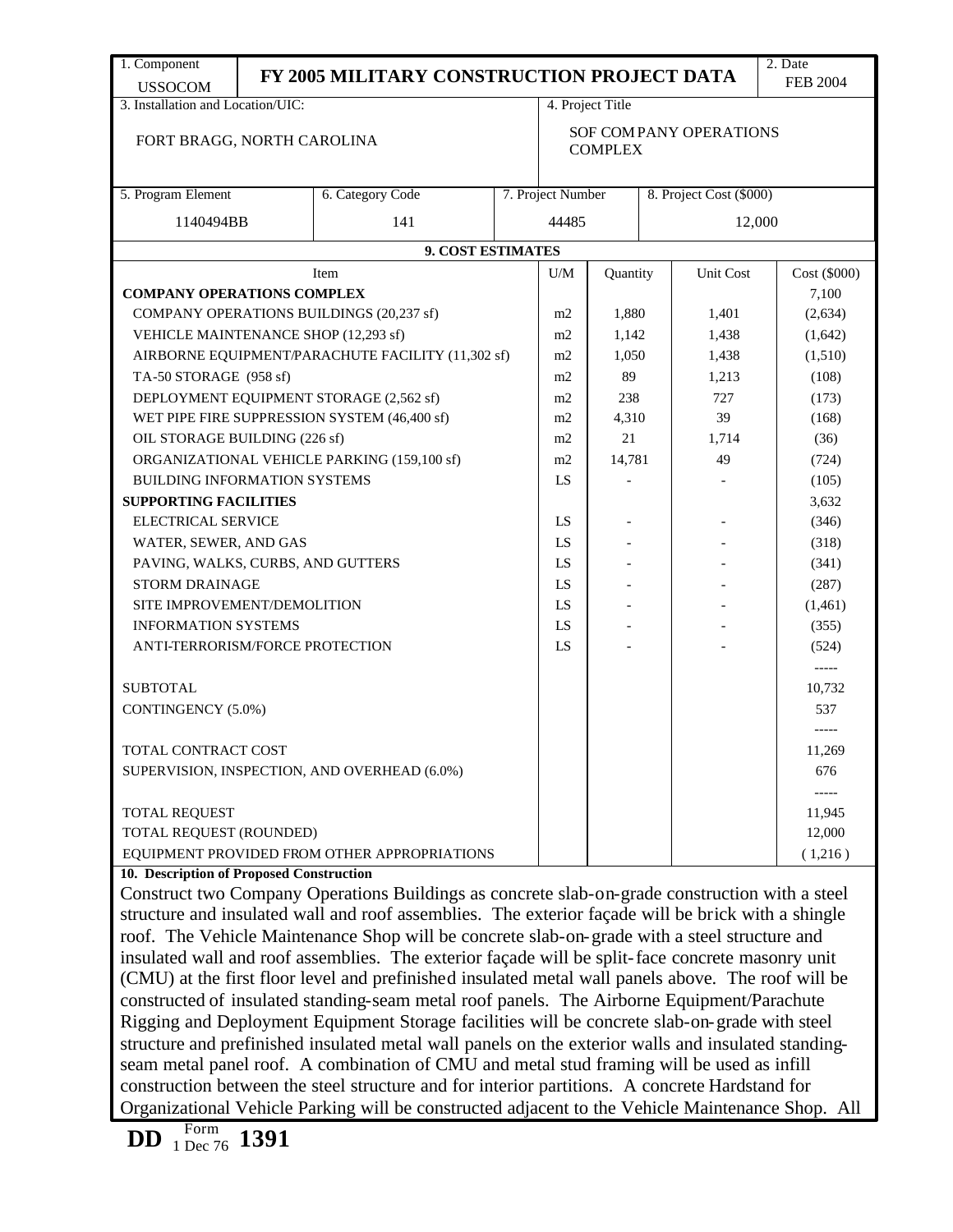| 1. Component USSOCOM | FY 2005 MILITARY CONSTRUCTION PROJECT DATA | | | 2. Date FEB 2004 |
|---|---|---|---|---|
| 3. Installation and Location/UIC: FORT BRAGG, NORTH CAROLINA | | 4. Project Title SOF COMPANY OPERATIONS COMPLEX | | |
| 5. Program Element 1140494BB | 6. Category Code 141 | 7. Project Number 44485 | 8. Project Cost ($000) 12,000 | |

**9. COST ESTIMATES**

| Item | U/M | Quantity | Unit Cost | Cost ($000) |
|---|---|---|---|---|
| **COMPANY OPERATIONS COMPLEX** | | | | 7,100 |
| COMPANY OPERATIONS BUILDINGS (20,237 sf) | m2 | 1,880 | 1,401 | (2,634) |
| VEHICLE MAINTENANCE SHOP (12,293 sf) | m2 | 1,142 | 1,438 | (1,642) |
| AIRBORNE EQUIPMENT/PARACHUTE FACILITY (11,302 sf) | m2 | 1,050 | 1,438 | (1,510) |
| TA-50 STORAGE (958 sf) | m2 | 89 | 1,213 | (108) |
| DEPLOYMENT EQUIPMENT STORAGE (2,562 sf) | m2 | 238 | 727 | (173) |
| WET PIPE FIRE SUPPRESSION SYSTEM (46,400 sf) | m2 | 4,310 | 39 | (168) |
| OIL STORAGE BUILDING (226 sf) | m2 | 21 | 1,714 | (36) |
| ORGANIZATIONAL VEHICLE PARKING (159,100 sf) | m2 | 14,781 | 49 | (724) |
| BUILDING INFORMATION SYSTEMS | LS | - | - | (105) |
| **SUPPORTING FACILITIES** | | | | 3,632 |
| ELECTRICAL SERVICE | LS | - | - | (346) |
| WATER, SEWER, AND GAS | LS | - | - | (318) |
| PAVING, WALKS, CURBS, AND GUTTERS | LS | - | - | (341) |
| STORM DRAINAGE | LS | - | - | (287) |
| SITE IMPROVEMENT/DEMOLITION | LS | - | - | (1,461) |
| INFORMATION SYSTEMS | LS | - | - | (355) |
| ANTI-TERRORISM/FORCE PROTECTION | LS | - | - | (524) |
| | | | | ----- |
| SUBTOTAL | | | | 10,732 |
| CONTINGENCY (5.0%) | | | | 537 |
| | | | | ----- |
| TOTAL CONTRACT COST | | | | 11,269 |
| SUPERVISION, INSPECTION, AND OVERHEAD (6.0%) | | | | 676 |
| | | | | ----- |
| TOTAL REQUEST | | | | 11,945 |
| TOTAL REQUEST (ROUNDED) | | | | 12,000 |
| EQUIPMENT PROVIDED FROM OTHER APPROPRIATIONS | | | | ( 1,216 ) |

**10. Description of Proposed Construction**

Construct two Company Operations Buildings as concrete slab-on-grade construction with a steel structure and insulated wall and roof assemblies. The exterior façade will be brick with a shingle roof. The Vehicle Maintenance Shop will be concrete slab-on-grade with a steel structure and insulated wall and roof assemblies. The exterior façade will be split-face concrete masonry unit (CMU) at the first floor level and prefinished insulated metal wall panels above. The roof will be constructed of insulated standing-seam metal roof panels. The Airborne Equipment/Parachute Rigging and Deployment Equipment Storage facilities will be concrete slab-on-grade with steel structure and prefinished insulated metal wall panels on the exterior walls and insulated standing-seam metal panel roof. A combination of CMU and metal stud framing will be used as infill construction between the steel structure and for interior partitions. A concrete Hardstand for Organizational Vehicle Parking will be constructed adjacent to the Vehicle Maintenance Shop. All

DD Form 1391, 1 Dec 76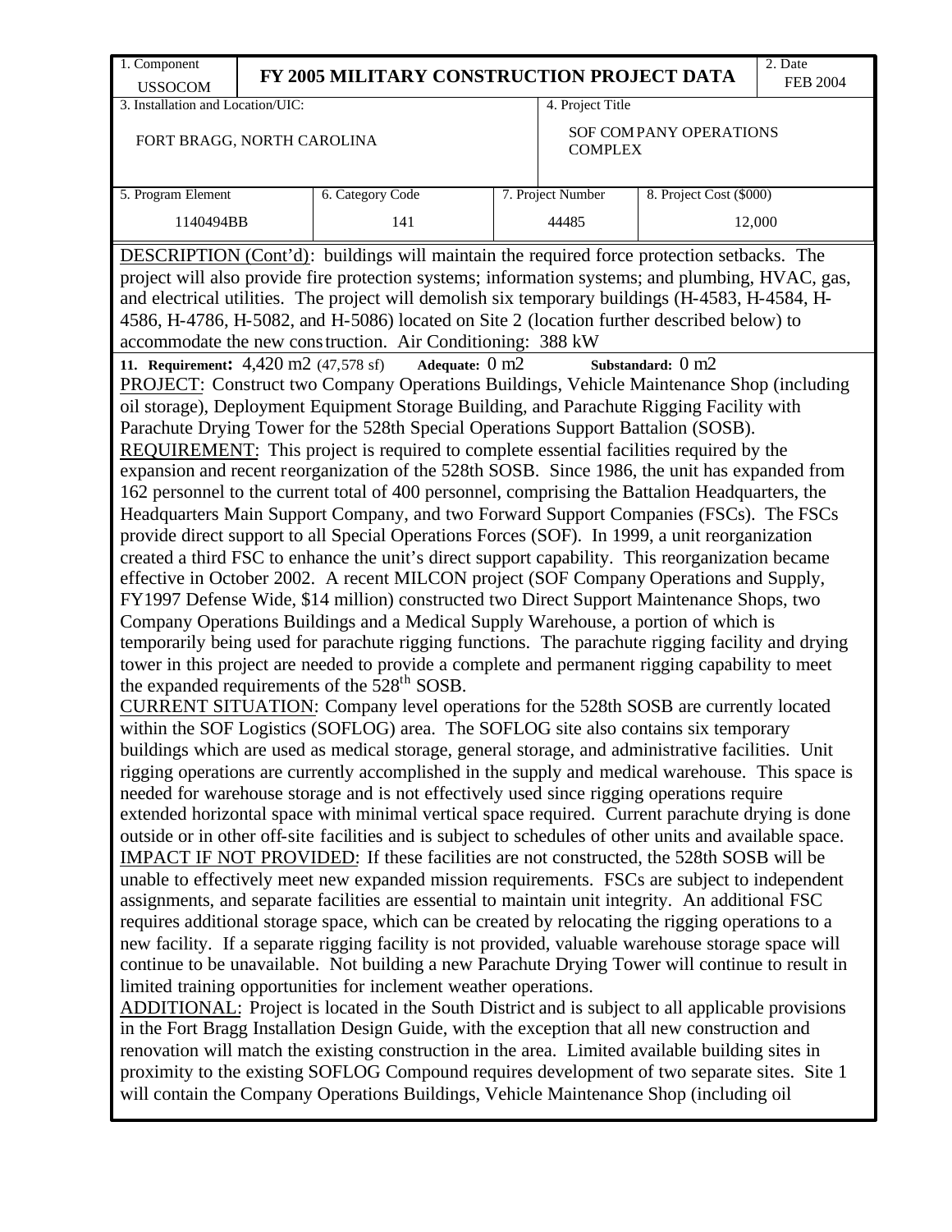| 1. Component USSOCOM | FY 2005 MILITARY CONSTRUCTION PROJECT DATA | | | 2. Date FEB 2004 |
|---|---|---|---|---|
| 3. Installation and Location/UIC: FORT BRAGG, NORTH CAROLINA | | | 4. Project Title SOF COMPANY OPERATIONS COMPLEX | |
| 5. Program Element 1140494BB | 6. Category Code 141 | 7. Project Number 44485 | 8. Project Cost ($000) 12,000 | |

DESCRIPTION (Cont'd): buildings will maintain the required force protection setbacks. The project will also provide fire protection systems; information systems; and plumbing, HVAC, gas, and electrical utilities. The project will demolish six temporary buildings (H-4583, H-4584, H-4586, H-4786, H-5082, and H-5086) located on Site 2 (location further described below) to accommodate the new construction. Air Conditioning: 388 kW

**11. Requirement:** 4,420 m2 (47,578 sf) **Adequate:** 0 m2 **Substandard:** 0 m2

PROJECT: Construct two Company Operations Buildings, Vehicle Maintenance Shop (including oil storage), Deployment Equipment Storage Building, and Parachute Rigging Facility with Parachute Drying Tower for the 528th Special Operations Support Battalion (SOSB).

REQUIREMENT: This project is required to complete essential facilities required by the expansion and recent reorganization of the 528th SOSB. Since 1986, the unit has expanded from 162 personnel to the current total of 400 personnel, comprising the Battalion Headquarters, the Headquarters Main Support Company, and two Forward Support Companies (FSCs). The FSCs provide direct support to all Special Operations Forces (SOF). In 1999, a unit reorganization created a third FSC to enhance the unit's direct support capability. This reorganization became effective in October 2002. A recent MILCON project (SOF Company Operations and Supply, FY1997 Defense Wide, $14 million) constructed two Direct Support Maintenance Shops, two Company Operations Buildings and a Medical Supply Warehouse, a portion of which is temporarily being used for parachute rigging functions. The parachute rigging facility and drying tower in this project are needed to provide a complete and permanent rigging capability to meet the expanded requirements of the 528th SOSB.

CURRENT SITUATION: Company level operations for the 528th SOSB are currently located within the SOF Logistics (SOFLOG) area. The SOFLOG site also contains six temporary buildings which are used as medical storage, general storage, and administrative facilities. Unit rigging operations are currently accomplished in the supply and medical warehouse. This space is needed for warehouse storage and is not effectively used since rigging operations require extended horizontal space with minimal vertical space required. Current parachute drying is done outside or in other off-site facilities and is subject to schedules of other units and available space.

IMPACT IF NOT PROVIDED: If these facilities are not constructed, the 528th SOSB will be unable to effectively meet new expanded mission requirements. FSCs are subject to independent assignments, and separate facilities are essential to maintain unit integrity. An additional FSC requires additional storage space, which can be created by relocating the rigging operations to a new facility. If a separate rigging facility is not provided, valuable warehouse storage space will continue to be unavailable. Not building a new Parachute Drying Tower will continue to result in limited training opportunities for inclement weather operations.

ADDITIONAL: Project is located in the South District and is subject to all applicable provisions in the Fort Bragg Installation Design Guide, with the exception that all new construction and renovation will match the existing construction in the area. Limited available building sites in proximity to the existing SOFLOG Compound requires development of two separate sites. Site 1 will contain the Company Operations Buildings, Vehicle Maintenance Shop (including oil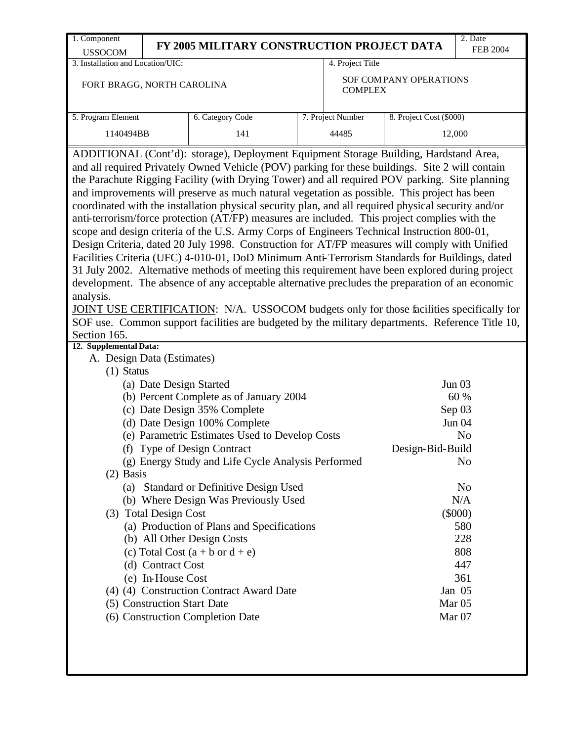| 1. Component USSOCOM | FY 2005 MILITARY CONSTRUCTION PROJECT DATA | | | 2. Date FEB 2004 |
|---|---|---|---|---|
| 3. Installation and Location/UIC: FORT BRAGG, NORTH CAROLINA | | | 4. Project Title SOF COMPANY OPERATIONS COMPLEX | |
| 5. Program Element 1140494BB | 6. Category Code 141 | 7. Project Number 44485 | 8. Project Cost ($000) 12,000 | |

ADDITIONAL (Cont'd): storage), Deployment Equipment Storage Building, Hardstand Area, and all required Privately Owned Vehicle (POV) parking for these buildings. Site 2 will contain the Parachute Rigging Facility (with Drying Tower) and all required POV parking. Site planning and improvements will preserve as much natural vegetation as possible. This project has been coordinated with the installation physical security plan, and all required physical security and/or anti-terrorism/force protection (AT/FP) measures are included. This project complies with the scope and design criteria of the U.S. Army Corps of Engineers Technical Instruction 800-01, Design Criteria, dated 20 July 1998. Construction for AT/FP measures will comply with Unified Facilities Criteria (UFC) 4-010-01, DoD Minimum Anti-Terrorism Standards for Buildings, dated 31 July 2002. Alternative methods of meeting this requirement have been explored during project development. The absence of any acceptable alternative precludes the preparation of an economic analysis.

JOINT USE CERTIFICATION: N/A. USSOCOM budgets only for those facilities specifically for SOF use. Common support facilities are budgeted by the military departments. Reference Title 10, Section 165.

**12. Supplemental Data:**

A. Design Data (Estimates)

(1) Status

| | |
|---|---|
| (a) Date Design Started | Jun 03 |
| (b) Percent Complete as of January 2004 | 60 % |
| (c) Date Design 35% Complete | Sep 03 |
| (d) Date Design 100% Complete | Jun 04 |
| (e) Parametric Estimates Used to Develop Costs | No |
| (f) Type of Design Contract | Design-Bid-Build |
| (g) Energy Study and Life Cycle Analysis Performed | No |

(2) Basis

| | |
|---|---|
| (a) Standard or Definitive Design Used | No |
| (b) Where Design Was Previously Used | N/A |

| | |
|---|---|
| (3) Total Design Cost | ($000) |
| (a) Production of Plans and Specifications | 580 |
| (b) All Other Design Costs | 228 |
| (c) Total Cost (a + b or d + e) | 808 |
| (d) Contract Cost | 447 |
| (e) In-House Cost | 361 |
| (4) (4) Construction Contract Award Date | Jan 05 |
| (5) Construction Start Date | Mar 05 |
| (6) Construction Completion Date | Mar 07 |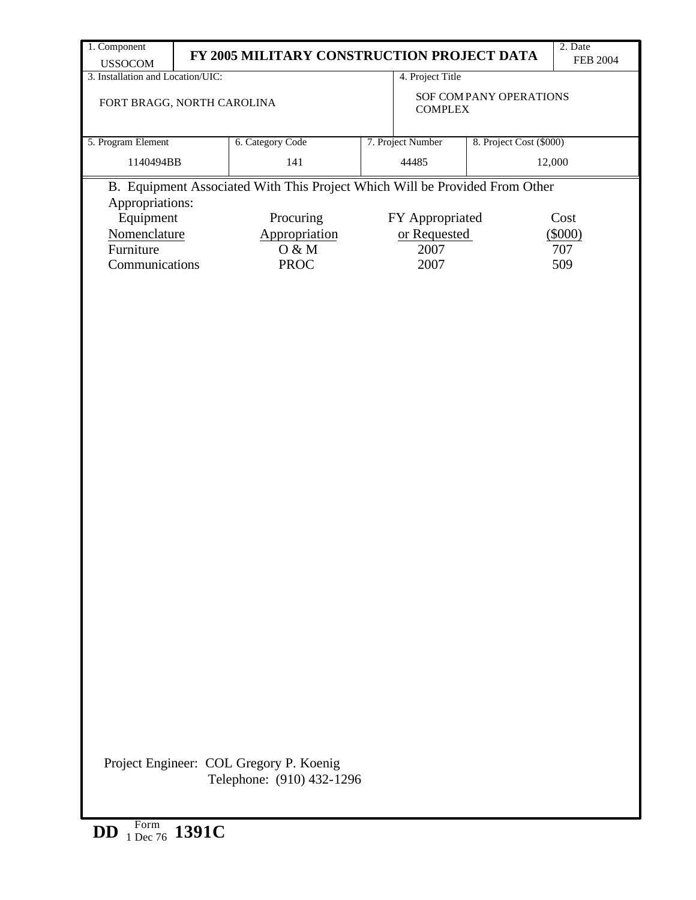| 1. Component USSOCOM | FY 2005 MILITARY CONSTRUCTION PROJECT DATA | | | 2. Date FEB 2004 |
|---|---|---|---|---|
| 3. Installation and Location/UIC: FORT BRAGG, NORTH CAROLINA | | | 4. Project Title SOF COMPANY OPERATIONS COMPLEX | |
| 5. Program Element 1140494BB | 6. Category Code 141 | 7. Project Number 44485 | 8. Project Cost ($000) 12,000 | |

B. Equipment Associated With This Project Which Will be Provided From Other Appropriations:

| Equipment Nomenclature | Procuring Appropriation | FY Appropriated or Requested | Cost ($000) |
|---|---|---|---|
| Furniture | O & M | 2007 | 707 |
| Communications | PROC | 2007 | 509 |

Project Engineer: COL Gregory P. Koenig
Telephone: (910) 432-1296

DD Form 1 Dec 76 1391C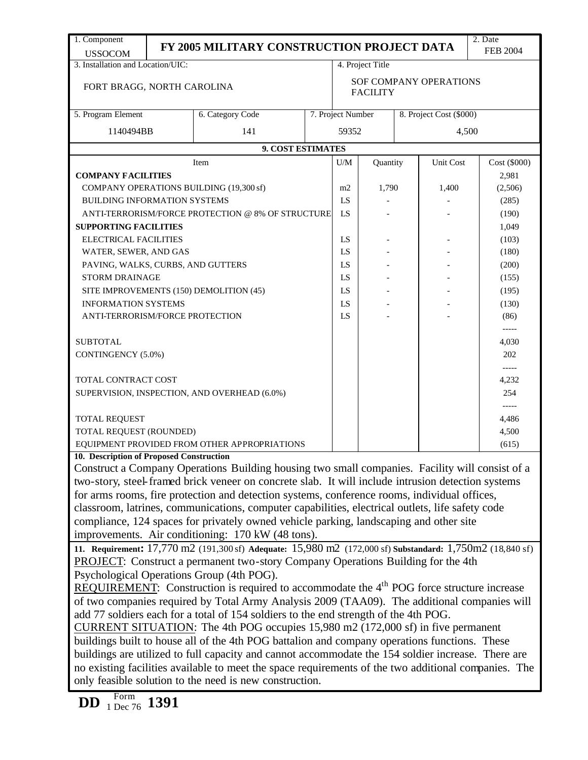| 1. Component | FY 2005 MILITARY CONSTRUCTION PROJECT DATA | 2. Date |
|---|---|---|
| USSOCOM | | FEB 2004 |

| 3. Installation and Location/UIC: | 4. Project Title |
|---|---|
| FORT BRAGG, NORTH CAROLINA | SOF COMPANY OPERATIONS FACILITY |

| 5. Program Element | 6. Category Code | 7. Project Number | 8. Project Cost ($000) |
|---|---|---|---|
| 1140494BB | 141 | 59352 | 4,500 |

**9. COST ESTIMATES**

| Item | U/M | Quantity | Unit Cost | Cost ($000) |
|---|---|---|---|---|
| **COMPANY FACILITIES** | | | | 2,981 |
| COMPANY OPERATIONS BUILDING (19,300 sf) | m2 | 1,790 | 1,400 | (2,506) |
| BUILDING INFORMATION SYSTEMS | LS | - | - | (285) |
| ANTI-TERRORISM/FORCE PROTECTION @ 8% OF STRUCTURE | LS | - | - | (190) |
| **SUPPORTING FACILITIES** | | | | 1,049 |
| ELECTRICAL FACILITIES | LS | - | - | (103) |
| WATER, SEWER, AND GAS | LS | - | - | (180) |
| PAVING, WALKS, CURBS, AND GUTTERS | LS | - | - | (200) |
| STORM DRAINAGE | LS | - | - | (155) |
| SITE IMPROVEMENTS (150) DEMOLITION (45) | LS | - | - | (195) |
| INFORMATION SYSTEMS | LS | - | - | (130) |
| ANTI-TERRORISM/FORCE PROTECTION | LS | - | - | (86) |
| | | | | ----- |
| SUBTOTAL | | | | 4,030 |
| CONTINGENCY (5.0%) | | | | 202 |
| | | | | ----- |
| TOTAL CONTRACT COST | | | | 4,232 |
| SUPERVISION, INSPECTION, AND OVERHEAD (6.0%) | | | | 254 |
| | | | | ----- |
| TOTAL REQUEST | | | | 4,486 |
| TOTAL REQUEST (ROUNDED) | | | | 4,500 |
| EQUIPMENT PROVIDED FROM OTHER APPROPRIATIONS | | | | (615) |

**10. Description of Proposed Construction**

Construct a Company Operations Building housing two small companies. Facility will consist of a two-story, steel-framed brick veneer on concrete slab. It will include intrusion detection systems for arms rooms, fire protection and detection systems, conference rooms, individual offices, classroom, latrines, communications, computer capabilities, electrical outlets, life safety code compliance, 124 spaces for privately owned vehicle parking, landscaping and other site improvements. Air conditioning: 170 kW (48 tons).

**11. Requirement:** 17,770 m2 (191,300 sf) **Adequate:** 15,980 m2 (172,000 sf) **Substandard:** 1,750m2 (18,840 sf)

PROJECT: Construct a permanent two-story Company Operations Building for the 4th Psychological Operations Group (4th POG).

REQUIREMENT: Construction is required to accommodate the 4th POG force structure increase of two companies required by Total Army Analysis 2009 (TAA09). The additional companies will add 77 soldiers each for a total of 154 soldiers to the end strength of the 4th POG.

CURRENT SITUATION: The 4th POG occupies 15,980 m2 (172,000 sf) in five permanent buildings built to house all of the 4th POG battalion and company operations functions. These buildings are utilized to full capacity and cannot accommodate the 154 soldier increase. There are no existing facilities available to meet the space requirements of the two additional companies. The only feasible solution to the need is new construction.

DD Form 1391, 1 Dec 76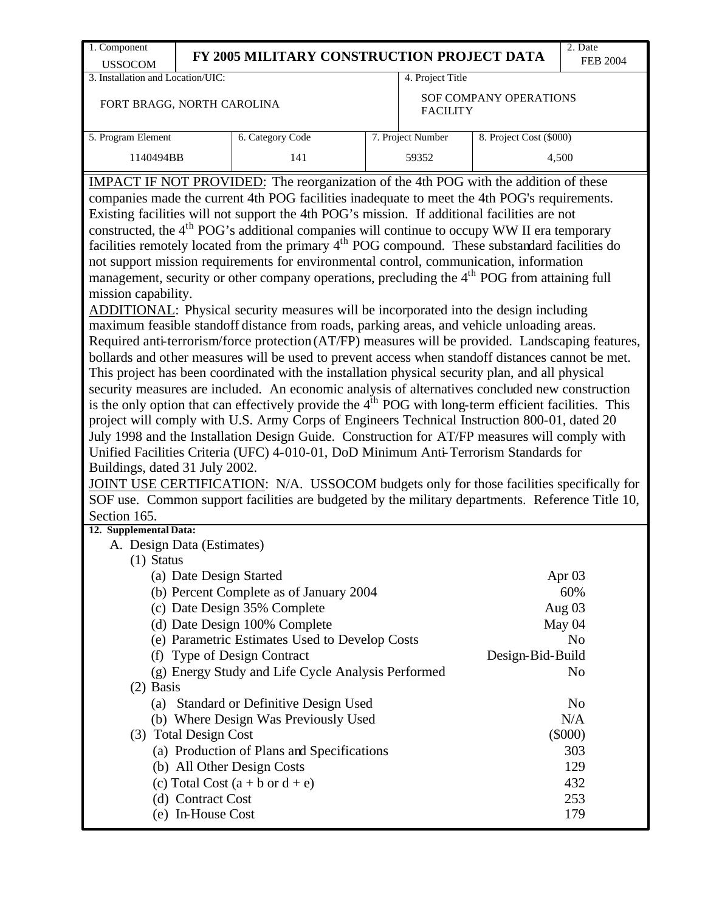| 1. Component USSOCOM | FY 2005 MILITARY CONSTRUCTION PROJECT DATA | | | 2. Date FEB 2004 |
|---|---|---|---|---|
| 3. Installation and Location/UIC: FORT BRAGG, NORTH CAROLINA | | 4. Project Title SOF COMPANY OPERATIONS FACILITY | | |
| 5. Program Element 1140494BB | 6. Category Code 141 | 7. Project Number 59352 | 8. Project Cost ($000) 4,500 | |

IMPACT IF NOT PROVIDED: The reorganization of the 4th POG with the addition of these companies made the current 4th POG facilities inadequate to meet the 4th POG's requirements. Existing facilities will not support the 4th POG's mission. If additional facilities are not constructed, the 4th POG's additional companies will continue to occupy WW II era temporary facilities remotely located from the primary 4th POG compound. These substandard facilities do not support mission requirements for environmental control, communication, information management, security or other company operations, precluding the 4th POG from attaining full mission capability.

ADDITIONAL: Physical security measures will be incorporated into the design including maximum feasible standoff distance from roads, parking areas, and vehicle unloading areas. Required anti-terrorism/force protection (AT/FP) measures will be provided. Landscaping features, bollards and other measures will be used to prevent access when standoff distances cannot be met. This project has been coordinated with the installation physical security plan, and all physical security measures are included. An economic analysis of alternatives concluded new construction is the only option that can effectively provide the 4th POG with long-term efficient facilities. This project will comply with U.S. Army Corps of Engineers Technical Instruction 800-01, dated 20 July 1998 and the Installation Design Guide. Construction for AT/FP measures will comply with Unified Facilities Criteria (UFC) 4-010-01, DoD Minimum Anti-Terrorism Standards for Buildings, dated 31 July 2002.

JOINT USE CERTIFICATION: N/A. USSOCOM budgets only for those facilities specifically for SOF use. Common support facilities are budgeted by the military departments. Reference Title 10, Section 165.

**12. Supplemental Data:**

A. Design Data (Estimates)

(1) Status

| | |
|---|---|
| (a) Date Design Started | Apr 03 |
| (b) Percent Complete as of January 2004 | 60% |
| (c) Date Design 35% Complete | Aug 03 |
| (d) Date Design 100% Complete | May 04 |
| (e) Parametric Estimates Used to Develop Costs | No |
| (f) Type of Design Contract | Design-Bid-Build |
| (g) Energy Study and Life Cycle Analysis Performed | No |

(2) Basis

| | |
|---|---|
| (a) Standard or Definitive Design Used | No |
| (b) Where Design Was Previously Used | N/A |

(3) Total Design Cost ($000)

| | |
|---|---|
| (a) Production of Plans and Specifications | 303 |
| (b) All Other Design Costs | 129 |
| (c) Total Cost (a + b or d + e) | 432 |
| (d) Contract Cost | 253 |
| (e) In-House Cost | 179 |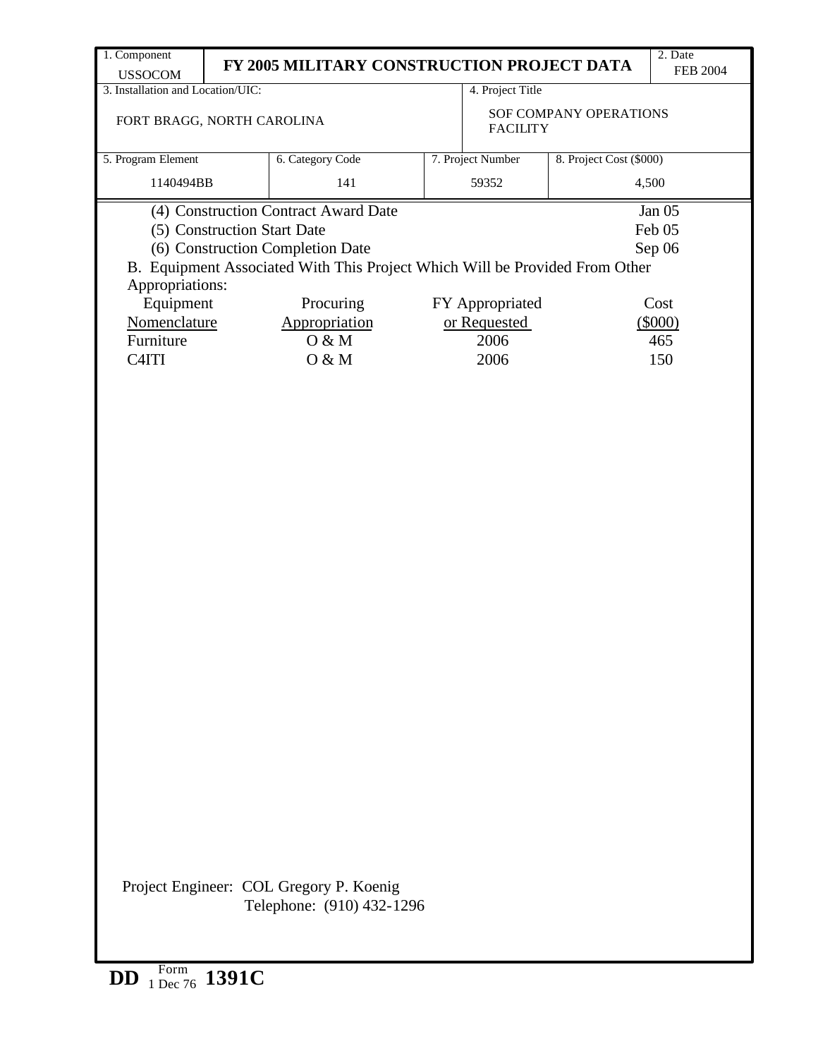| 1. Component USSOCOM | FY 2005 MILITARY CONSTRUCTION PROJECT DATA | | | 2. Date FEB 2004 |
|---|---|---|---|---|
| 3. Installation and Location/UIC: FORT BRAGG, NORTH CAROLINA | | | 4. Project Title SOF COMPANY OPERATIONS FACILITY | |
| 5. Program Element 1140494BB | 6. Category Code 141 | 7. Project Number 59352 | 8. Project Cost ($000) 4,500 | |

(4) Construction Contract Award Date Jan 05

(5) Construction Start Date Feb 05

(6) Construction Completion Date Sep 06

B. Equipment Associated With This Project Which Will be Provided From Other Appropriations:

| Equipment Nomenclature | Procuring Appropriation | FY Appropriated or Requested | Cost ($000) |
|---|---|---|---|
| Furniture | O & M | 2006 | 465 |
| C4ITI | O & M | 2006 | 150 |

Project Engineer: COL Gregory P. Koenig
Telephone: (910) 432-1296

DD Form 1 Dec 76 1391C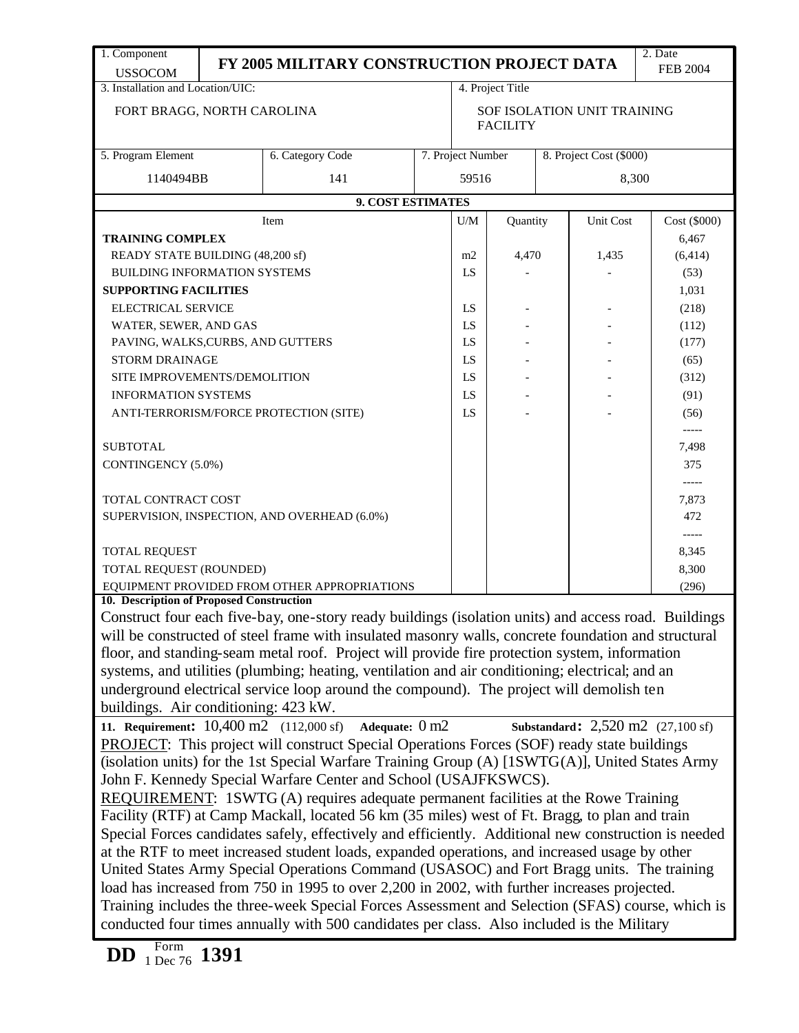| 1. Component | FY 2005 MILITARY CONSTRUCTION PROJECT DATA | 2. Date |
|---|---|---|
| USSOCOM | | FEB 2004 |

| 3. Installation and Location/UIC: | 4. Project Title |
|---|---|
| FORT BRAGG, NORTH CAROLINA | SOF ISOLATION UNIT TRAINING FACILITY |

| 5. Program Element | 6. Category Code | 7. Project Number | 8. Project Cost ($000) |
|---|---|---|---|
| 1140494BB | 141 | 59516 | 8,300 |

**9. COST ESTIMATES**

| Item | U/M | Quantity | Unit Cost | Cost ($000) |
|---|---|---|---|---|
| **TRAINING COMPLEX** | | | | 6,467 |
| READY STATE BUILDING (48,200 sf) | m2 | 4,470 | 1,435 | (6,414) |
| BUILDING INFORMATION SYSTEMS | LS | - | - | (53) |
| **SUPPORTING FACILITIES** | | | | 1,031 |
| ELECTRICAL SERVICE | LS | - | - | (218) |
| WATER, SEWER, AND GAS | LS | - | - | (112) |
| PAVING, WALKS,CURBS, AND GUTTERS | LS | - | - | (177) |
| STORM DRAINAGE | LS | - | - | (65) |
| SITE IMPROVEMENTS/DEMOLITION | LS | - | - | (312) |
| INFORMATION SYSTEMS | LS | - | - | (91) |
| ANTI-TERRORISM/FORCE PROTECTION (SITE) | LS | - | - | (56) |
| SUBTOTAL | | | | 7,498 |
| CONTINGENCY (5.0%) | | | | 375 |
| TOTAL CONTRACT COST | | | | 7,873 |
| SUPERVISION, INSPECTION, AND OVERHEAD (6.0%) | | | | 472 |
| TOTAL REQUEST | | | | 8,345 |
| TOTAL REQUEST (ROUNDED) | | | | 8,300 |
| EQUIPMENT PROVIDED FROM OTHER APPROPRIATIONS | | | | (296) |

**10. Description of Proposed Construction**

Construct four each five-bay, one-story ready buildings (isolation units) and access road. Buildings will be constructed of steel frame with insulated masonry walls, concrete foundation and structural floor, and standing-seam metal roof. Project will provide fire protection system, information systems, and utilities (plumbing; heating, ventilation and air conditioning; electrical; and an underground electrical service loop around the compound). The project will demolish ten buildings. Air conditioning: 423 kW.

**11. Requirement:** 10,400 m2 (112,000 sf) **Adequate:** 0 m2 **Substandard:** 2,520 m2 (27,100 sf)

PROJECT: This project will construct Special Operations Forces (SOF) ready state buildings (isolation units) for the 1st Special Warfare Training Group (A) [1SWTG(A)], United States Army John F. Kennedy Special Warfare Center and School (USAJFKSWCS).

REQUIREMENT: 1SWTG (A) requires adequate permanent facilities at the Rowe Training Facility (RTF) at Camp Mackall, located 56 km (35 miles) west of Ft. Bragg, to plan and train Special Forces candidates safely, effectively and efficiently. Additional new construction is needed at the RTF to meet increased student loads, expanded operations, and increased usage by other United States Army Special Operations Command (USASOC) and Fort Bragg units. The training load has increased from 750 in 1995 to over 2,200 in 2002, with further increases projected. Training includes the three-week Special Forces Assessment and Selection (SFAS) course, which is conducted four times annually with 500 candidates per class. Also included is the Military

DD Form 1391, 1 Dec 76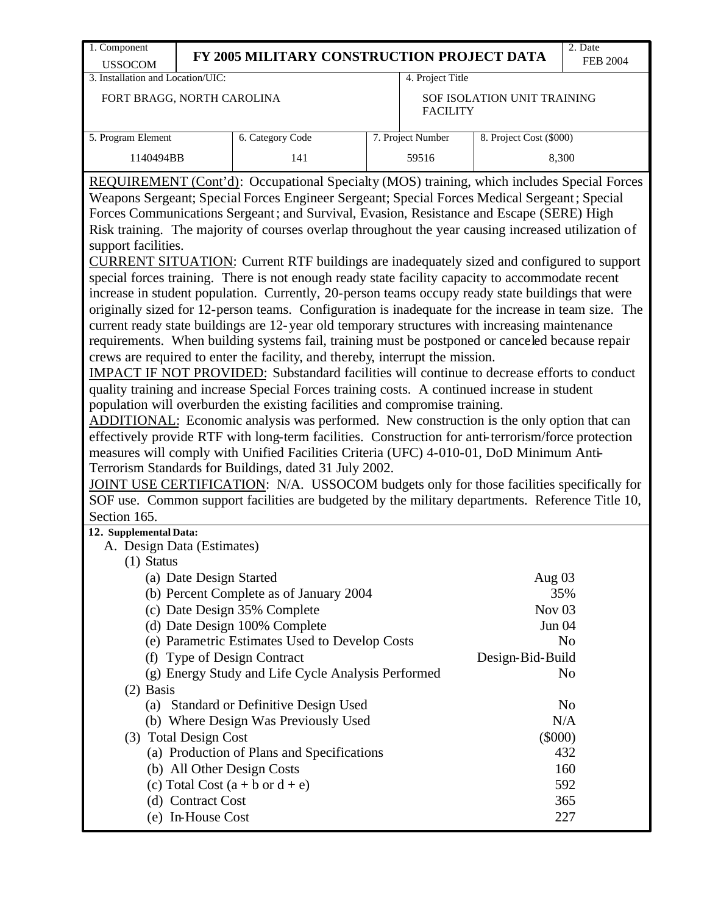| 1. Component<br>USSOCOM | FY 2005 MILITARY CONSTRUCTION PROJECT DATA | | | 2. Date<br>FEB 2004 |
|---|---|---|---|---|
| 3. Installation and Location/UIC:<br>FORT BRAGG, NORTH CAROLINA | | | 4. Project Title<br>SOF ISOLATION UNIT TRAINING FACILITY | |
| 5. Program Element<br>1140494BB | 6. Category Code<br>141 | 7. Project Number<br>59516 | 8. Project Cost ($000)<br>8,300 | |

REQUIREMENT (Cont'd): Occupational Specialty (MOS) training, which includes Special Forces Weapons Sergeant; Special Forces Engineer Sergeant; Special Forces Medical Sergeant; Special Forces Communications Sergeant; and Survival, Evasion, Resistance and Escape (SERE) High Risk training. The majority of courses overlap throughout the year causing increased utilization of support facilities.

CURRENT SITUATION: Current RTF buildings are inadequately sized and configured to support special forces training. There is not enough ready state facility capacity to accommodate recent increase in student population. Currently, 20-person teams occupy ready state buildings that were originally sized for 12-person teams. Configuration is inadequate for the increase in team size. The current ready state buildings are 12-year old temporary structures with increasing maintenance requirements. When building systems fail, training must be postponed or canceled because repair crews are required to enter the facility, and thereby, interrupt the mission.

IMPACT IF NOT PROVIDED: Substandard facilities will continue to decrease efforts to conduct quality training and increase Special Forces training costs. A continued increase in student population will overburden the existing facilities and compromise training.

ADDITIONAL: Economic analysis was performed. New construction is the only option that can effectively provide RTF with long-term facilities. Construction for anti-terrorism/force protection measures will comply with Unified Facilities Criteria (UFC) 4-010-01, DoD Minimum Anti-Terrorism Standards for Buildings, dated 31 July 2002.

JOINT USE CERTIFICATION: N/A. USSOCOM budgets only for those facilities specifically for SOF use. Common support facilities are budgeted by the military departments. Reference Title 10, Section 165.

**12. Supplemental Data:**

A. Design Data (Estimates)

(1) Status

| | |
|---|---|
| (a) Date Design Started | Aug 03 |
| (b) Percent Complete as of January 2004 | 35% |
| (c) Date Design 35% Complete | Nov 03 |
| (d) Date Design 100% Complete | Jun 04 |
| (e) Parametric Estimates Used to Develop Costs | No |
| (f) Type of Design Contract | Design-Bid-Build |
| (g) Energy Study and Life Cycle Analysis Performed | No |

(2) Basis

| | |
|---|---|
| (a) Standard or Definitive Design Used | No |
| (b) Where Design Was Previously Used | N/A |

(3) Total Design Cost ($000)

| | |
|---|---|
| (a) Production of Plans and Specifications | 432 |
| (b) All Other Design Costs | 160 |
| (c) Total Cost (a + b or d + e) | 592 |
| (d) Contract Cost | 365 |
| (e) In-House Cost | 227 |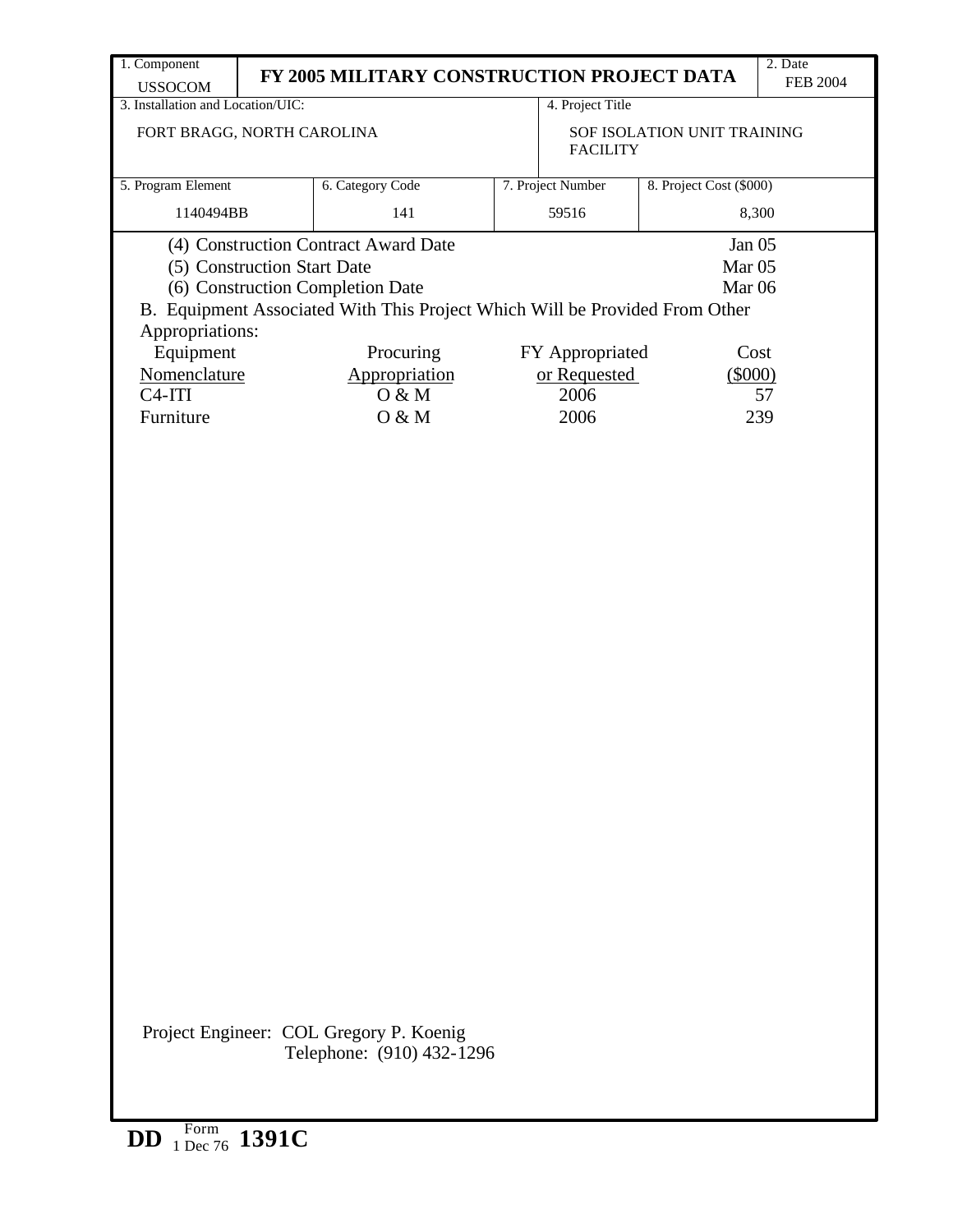| 1. Component USSOCOM | FY 2005 MILITARY CONSTRUCTION PROJECT DATA | | 2. Date FEB 2004 |
|---|---|---|---|
| 3. Installation and Location/UIC: FORT BRAGG, NORTH CAROLINA | | 4. Project Title SOF ISOLATION UNIT TRAINING FACILITY | |
| 5. Program Element 1140494BB | 6. Category Code 141 | 7. Project Number 59516 | 8. Project Cost ($000) 8,300 |

(4) Construction Contract Award Date Jan 05

(5) Construction Start Date Mar 05

(6) Construction Completion Date Mar 06

B. Equipment Associated With This Project Which Will be Provided From Other Appropriations:

| Equipment Nomenclature | Procuring Appropriation | FY Appropriated or Requested | Cost ($000) |
|---|---|---|---|
| C4-ITI | O & M | 2006 | 57 |
| Furniture | O & M | 2006 | 239 |

Project Engineer: COL Gregory P. Koenig
Telephone: (910) 432-1296

DD Form 1 Dec 76 1391C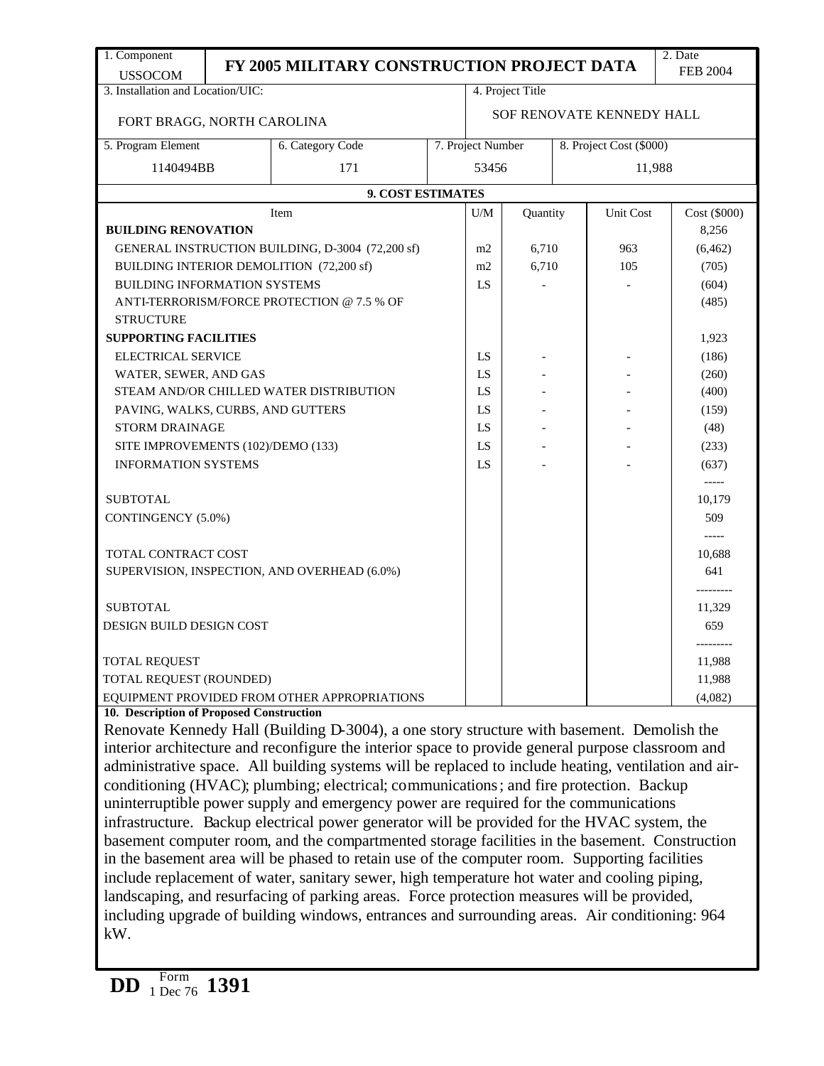| 1. Component | FY 2005 MILITARY CONSTRUCTION PROJECT DATA | | | 2. Date |
|---|---|---|---|---|
| USSOCOM | | | | FEB 2004 |
| 3. Installation and Location/UIC: FORT BRAGG, NORTH CAROLINA | | 4. Project Title SOF RENOVATE KENNEDY HALL | | |
| 5. Program Element 1140494BB | 6. Category Code 171 | 7. Project Number 53456 | 8. Project Cost ($000) 11,988 | |

**9. COST ESTIMATES**

| Item | U/M | Quantity | Unit Cost | Cost ($000) |
|---|---|---|---|---|
| **BUILDING RENOVATION** | | | | 8,256 |
| GENERAL INSTRUCTION BUILDING, D-3004 (72,200 sf) | m2 | 6,710 | 963 | (6,462) |
| BUILDING INTERIOR DEMOLITION (72,200 sf) | m2 | 6,710 | 105 | (705) |
| BUILDING INFORMATION SYSTEMS | LS | - | - | (604) |
| ANTI-TERRORISM/FORCE PROTECTION @ 7.5 % OF STRUCTURE | | | | (485) |
| **SUPPORTING FACILITIES** | | | | 1,923 |
| ELECTRICAL SERVICE | LS | - | - | (186) |
| WATER, SEWER, AND GAS | LS | - | - | (260) |
| STEAM AND/OR CHILLED WATER DISTRIBUTION | LS | - | - | (400) |
| PAVING, WALKS, CURBS, AND GUTTERS | LS | - | - | (159) |
| STORM DRAINAGE | LS | - | - | (48) |
| SITE IMPROVEMENTS (102)/DEMO (133) | LS | - | - | (233) |
| INFORMATION SYSTEMS | LS | - | - | (637) |
| SUBTOTAL | | | | 10,179 |
| CONTINGENCY (5.0%) | | | | 509 |
| TOTAL CONTRACT COST | | | | 10,688 |
| SUPERVISION, INSPECTION, AND OVERHEAD (6.0%) | | | | 641 |
| SUBTOTAL | | | | 11,329 |
| DESIGN BUILD DESIGN COST | | | | 659 |
| TOTAL REQUEST | | | | 11,988 |
| TOTAL REQUEST (ROUNDED) | | | | 11,988 |
| EQUIPMENT PROVIDED FROM OTHER APPROPRIATIONS | | | | (4,082) |

**10. Description of Proposed Construction**

Renovate Kennedy Hall (Building D-3004), a one story structure with basement. Demolish the interior architecture and reconfigure the interior space to provide general purpose classroom and administrative space. All building systems will be replaced to include heating, ventilation and air-conditioning (HVAC); plumbing; electrical; communications; and fire protection. Backup uninterruptible power supply and emergency power are required for the communications infrastructure. Backup electrical power generator will be provided for the HVAC system, the basement computer room, and the compartmented storage facilities in the basement. Construction in the basement area will be phased to retain use of the computer room. Supporting facilities include replacement of water, sanitary sewer, high temperature hot water and cooling piping, landscaping, and resurfacing of parking areas. Force protection measures will be provided, including upgrade of building windows, entrances and surrounding areas. Air conditioning: 964 kW.

DD Form 1391, 1 Dec 76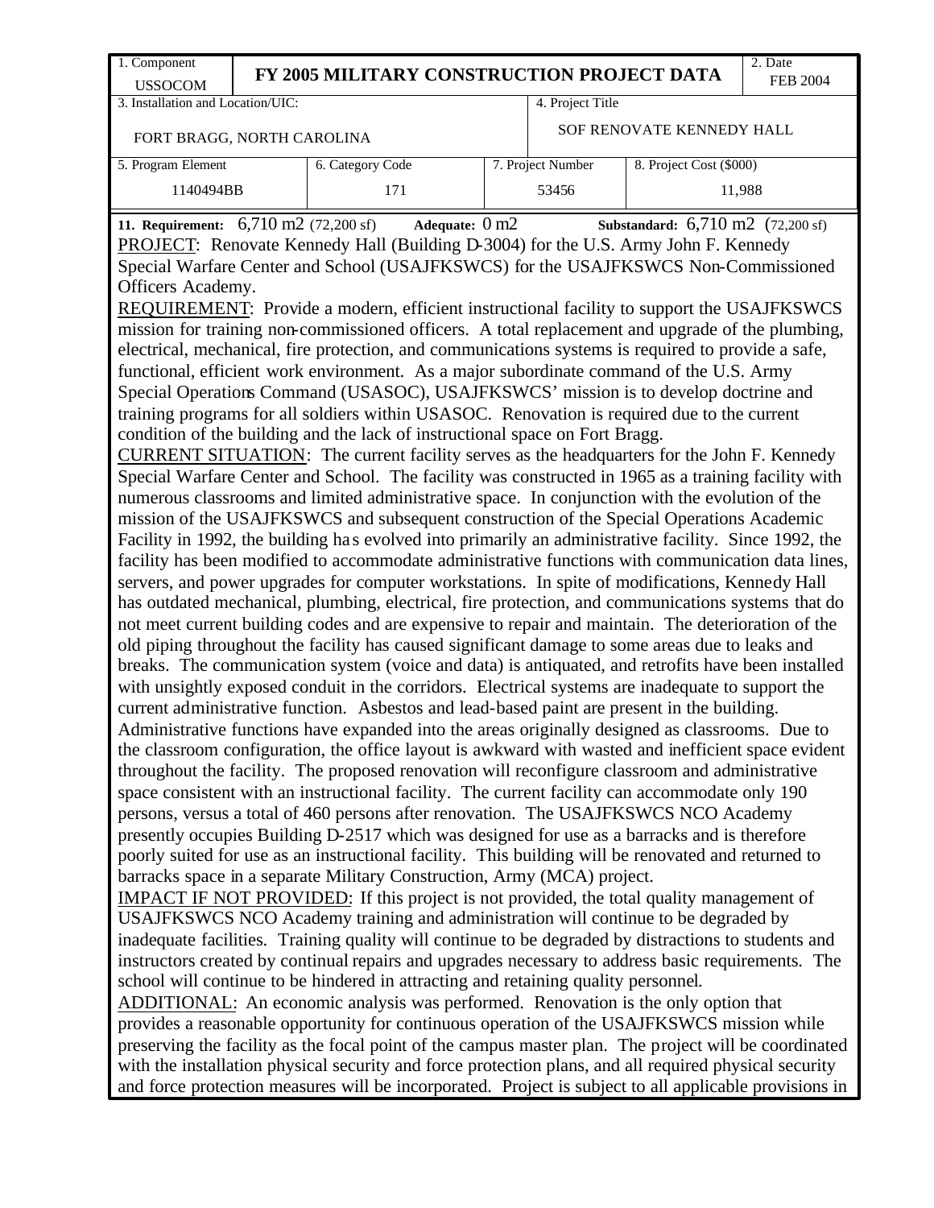| 1. Component<br>USSOCOM | FY 2005 MILITARY CONSTRUCTION PROJECT DATA | | | 2. Date<br>FEB 2004 |
|---|---|---|---|---|
| 3. Installation and Location/UIC:<br><br>FORT BRAGG, NORTH CAROLINA | | | 4. Project Title<br><br>SOF RENOVATE KENNEDY HALL | |
| 5. Program Element<br>1140494BB | 6. Category Code<br>171 | 7. Project Number<br>53456 | 8. Project Cost ($000)<br>11,988 | |

**11. Requirement:** 6,710 m2 (72,200 sf) **Adequate:** 0 m2 **Substandard:** 6,710 m2 (72,200 sf)

PROJECT: Renovate Kennedy Hall (Building D-3004) for the U.S. Army John F. Kennedy Special Warfare Center and School (USAJFKSWCS) for the USAJFKSWCS Non-Commissioned Officers Academy.

REQUIREMENT: Provide a modern, efficient instructional facility to support the USAJFKSWCS mission for training non-commissioned officers. A total replacement and upgrade of the plumbing, electrical, mechanical, fire protection, and communications systems is required to provide a safe, functional, efficient work environment. As a major subordinate command of the U.S. Army Special Operations Command (USASOC), USAJFKSWCS' mission is to develop doctrine and training programs for all soldiers within USASOC. Renovation is required due to the current condition of the building and the lack of instructional space on Fort Bragg.

CURRENT SITUATION: The current facility serves as the headquarters for the John F. Kennedy Special Warfare Center and School. The facility was constructed in 1965 as a training facility with numerous classrooms and limited administrative space. In conjunction with the evolution of the mission of the USAJFKSWCS and subsequent construction of the Special Operations Academic Facility in 1992, the building has evolved into primarily an administrative facility. Since 1992, the facility has been modified to accommodate administrative functions with communication data lines, servers, and power upgrades for computer workstations. In spite of modifications, Kennedy Hall has outdated mechanical, plumbing, electrical, fire protection, and communications systems that do not meet current building codes and are expensive to repair and maintain. The deterioration of the old piping throughout the facility has caused significant damage to some areas due to leaks and breaks. The communication system (voice and data) is antiquated, and retrofits have been installed with unsightly exposed conduit in the corridors. Electrical systems are inadequate to support the current administrative function. Asbestos and lead-based paint are present in the building. Administrative functions have expanded into the areas originally designed as classrooms. Due to the classroom configuration, the office layout is awkward with wasted and inefficient space evident throughout the facility. The proposed renovation will reconfigure classroom and administrative space consistent with an instructional facility. The current facility can accommodate only 190 persons, versus a total of 460 persons after renovation. The USAJFKSWCS NCO Academy presently occupies Building D-2517 which was designed for use as a barracks and is therefore poorly suited for use as an instructional facility. This building will be renovated and returned to barracks space in a separate Military Construction, Army (MCA) project.

IMPACT IF NOT PROVIDED: If this project is not provided, the total quality management of USAJFKSWCS NCO Academy training and administration will continue to be degraded by inadequate facilities. Training quality will continue to be degraded by distractions to students and instructors created by continual repairs and upgrades necessary to address basic requirements. The school will continue to be hindered in attracting and retaining quality personnel.

ADDITIONAL: An economic analysis was performed. Renovation is the only option that provides a reasonable opportunity for continuous operation of the USAJFKSWCS mission while preserving the facility as the focal point of the campus master plan. The project will be coordinated with the installation physical security and force protection plans, and all required physical security and force protection measures will be incorporated. Project is subject to all applicable provisions in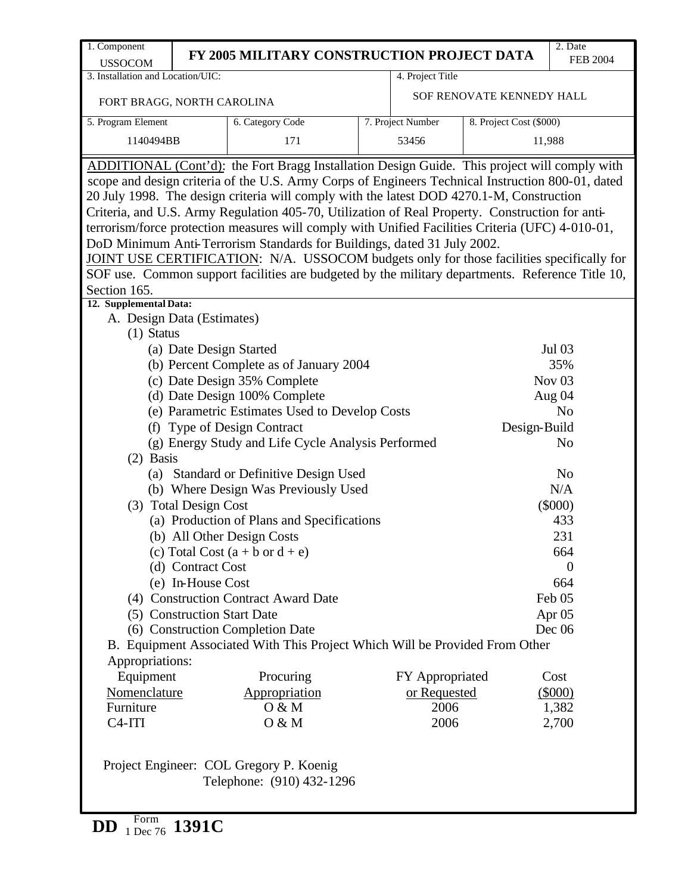| 1. Component USSOCOM | FY 2005 MILITARY CONSTRUCTION PROJECT DATA | | | 2. Date FEB 2004 |
|---|---|---|---|---|
| 3. Installation and Location/UIC: FORT BRAGG, NORTH CAROLINA | | | 4. Project Title SOF RENOVATE KENNEDY HALL | |
| 5. Program Element 1140494BB | 6. Category Code 171 | 7. Project Number 53456 | 8. Project Cost ($000) 11,988 | |

ADDITIONAL (Cont'd): the Fort Bragg Installation Design Guide. This project will comply with scope and design criteria of the U.S. Army Corps of Engineers Technical Instruction 800-01, dated 20 July 1998. The design criteria will comply with the latest DOD 4270.1-M, Construction Criteria, and U.S. Army Regulation 405-70, Utilization of Real Property. Construction for anti-terrorism/force protection measures will comply with Unified Facilities Criteria (UFC) 4-010-01, DoD Minimum Anti-Terrorism Standards for Buildings, dated 31 July 2002.

JOINT USE CERTIFICATION: N/A. USSOCOM budgets only for those facilities specifically for SOF use. Common support facilities are budgeted by the military departments. Reference Title 10, Section 165.

**12. Supplemental Data:**

A. Design Data (Estimates)

(1) Status

| | |
|---|---|
| (a) Date Design Started | Jul 03 |
| (b) Percent Complete as of January 2004 | 35% |
| (c) Date Design 35% Complete | Nov 03 |
| (d) Date Design 100% Complete | Aug 04 |
| (e) Parametric Estimates Used to Develop Costs | No |
| (f) Type of Design Contract | Design-Build |
| (g) Energy Study and Life Cycle Analysis Performed | No |

(2) Basis

| | |
|---|---|
| (a) Standard or Definitive Design Used | No |
| (b) Where Design Was Previously Used | N/A |

| (3) Total Design Cost | ($000) |
|---|---|
| (a) Production of Plans and Specifications | 433 |
| (b) All Other Design Costs | 231 |
| (c) Total Cost (a + b or d + e) | 664 |
| (d) Contract Cost | 0 |
| (e) In-House Cost | 664 |

| | |
|---|---|
| (4) Construction Contract Award Date | Feb 05 |
| (5) Construction Start Date | Apr 05 |
| (6) Construction Completion Date | Dec 06 |

B. Equipment Associated With This Project Which Will be Provided From Other Appropriations:

| Equipment Nomenclature | Procuring Appropriation | FY Appropriated or Requested | Cost ($000) |
|---|---|---|---|
| Furniture | O & M | 2006 | 1,382 |
| C4-ITI | O & M | 2006 | 2,700 |

Project Engineer: COL Gregory P. Koenig
Telephone: (910) 432-1296

DD Form 1 Dec 76 1391C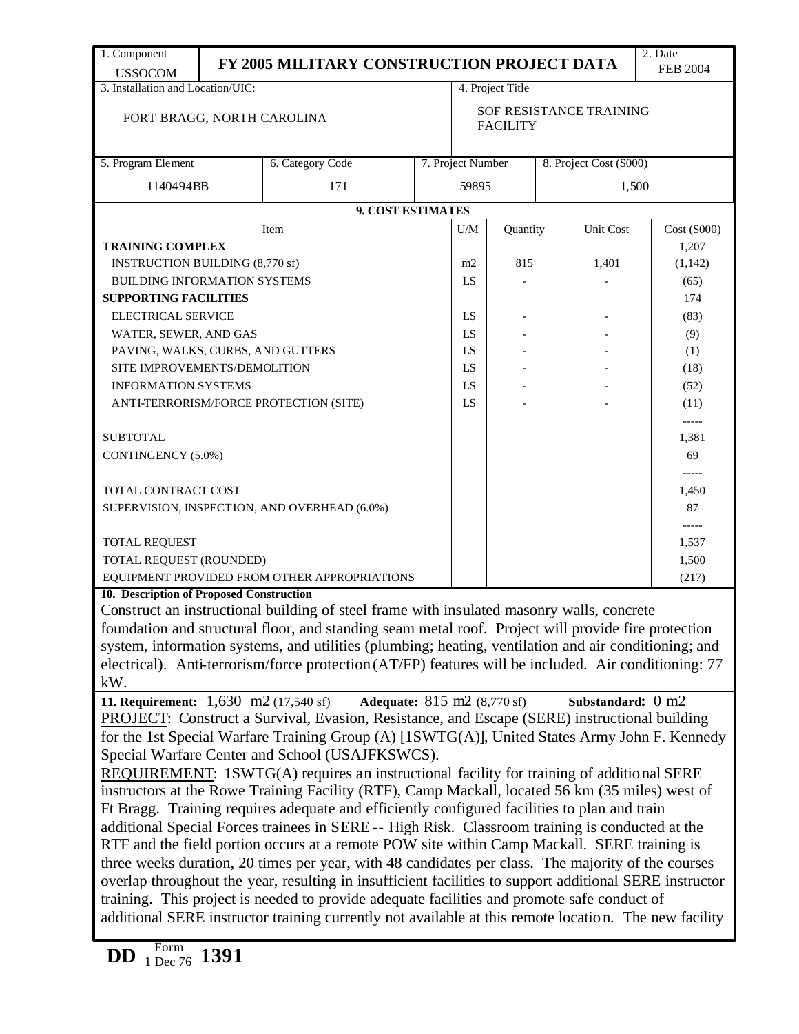| 1. Component USSOCOM | FY 2005 MILITARY CONSTRUCTION PROJECT DATA | 2. Date FEB 2004 |
|---|---|---|

| 3. Installation and Location/UIC: | 4. Project Title |
|---|---|
| FORT BRAGG, NORTH CAROLINA | SOF RESISTANCE TRAINING FACILITY |

| 5. Program Element | 6. Category Code | 7. Project Number | 8. Project Cost ($000) |
|---|---|---|---|
| 1140494BB | 171 | 59895 | 1,500 |

**9. COST ESTIMATES**

| Item | U/M | Quantity | Unit Cost | Cost ($000) |
|---|---|---|---|---|
| **TRAINING COMPLEX** | | | | 1,207 |
| INSTRUCTION BUILDING (8,770 sf) | m2 | 815 | 1,401 | (1,142) |
| BUILDING INFORMATION SYSTEMS | LS | - | - | (65) |
| **SUPPORTING FACILITIES** | | | | 174 |
| ELECTRICAL SERVICE | LS | - | - | (83) |
| WATER, SEWER, AND GAS | LS | - | - | (9) |
| PAVING, WALKS, CURBS, AND GUTTERS | LS | - | - | (1) |
| SITE IMPROVEMENTS/DEMOLITION | LS | - | - | (18) |
| INFORMATION SYSTEMS | LS | - | - | (52) |
| ANTI-TERRORISM/FORCE PROTECTION (SITE) | LS | - | - | (11) |
| | | | | ----- |
| SUBTOTAL | | | | 1,381 |
| CONTINGENCY (5.0%) | | | | 69 |
| | | | | ----- |
| TOTAL CONTRACT COST | | | | 1,450 |
| SUPERVISION, INSPECTION, AND OVERHEAD (6.0%) | | | | 87 |
| | | | | ----- |
| TOTAL REQUEST | | | | 1,537 |
| TOTAL REQUEST (ROUNDED) | | | | 1,500 |
| EQUIPMENT PROVIDED FROM OTHER APPROPRIATIONS | | | | (217) |

**10. Description of Proposed Construction**

Construct an instructional building of steel frame with insulated masonry walls, concrete foundation and structural floor, and standing seam metal roof. Project will provide fire protection system, information systems, and utilities (plumbing; heating, ventilation and air conditioning; and electrical). Anti-terrorism/force protection (AT/FP) features will be included. Air conditioning: 77 kW.

**11. Requirement:** 1,630 m2 (17,540 sf) **Adequate:** 815 m2 (8,770 sf) **Substandard:** 0 m2

PROJECT: Construct a Survival, Evasion, Resistance, and Escape (SERE) instructional building for the 1st Special Warfare Training Group (A) [1SWTG(A)], United States Army John F. Kennedy Special Warfare Center and School (USAJFKSWCS).

REQUIREMENT: 1SWTG(A) requires an instructional facility for training of additional SERE instructors at the Rowe Training Facility (RTF), Camp Mackall, located 56 km (35 miles) west of Ft Bragg. Training requires adequate and efficiently configured facilities to plan and train additional Special Forces trainees in SERE -- High Risk. Classroom training is conducted at the RTF and the field portion occurs at a remote POW site within Camp Mackall. SERE training is three weeks duration, 20 times per year, with 48 candidates per class. The majority of the courses overlap throughout the year, resulting in insufficient facilities to support additional SERE instructor training. This project is needed to provide adequate facilities and promote safe conduct of additional SERE instructor training currently not available at this remote location. The new facility

DD Form 1391, 1 Dec 76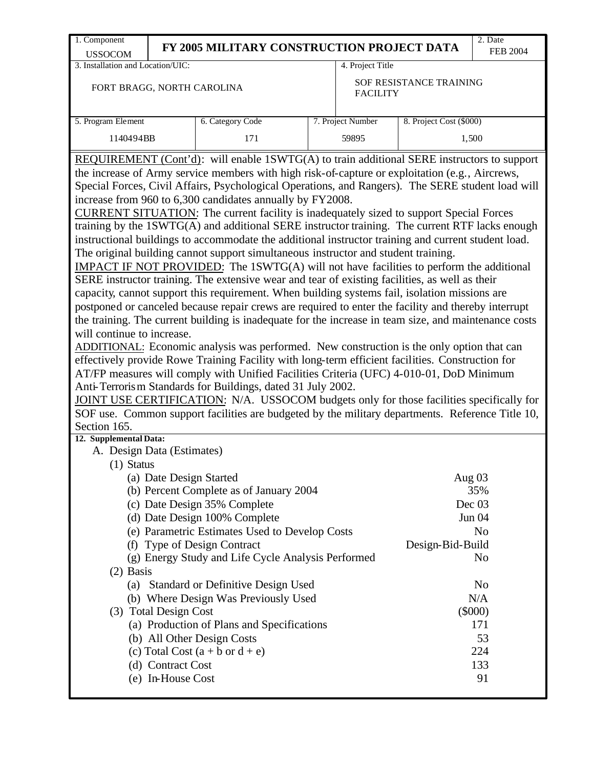| 1. Component USSOCOM | FY 2005 MILITARY CONSTRUCTION PROJECT DATA | | | 2. Date FEB 2004 |
|---|---|---|---|---|
| 3. Installation and Location/UIC: FORT BRAGG, NORTH CAROLINA | | 4. Project Title SOF RESISTANCE TRAINING FACILITY | | |
| 5. Program Element 1140494BB | 6. Category Code 171 | 7. Project Number 59895 | 8. Project Cost ($000) 1,500 | |

REQUIREMENT (Cont'd): will enable 1SWTG(A) to train additional SERE instructors to support the increase of Army service members with high risk-of-capture or exploitation (e.g., Aircrews, Special Forces, Civil Affairs, Psychological Operations, and Rangers). The SERE student load will increase from 960 to 6,300 candidates annually by FY2008.

CURRENT SITUATION: The current facility is inadequately sized to support Special Forces training by the 1SWTG(A) and additional SERE instructor training. The current RTF lacks enough instructional buildings to accommodate the additional instructor training and current student load. The original building cannot support simultaneous instructor and student training.

IMPACT IF NOT PROVIDED: The 1SWTG(A) will not have facilities to perform the additional SERE instructor training. The extensive wear and tear of existing facilities, as well as their capacity, cannot support this requirement. When building systems fail, isolation missions are postponed or canceled because repair crews are required to enter the facility and thereby interrupt the training. The current building is inadequate for the increase in team size, and maintenance costs will continue to increase.

ADDITIONAL: Economic analysis was performed. New construction is the only option that can effectively provide Rowe Training Facility with long-term efficient facilities. Construction for AT/FP measures will comply with Unified Facilities Criteria (UFC) 4-010-01, DoD Minimum Anti-Terrorism Standards for Buildings, dated 31 July 2002.

JOINT USE CERTIFICATION: N/A. USSOCOM budgets only for those facilities specifically for SOF use. Common support facilities are budgeted by the military departments. Reference Title 10, Section 165.

**12. Supplemental Data:**

A. Design Data (Estimates)

(1) Status

| | |
|---|---|
| (a) Date Design Started | Aug 03 |
| (b) Percent Complete as of January 2004 | 35% |
| (c) Date Design 35% Complete | Dec 03 |
| (d) Date Design 100% Complete | Jun 04 |
| (e) Parametric Estimates Used to Develop Costs | No |
| (f) Type of Design Contract | Design-Bid-Build |
| (g) Energy Study and Life Cycle Analysis Performed | No |

(2) Basis

| | |
|---|---|
| (a) Standard or Definitive Design Used | No |
| (b) Where Design Was Previously Used | N/A |

(3) Total Design Cost ($000)

| | |
|---|---|
| (a) Production of Plans and Specifications | 171 |
| (b) All Other Design Costs | 53 |
| (c) Total Cost (a + b or d + e) | 224 |
| (d) Contract Cost | 133 |
| (e) In-House Cost | 91 |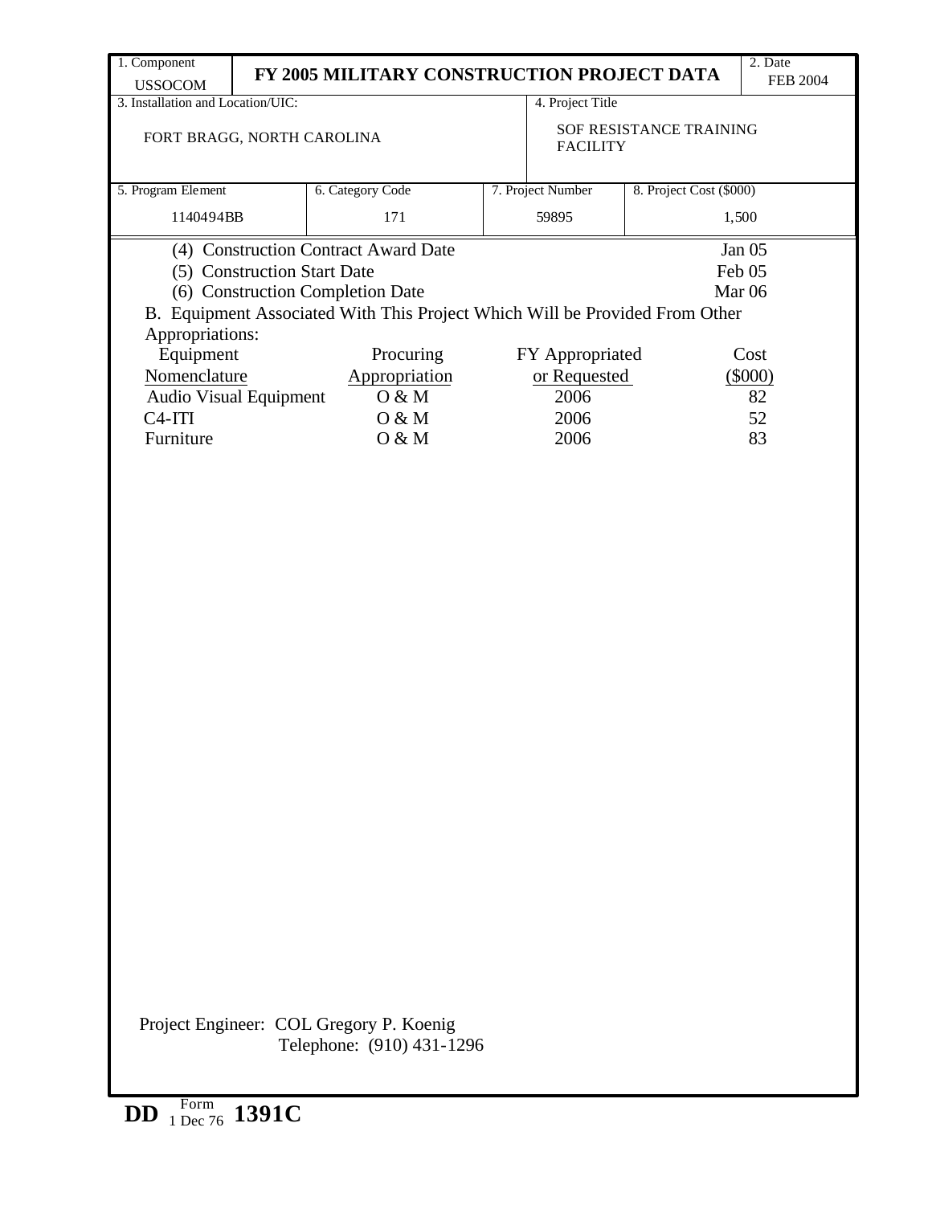| 1. Component USSOCOM | FY 2005 MILITARY CONSTRUCTION PROJECT DATA | | | 2. Date FEB 2004 |
|---|---|---|---|---|
| 3. Installation and Location/UIC: FORT BRAGG, NORTH CAROLINA | | | 4. Project Title SOF RESISTANCE TRAINING FACILITY | |
| 5. Program Element 1140494BB | 6. Category Code 171 | 7. Project Number 59895 | 8. Project Cost ($000) 1,500 | |

(4) Construction Contract Award Date — Jan 05
(5) Construction Start Date — Feb 05
(6) Construction Completion Date — Mar 06

B. Equipment Associated With This Project Which Will be Provided From Other Appropriations:

| Equipment Nomenclature | Procuring Appropriation | FY Appropriated or Requested | Cost ($000) |
|---|---|---|---|
| Audio Visual Equipment | O & M | 2006 | 82 |
| C4-ITI | O & M | 2006 | 52 |
| Furniture | O & M | 2006 | 83 |

Project Engineer: COL Gregory P. Koenig
Telephone: (910) 431-1296

DD Form 1 Dec 76 1391C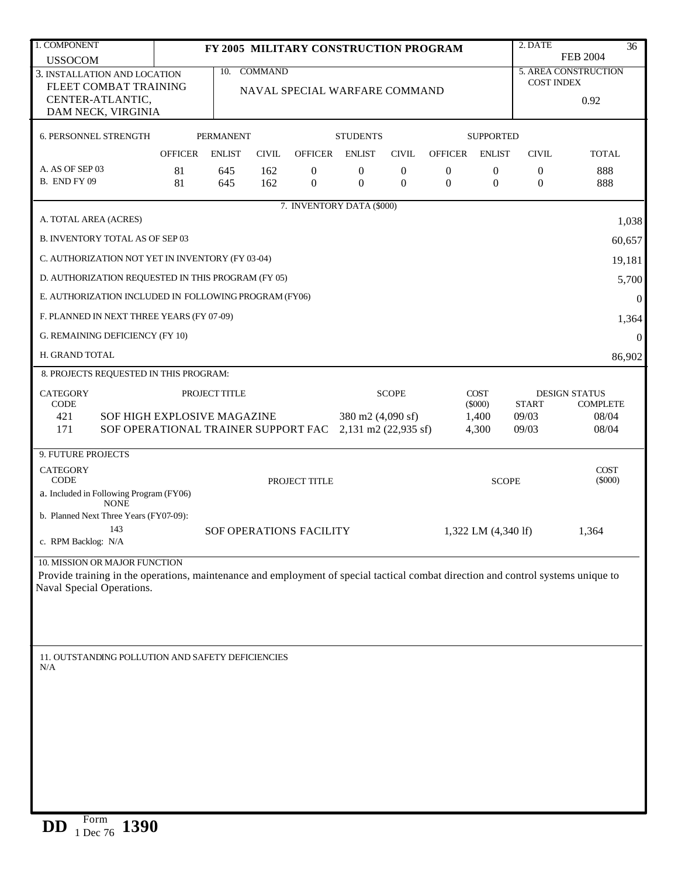| 1. COMPONENT | FY 2005 MILITARY CONSTRUCTION PROGRAM | 2. DATE |
|---|---|---|
| USSOCOM | | FEB 2004 |

| 3. INSTALLATION AND LOCATION | 10. COMMAND | 5. AREA CONSTRUCTION COST INDEX |
|---|---|---|
| FLEET COMBAT TRAINING CENTER-ATLANTIC, DAM NECK, VIRGINIA | NAVAL SPECIAL WARFARE COMMAND | 0.92 |

**6. PERSONNEL STRENGTH**

| | PERMANENT | | | STUDENTS | | | SUPPORTED | | | |
|---|---|---|---|---|---|---|---|---|---|---|
| | OFFICER | ENLIST | CIVIL | OFFICER | ENLIST | CIVIL | OFFICER | ENLIST | CIVIL | TOTAL |
| A. AS OF SEP 03 | 81 | 645 | 162 | 0 | 0 | 0 | 0 | 0 | 0 | 888 |
| B. END FY 09 | 81 | 645 | 162 | 0 | 0 | 0 | 0 | 0 | 0 | 888 |

**7. INVENTORY DATA ($000)**

| | |
|---|---|
| A. TOTAL AREA (ACRES) | 1,038 |
| B. INVENTORY TOTAL AS OF SEP 03 | 60,657 |
| C. AUTHORIZATION NOT YET IN INVENTORY (FY 03-04) | 19,181 |
| D. AUTHORIZATION REQUESTED IN THIS PROGRAM (FY 05) | 5,700 |
| E. AUTHORIZATION INCLUDED IN FOLLOWING PROGRAM (FY06) | 0 |
| F. PLANNED IN NEXT THREE YEARS (FY 07-09) | 1,364 |
| G. REMAINING DEFICIENCY (FY 10) | 0 |
| H. GRAND TOTAL | 86,902 |

**8. PROJECTS REQUESTED IN THIS PROGRAM:**

| CATEGORY CODE | PROJECT TITLE | SCOPE | COST ($000) | DESIGN STATUS START | DESIGN STATUS COMPLETE |
|---|---|---|---|---|---|
| 421 | SOF HIGH EXPLOSIVE MAGAZINE | 380 m2 (4,090 sf) | 1,400 | 09/03 | 08/04 |
| 171 | SOF OPERATIONAL TRAINER SUPPORT FAC | 2,131 m2 (22,935 sf) | 4,300 | 09/03 | 08/04 |

**9. FUTURE PROJECTS**

| CATEGORY CODE | PROJECT TITLE | SCOPE | COST ($000) |
|---|---|---|---|
| a. Included in Following Program (FY06) | | | |
| NONE | | | |
| b. Planned Next Three Years (FY07-09): | | | |
| 143 | SOF OPERATIONS FACILITY | 1,322 LM (4,340 lf) | 1,364 |
| c. RPM Backlog: N/A | | | |

**10. MISSION OR MAJOR FUNCTION**

Provide training in the operations, maintenance and employment of special tactical combat direction and control systems unique to Naval Special Operations.

**11. OUTSTANDING POLLUTION AND SAFETY DEFICIENCIES**

N/A

DD Form 1390, 1 Dec 76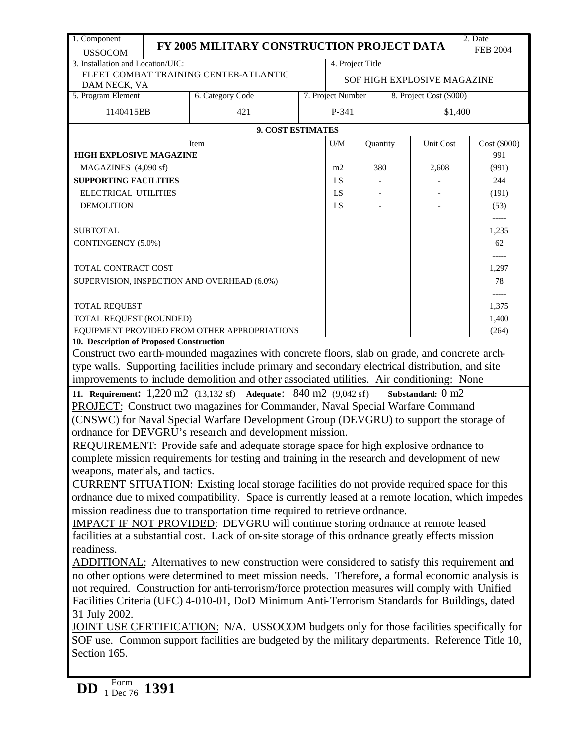| 1. Component USSOCOM | FY 2005 MILITARY CONSTRUCTION PROJECT DATA | 2. Date FEB 2004 |
|---|---|---|

| 3. Installation and Location/UIC: FLEET COMBAT TRAINING CENTER-ATLANTIC DAM NECK, VA | 4. Project Title SOF HIGH EXPLOSIVE MAGAZINE |
|---|---|

| 5. Program Element | 6. Category Code | 7. Project Number | 8. Project Cost ($000) |
|---|---|---|---|
| 1140415BB | 421 | P-341 | $1,400 |

**9. COST ESTIMATES**

| Item | U/M | Quantity | Unit Cost | Cost ($000) |
|---|---|---|---|---|
| **HIGH EXPLOSIVE MAGAZINE** | | | | 991 |
| MAGAZINES (4,090 sf) | m2 | 380 | 2,608 | (991) |
| **SUPPORTING FACILITIES** | LS | - | - | 244 |
| ELECTRICAL UTILITIES | LS | - | - | (191) |
| DEMOLITION | LS | - | - | (53) |
| | | | | ----- |
| SUBTOTAL | | | | 1,235 |
| CONTINGENCY (5.0%) | | | | 62 |
| | | | | ----- |
| TOTAL CONTRACT COST | | | | 1,297 |
| SUPERVISION, INSPECTION AND OVERHEAD (6.0%) | | | | 78 |
| | | | | ----- |
| TOTAL REQUEST | | | | 1,375 |
| TOTAL REQUEST (ROUNDED) | | | | 1,400 |
| EQUIPMENT PROVIDED FROM OTHER APPROPRIATIONS | | | | (264) |

**10. Description of Proposed Construction**

Construct two earth-mounded magazines with concrete floors, slab on grade, and concrete arch-type walls. Supporting facilities include primary and secondary electrical distribution, and site improvements to include demolition and other associated utilities. Air conditioning: None

**11. Requirement:** 1,220 m2 (13,132 sf) **Adequate**: 840 m2 (9,042 sf) **Substandard:** 0 m2

PROJECT: Construct two magazines for Commander, Naval Special Warfare Command (CNSWC) for Naval Special Warfare Development Group (DEVGRU) to support the storage of ordnance for DEVGRU's research and development mission.

REQUIREMENT: Provide safe and adequate storage space for high explosive ordnance to complete mission requirements for testing and training in the research and development of new weapons, materials, and tactics.

CURRENT SITUATION: Existing local storage facilities do not provide required space for this ordnance due to mixed compatibility. Space is currently leased at a remote location, which impedes mission readiness due to transportation time required to retrieve ordnance.

IMPACT IF NOT PROVIDED: DEVGRU will continue storing ordnance at remote leased facilities at a substantial cost. Lack of on-site storage of this ordnance greatly effects mission readiness.

ADDITIONAL: Alternatives to new construction were considered to satisfy this requirement and no other options were determined to meet mission needs. Therefore, a formal economic analysis is not required. Construction for anti-terrorism/force protection measures will comply with Unified Facilities Criteria (UFC) 4-010-01, DoD Minimum Anti-Terrorism Standards for Buildings, dated 31 July 2002.

JOINT USE CERTIFICATION: N/A. USSOCOM budgets only for those facilities specifically for SOF use. Common support facilities are budgeted by the military departments. Reference Title 10, Section 165.

DD Form 1 Dec 76 **1391**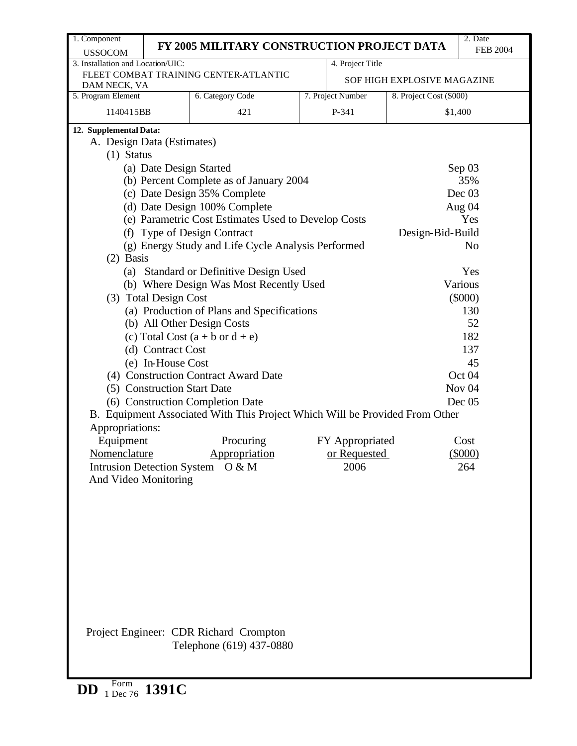| 1. Component<br>USSOCOM | FY 2005 MILITARY CONSTRUCTION PROJECT DATA | | | 2. Date<br>FEB 2004 |
|---|---|---|---|---|
| 3. Installation and Location/UIC:<br>FLEET COMBAT TRAINING CENTER-ATLANTIC<br>DAM NECK, VA | | 4. Project Title<br>SOF HIGH EXPLOSIVE MAGAZINE | | |
| 5. Program Element<br>1140415BB | 6. Category Code<br>421 | 7. Project Number<br>P-341 | 8. Project Cost ($000)<br>$1,400 | |

**12. Supplemental Data:**

A. Design Data (Estimates)

(1) Status

| | |
|---|---|
| (a) Date Design Started | Sep 03 |
| (b) Percent Complete as of January 2004 | 35% |
| (c) Date Design 35% Complete | Dec 03 |
| (d) Date Design 100% Complete | Aug 04 |
| (e) Parametric Cost Estimates Used to Develop Costs | Yes |
| (f) Type of Design Contract | Design-Bid-Build |
| (g) Energy Study and Life Cycle Analysis Performed | No |

(2) Basis

| | |
|---|---|
| (a) Standard or Definitive Design Used | Yes |
| (b) Where Design Was Most Recently Used | Various |

(3) Total Design Cost ($000)

| | |
|---|---|
| (a) Production of Plans and Specifications | 130 |
| (b) All Other Design Costs | 52 |
| (c) Total Cost (a + b or d + e) | 182 |
| (d) Contract Cost | 137 |
| (e) In-House Cost | 45 |

| | |
|---|---|
| (4) Construction Contract Award Date | Oct 04 |
| (5) Construction Start Date | Nov 04 |
| (6) Construction Completion Date | Dec 05 |

B. Equipment Associated With This Project Which Will be Provided From Other Appropriations:

| Equipment Nomenclature | Procuring Appropriation | FY Appropriated or Requested | Cost ($000) |
|---|---|---|---|
| Intrusion Detection System And Video Monitoring | O & M | 2006 | 264 |

Project Engineer: CDR Richard Crompton
Telephone (619) 437-0880

DD Form 1 Dec 76 1391C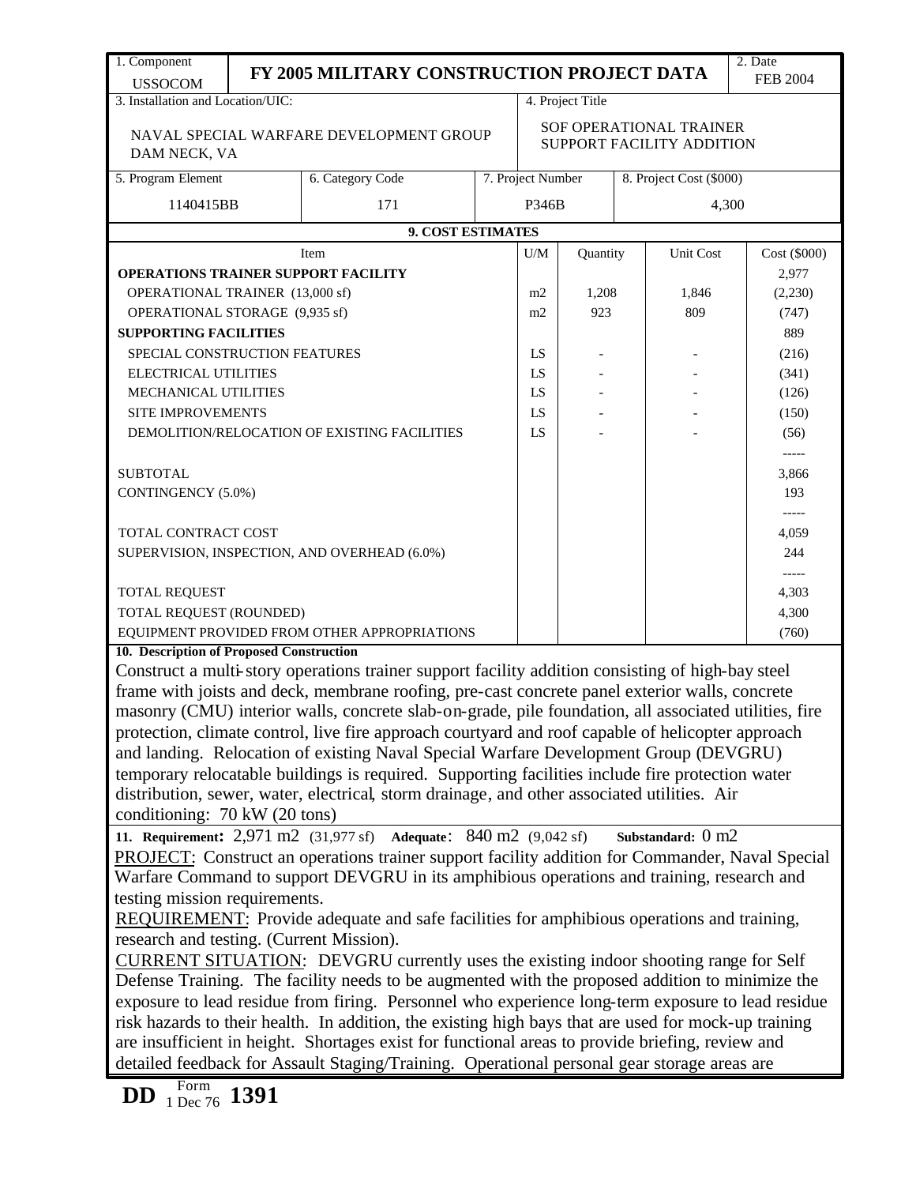| 1. Component | FY 2005 MILITARY CONSTRUCTION PROJECT DATA | 2. Date |
|---|---|---|
| USSOCOM | | FEB 2004 |

| 3. Installation and Location/UIC: | 4. Project Title |
|---|---|
| NAVAL SPECIAL WARFARE DEVELOPMENT GROUP DAM NECK, VA | SOF OPERATIONAL TRAINER SUPPORT FACILITY ADDITION |

| 5. Program Element | 6. Category Code | 7. Project Number | 8. Project Cost ($000) |
|---|---|---|---|
| 1140415BB | 171 | P346B | 4,300 |

**9. COST ESTIMATES**

| Item | U/M | Quantity | Unit Cost | Cost ($000) |
|---|---|---|---|---|
| **OPERATIONS TRAINER SUPPORT FACILITY** | | | | 2,977 |
| OPERATIONAL TRAINER (13,000 sf) | m2 | 1,208 | 1,846 | (2,230) |
| OPERATIONAL STORAGE (9,935 sf) | m2 | 923 | 809 | (747) |
| **SUPPORTING FACILITIES** | | | | 889 |
| SPECIAL CONSTRUCTION FEATURES | LS | - | - | (216) |
| ELECTRICAL UTILITIES | LS | - | - | (341) |
| MECHANICAL UTILITIES | LS | - | - | (126) |
| SITE IMPROVEMENTS | LS | - | - | (150) |
| DEMOLITION/RELOCATION OF EXISTING FACILITIES | LS | - | - | (56) |
| | | | | ----- |
| SUBTOTAL | | | | 3,866 |
| CONTINGENCY (5.0%) | | | | 193 |
| | | | | ----- |
| TOTAL CONTRACT COST | | | | 4,059 |
| SUPERVISION, INSPECTION, AND OVERHEAD (6.0%) | | | | 244 |
| | | | | ----- |
| TOTAL REQUEST | | | | 4,303 |
| TOTAL REQUEST (ROUNDED) | | | | 4,300 |
| EQUIPMENT PROVIDED FROM OTHER APPROPRIATIONS | | | | (760) |

**10. Description of Proposed Construction**

Construct a multi-story operations trainer support facility addition consisting of high-bay steel frame with joists and deck, membrane roofing, pre-cast concrete panel exterior walls, concrete masonry (CMU) interior walls, concrete slab-on-grade, pile foundation, all associated utilities, fire protection, climate control, live fire approach courtyard and roof capable of helicopter approach and landing. Relocation of existing Naval Special Warfare Development Group (DEVGRU) temporary relocatable buildings is required. Supporting facilities include fire protection water distribution, sewer, water, electrical, storm drainage, and other associated utilities. Air conditioning: 70 kW (20 tons)

**11. Requirement:** 2,971 m2 (31,977 sf) **Adequate**: 840 m2 (9,042 sf) **Substandard:** 0 m2

PROJECT: Construct an operations trainer support facility addition for Commander, Naval Special Warfare Command to support DEVGRU in its amphibious operations and training, research and testing mission requirements.

REQUIREMENT: Provide adequate and safe facilities for amphibious operations and training, research and testing. (Current Mission).

CURRENT SITUATION: DEVGRU currently uses the existing indoor shooting range for Self Defense Training. The facility needs to be augmented with the proposed addition to minimize the exposure to lead residue from firing. Personnel who experience long-term exposure to lead residue risk hazards to their health. In addition, the existing high bays that are used for mock-up training are insufficient in height. Shortages exist for functional areas to provide briefing, review and detailed feedback for Assault Staging/Training. Operational personal gear storage areas are

DD Form 1391, 1 Dec 76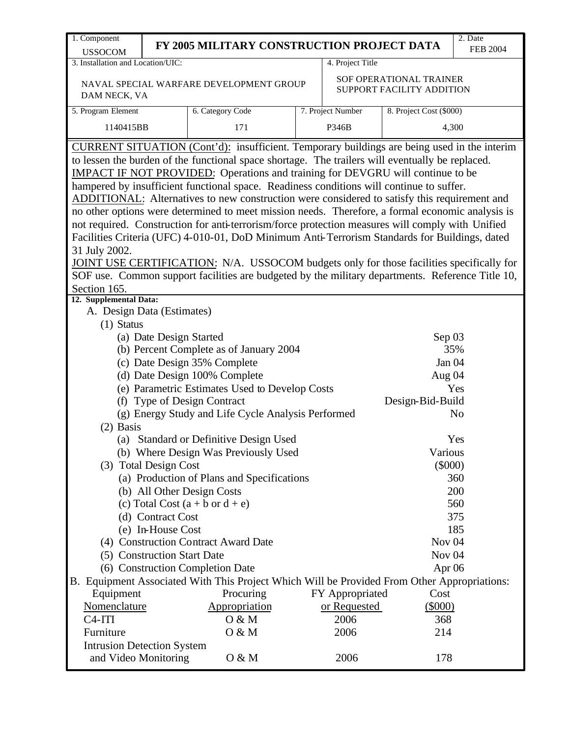| 1. Component USSOCOM | FY 2005 MILITARY CONSTRUCTION PROJECT DATA | | | 2. Date FEB 2004 |
|---|---|---|---|---|
| 3. Installation and Location/UIC: NAVAL SPECIAL WARFARE DEVELOPMENT GROUP DAM NECK, VA | | 4. Project Title SOF OPERATIONAL TRAINER SUPPORT FACILITY ADDITION | | |
| 5. Program Element 1140415BB | 6. Category Code 171 | 7. Project Number P346B | 8. Project Cost ($000) 4,300 | |

CURRENT SITUATION (Cont'd): insufficient. Temporary buildings are being used in the interim to lessen the burden of the functional space shortage. The trailers will eventually be replaced.

IMPACT IF NOT PROVIDED: Operations and training for DEVGRU will continue to be hampered by insufficient functional space. Readiness conditions will continue to suffer.

ADDITIONAL: Alternatives to new construction were considered to satisfy this requirement and no other options were determined to meet mission needs. Therefore, a formal economic analysis is not required. Construction for anti-terrorism/force protection measures will comply with Unified Facilities Criteria (UFC) 4-010-01, DoD Minimum Anti-Terrorism Standards for Buildings, dated 31 July 2002.

JOINT USE CERTIFICATION: N/A. USSOCOM budgets only for those facilities specifically for SOF use. Common support facilities are budgeted by the military departments. Reference Title 10, Section 165.

**12. Supplemental Data:**

A. Design Data (Estimates)

| | |
|---|---|
| (1) Status | |
| (a) Date Design Started | Sep 03 |
| (b) Percent Complete as of January 2004 | 35% |
| (c) Date Design 35% Complete | Jan 04 |
| (d) Date Design 100% Complete | Aug 04 |
| (e) Parametric Estimates Used to Develop Costs | Yes |
| (f) Type of Design Contract | Design-Bid-Build |
| (g) Energy Study and Life Cycle Analysis Performed | No |
| (2) Basis | |
| (a) Standard or Definitive Design Used | Yes |
| (b) Where Design Was Previously Used | Various |
| (3) Total Design Cost | ($000) |
| (a) Production of Plans and Specifications | 360 |
| (b) All Other Design Costs | 200 |
| (c) Total Cost (a + b or d + e) | 560 |
| (d) Contract Cost | 375 |
| (e) In-House Cost | 185 |
| (4) Construction Contract Award Date | Nov 04 |
| (5) Construction Start Date | Nov 04 |
| (6) Construction Completion Date | Apr 06 |

B. Equipment Associated With This Project Which Will be Provided From Other Appropriations:

| Equipment Nomenclature | Procuring Appropriation | FY Appropriated or Requested | Cost ($000) |
|---|---|---|---|
| C4-ITI | O & M | 2006 | 368 |
| Furniture | O & M | 2006 | 214 |
| Intrusion Detection System and Video Monitoring | O & M | 2006 | 178 |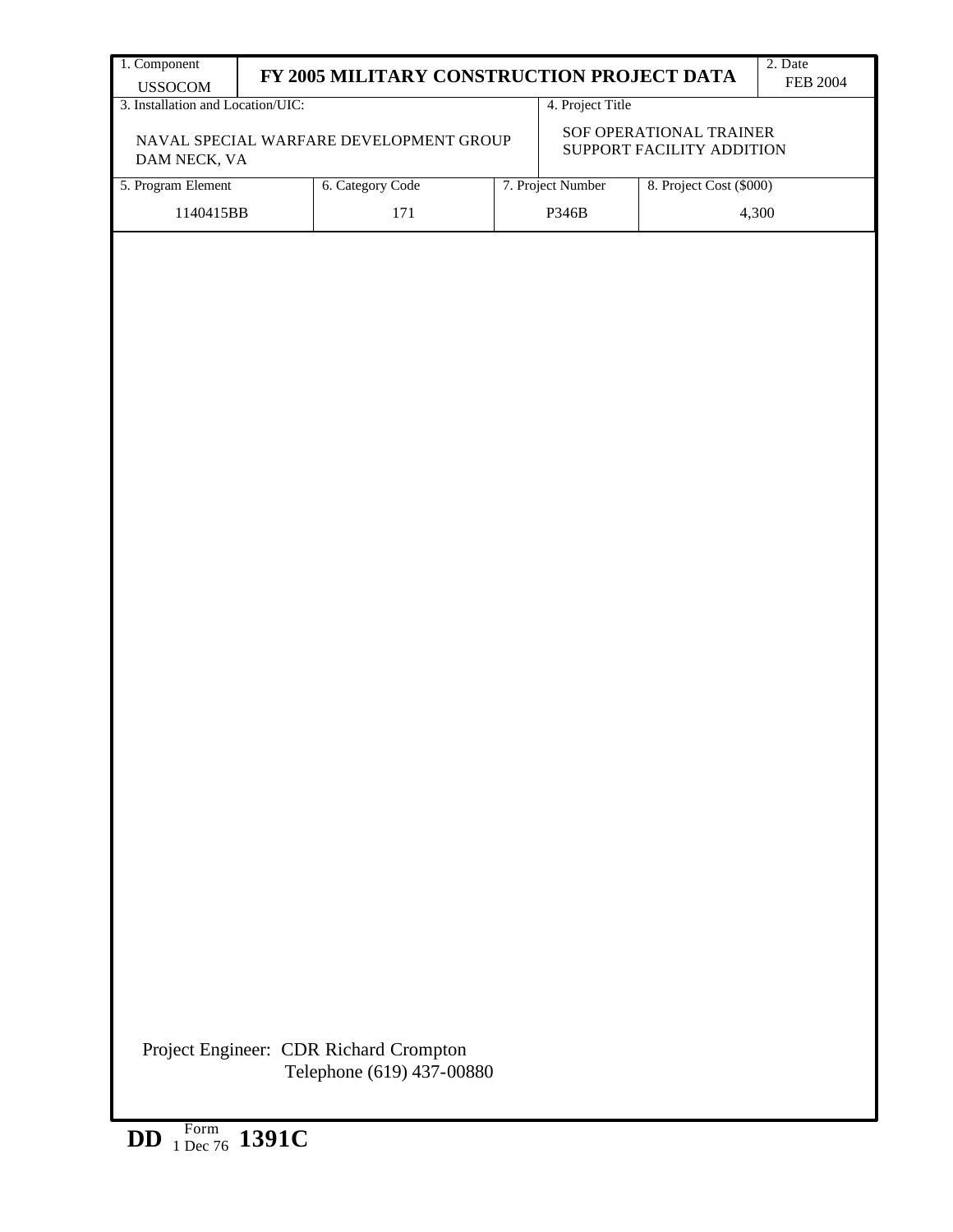| 1. Component<br>USSOCOM | FY 2005 MILITARY CONSTRUCTION PROJECT DATA | | | 2. Date<br>FEB 2004 |
|---|---|---|---|---|
| 3. Installation and Location/UIC:<br>NAVAL SPECIAL WARFARE DEVELOPMENT GROUP<br>DAM NECK, VA | | | 4. Project Title<br>SOF OPERATIONAL TRAINER SUPPORT FACILITY ADDITION | |
| 5. Program Element<br>1140415BB | 6. Category Code<br>171 | 7. Project Number<br>P346B | 8. Project Cost ($000)<br>4,300 | |

Project Engineer: CDR Richard Crompton
Telephone (619) 437-00880

DD Form 1 Dec 76 1391C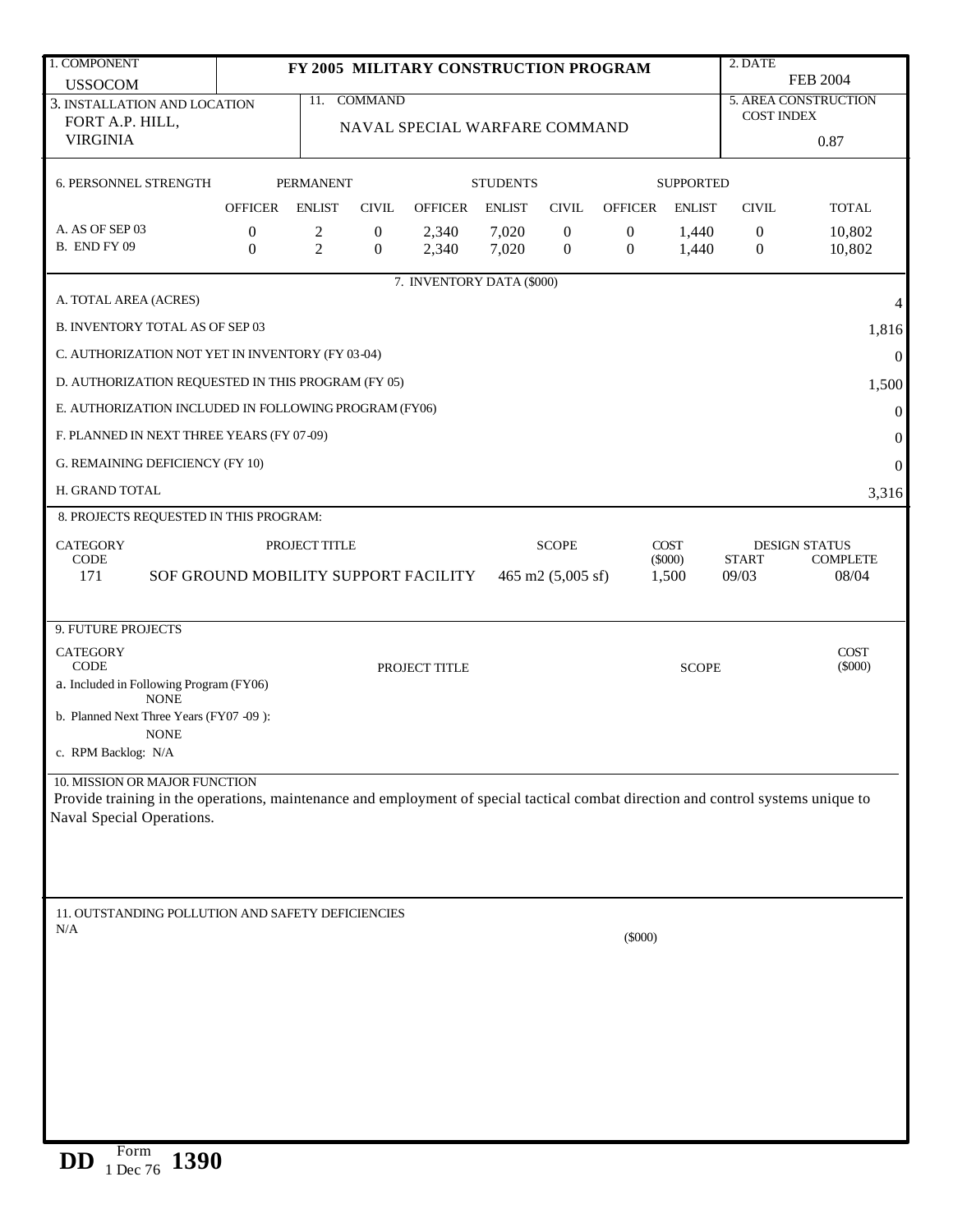| 1. COMPONENT USSOCOM | FY 2005 MILITARY CONSTRUCTION PROGRAM | 2. DATE FEB 2004 |
|---|---|---|
| 3. INSTALLATION AND LOCATION FORT A.P. HILL, VIRGINIA | 11. COMMAND NAVAL SPECIAL WARFARE COMMAND | 5. AREA CONSTRUCTION COST INDEX 0.87 |

**6. PERSONNEL STRENGTH**

| | PERMANENT | | | STUDENTS | | | SUPPORTED | | | |
|---|---|---|---|---|---|---|---|---|---|---|
| | OFFICER | ENLIST | CIVIL | OFFICER | ENLIST | CIVIL | OFFICER | ENLIST | CIVIL | TOTAL |
| A. AS OF SEP 03 | 0 | 2 | 0 | 2,340 | 7,020 | 0 | 0 | 1,440 | 0 | 10,802 |
| B. END FY 09 | 0 | 2 | 0 | 2,340 | 7,020 | 0 | 0 | 1,440 | 0 | 10,802 |

**7. INVENTORY DATA ($000)**

| | |
|---|---|
| A. TOTAL AREA (ACRES) | 4 |
| B. INVENTORY TOTAL AS OF SEP 03 | 1,816 |
| C. AUTHORIZATION NOT YET IN INVENTORY (FY 03-04) | 0 |
| D. AUTHORIZATION REQUESTED IN THIS PROGRAM (FY 05) | 1,500 |
| E. AUTHORIZATION INCLUDED IN FOLLOWING PROGRAM (FY06) | 0 |
| F. PLANNED IN NEXT THREE YEARS (FY 07-09) | 0 |
| G. REMAINING DEFICIENCY (FY 10) | 0 |
| H. GRAND TOTAL | 3,316 |

**8. PROJECTS REQUESTED IN THIS PROGRAM:**

| CATEGORY CODE | PROJECT TITLE | SCOPE | COST ($000) | DESIGN STATUS START | DESIGN STATUS COMPLETE |
|---|---|---|---|---|---|
| 171 | SOF GROUND MOBILITY SUPPORT FACILITY | 465 m2 (5,005 sf) | 1,500 | 09/03 | 08/04 |

**9. FUTURE PROJECTS**

| CATEGORY CODE | PROJECT TITLE | SCOPE | COST ($000) |
|---|---|---|---|

a. Included in Following Program (FY06)
NONE

b. Planned Next Three Years (FY07 -09 ):
NONE

c. RPM Backlog: N/A

**10. MISSION OR MAJOR FUNCTION**

Provide training in the operations, maintenance and employment of special tactical combat direction and control systems unique to Naval Special Operations.

**11. OUTSTANDING POLLUTION AND SAFETY DEFICIENCIES**

N/A ($000)

DD Form 1390, 1 Dec 76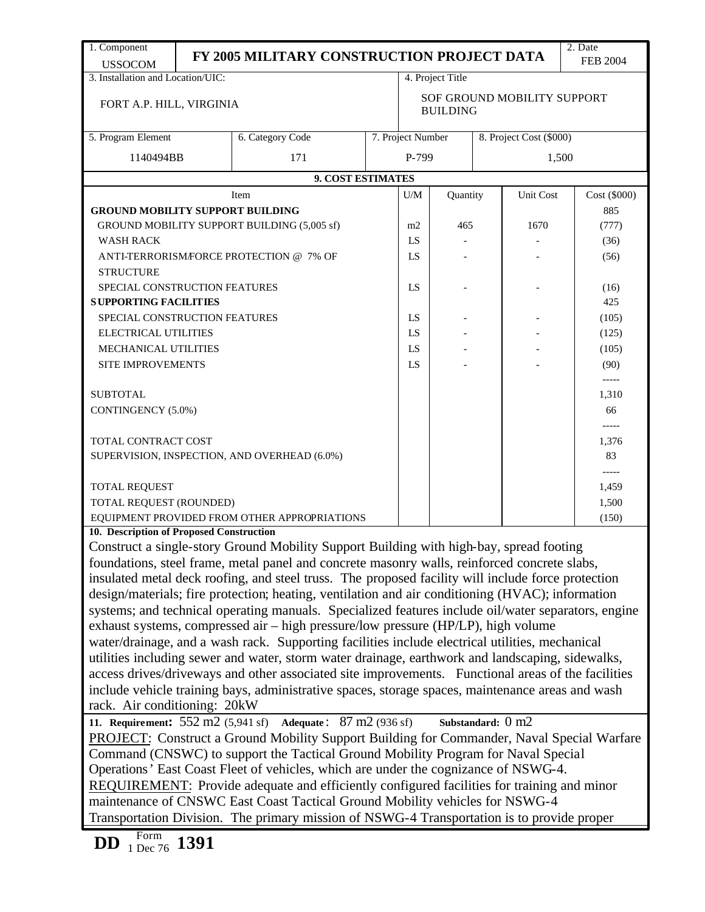| 1. Component | FY 2005 MILITARY CONSTRUCTION PROJECT DATA | 2. Date |
|---|---|---|
| USSOCOM | | FEB 2004 |

| 3. Installation and Location/UIC: | 4. Project Title |
|---|---|
| FORT A.P. HILL, VIRGINIA | SOF GROUND MOBILITY SUPPORT BUILDING |

| 5. Program Element | 6. Category Code | 7. Project Number | 8. Project Cost ($000) |
|---|---|---|---|
| 1140494BB | 171 | P-799 | 1,500 |

**9. COST ESTIMATES**

| Item | U/M | Quantity | Unit Cost | Cost ($000) |
|---|---|---|---|---|
| **GROUND MOBILITY SUPPORT BUILDING** | | | | 885 |
| GROUND MOBILITY SUPPORT BUILDING (5,005 sf) | m2 | 465 | 1670 | (777) |
| WASH RACK | LS | - | - | (36) |
| ANTI-TERRORISM/FORCE PROTECTION @ 7% OF STRUCTURE | LS | - | - | (56) |
| SPECIAL CONSTRUCTION FEATURES | LS | - | - | (16) |
| **SUPPORTING FACILITIES** | | | | 425 |
| SPECIAL CONSTRUCTION FEATURES | LS | - | - | (105) |
| ELECTRICAL UTILITIES | LS | - | - | (125) |
| MECHANICAL UTILITIES | LS | - | - | (105) |
| SITE IMPROVEMENTS | LS | - | - | (90) |
| | | | | ----- |
| SUBTOTAL | | | | 1,310 |
| CONTINGENCY (5.0%) | | | | 66 |
| | | | | ----- |
| TOTAL CONTRACT COST | | | | 1,376 |
| SUPERVISION, INSPECTION, AND OVERHEAD (6.0%) | | | | 83 |
| | | | | ----- |
| TOTAL REQUEST | | | | 1,459 |
| TOTAL REQUEST (ROUNDED) | | | | 1,500 |
| EQUIPMENT PROVIDED FROM OTHER APPROPRIATIONS | | | | (150) |

**10. Description of Proposed Construction**

Construct a single-story Ground Mobility Support Building with high-bay, spread footing foundations, steel frame, metal panel and concrete masonry walls, reinforced concrete slabs, insulated metal deck roofing, and steel truss. The proposed facility will include force protection design/materials; fire protection; heating, ventilation and air conditioning (HVAC); information systems; and technical operating manuals. Specialized features include oil/water separators, engine exhaust systems, compressed air – high pressure/low pressure (HP/LP), high volume water/drainage, and a wash rack. Supporting facilities include electrical utilities, mechanical utilities including sewer and water, storm water drainage, earthwork and landscaping, sidewalks, access drives/driveways and other associated site improvements. Functional areas of the facilities include vehicle training bays, administrative spaces, storage spaces, maintenance areas and wash rack. Air conditioning: 20kW

**11. Requirement:** 552 m2 (5,941 sf) **Adequate**: 87 m2 (936 sf) **Substandard:** 0 m2

PROJECT: Construct a Ground Mobility Support Building for Commander, Naval Special Warfare Command (CNSWC) to support the Tactical Ground Mobility Program for Naval Special Operations' East Coast Fleet of vehicles, which are under the cognizance of NSWG-4.

REQUIREMENT: Provide adequate and efficiently configured facilities for training and minor maintenance of CNSWC East Coast Tactical Ground Mobility vehicles for NSWG-4 Transportation Division. The primary mission of NSWG-4 Transportation is to provide proper

DD Form 1 Dec 76 1391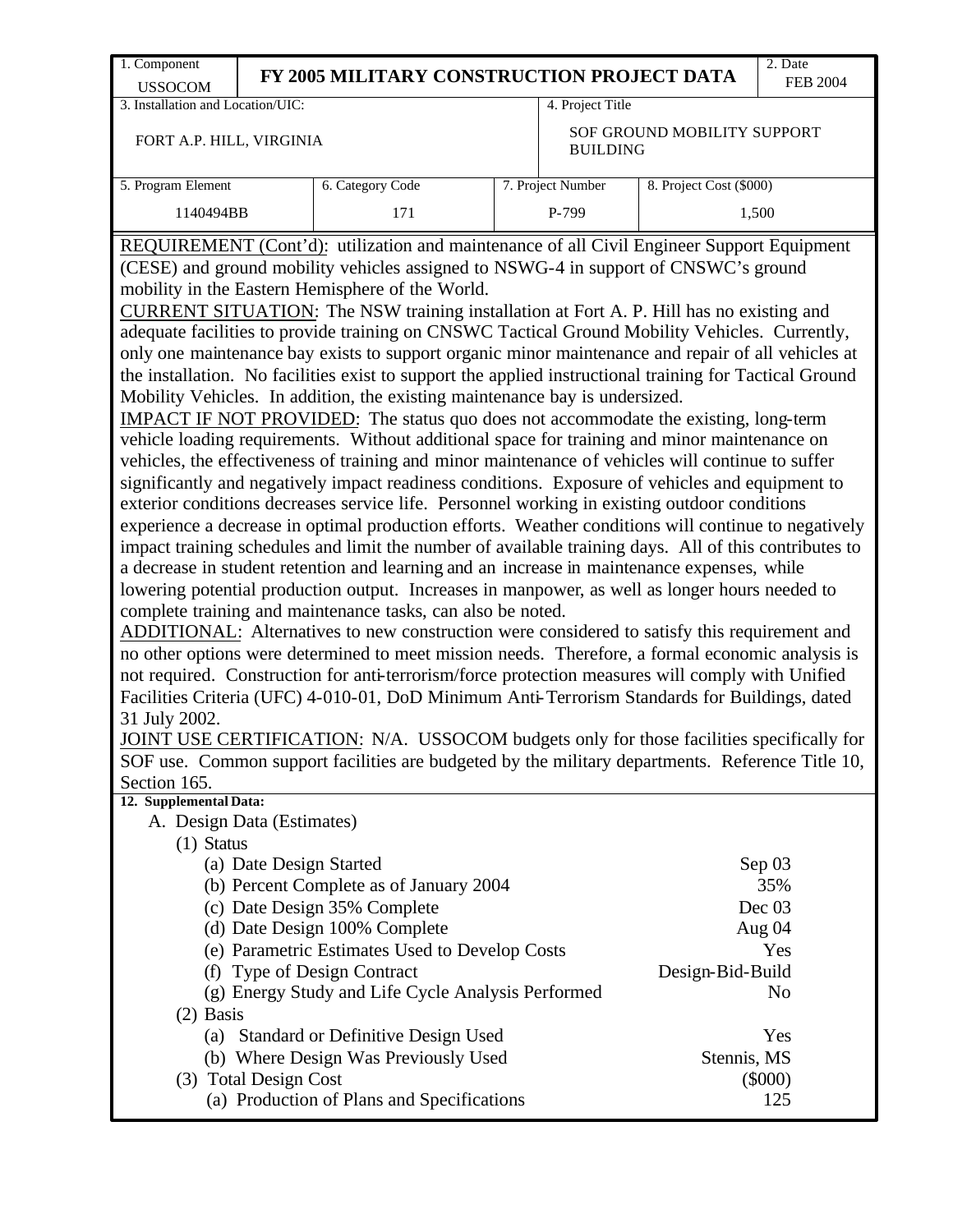| 1. Component<br>USSOCOM | FY 2005 MILITARY CONSTRUCTION PROJECT DATA | | | 2. Date<br>FEB 2004 |
|---|---|---|---|---|
| 3. Installation and Location/UIC:<br>FORT A.P. HILL, VIRGINIA | | 4. Project Title<br>SOF GROUND MOBILITY SUPPORT BUILDING | | |
| 5. Program Element<br>1140494BB | 6. Category Code<br>171 | 7. Project Number<br>P-799 | 8. Project Cost ($000)<br>1,500 | |

REQUIREMENT (Cont'd): utilization and maintenance of all Civil Engineer Support Equipment (CESE) and ground mobility vehicles assigned to NSWG-4 in support of CNSWC's ground mobility in the Eastern Hemisphere of the World.

CURRENT SITUATION: The NSW training installation at Fort A. P. Hill has no existing and adequate facilities to provide training on CNSWC Tactical Ground Mobility Vehicles. Currently, only one maintenance bay exists to support organic minor maintenance and repair of all vehicles at the installation. No facilities exist to support the applied instructional training for Tactical Ground Mobility Vehicles. In addition, the existing maintenance bay is undersized.

IMPACT IF NOT PROVIDED: The status quo does not accommodate the existing, long-term vehicle loading requirements. Without additional space for training and minor maintenance on vehicles, the effectiveness of training and minor maintenance of vehicles will continue to suffer significantly and negatively impact readiness conditions. Exposure of vehicles and equipment to exterior conditions decreases service life. Personnel working in existing outdoor conditions experience a decrease in optimal production efforts. Weather conditions will continue to negatively impact training schedules and limit the number of available training days. All of this contributes to a decrease in student retention and learning and an increase in maintenance expenses, while lowering potential production output. Increases in manpower, as well as longer hours needed to complete training and maintenance tasks, can also be noted.

ADDITIONAL: Alternatives to new construction were considered to satisfy this requirement and no other options were determined to meet mission needs. Therefore, a formal economic analysis is not required. Construction for anti-terrorism/force protection measures will comply with Unified Facilities Criteria (UFC) 4-010-01, DoD Minimum Anti-Terrorism Standards for Buildings, dated 31 July 2002.

JOINT USE CERTIFICATION: N/A. USSOCOM budgets only for those facilities specifically for SOF use. Common support facilities are budgeted by the military departments. Reference Title 10, Section 165.

**12. Supplemental Data:**

A. Design Data (Estimates)

(1) Status

| | |
|---|---|
| (a) Date Design Started | Sep 03 |
| (b) Percent Complete as of January 2004 | 35% |
| (c) Date Design 35% Complete | Dec 03 |
| (d) Date Design 100% Complete | Aug 04 |
| (e) Parametric Estimates Used to Develop Costs | Yes |
| (f) Type of Design Contract | Design-Bid-Build |
| (g) Energy Study and Life Cycle Analysis Performed | No |

(2) Basis

| | |
|---|---|
| (a) Standard or Definitive Design Used | Yes |
| (b) Where Design Was Previously Used | Stennis, MS |

(3) Total Design Cost ($000)

| | |
|---|---|
| (a) Production of Plans and Specifications | 125 |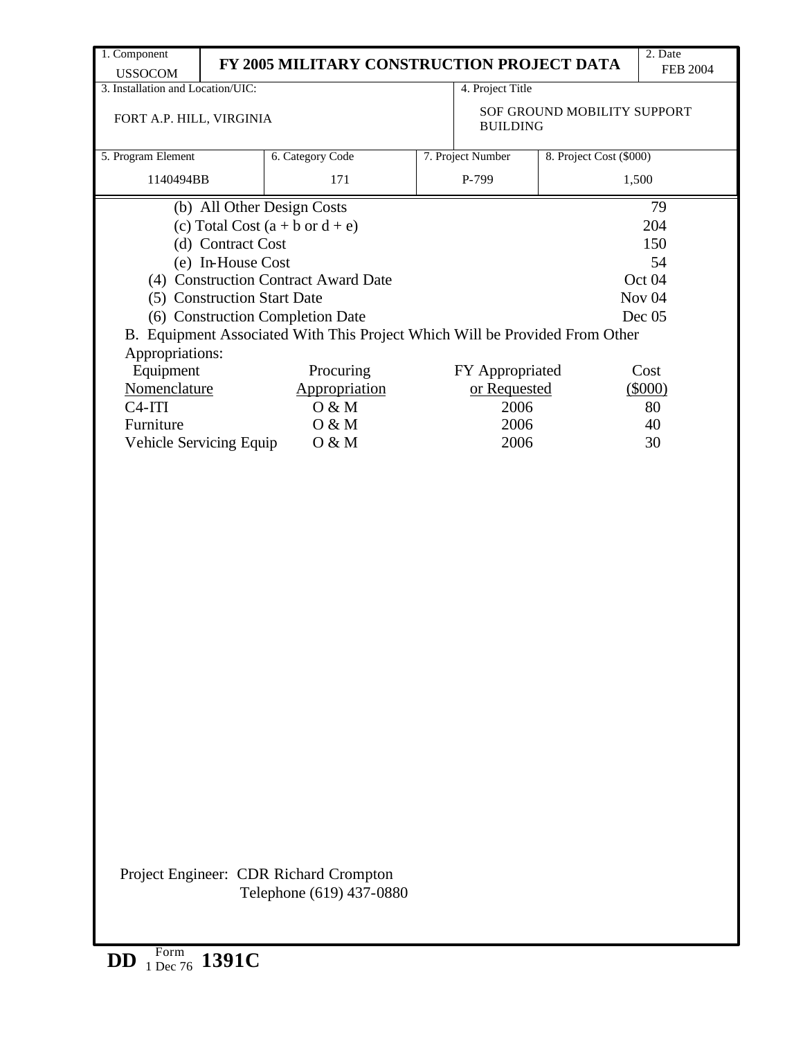| 1. Component USSOCOM | FY 2005 MILITARY CONSTRUCTION PROJECT DATA | | | 2. Date FEB 2004 |
|---|---|---|---|---|
| 3. Installation and Location/UIC: FORT A.P. HILL, VIRGINIA | | | 4. Project Title SOF GROUND MOBILITY SUPPORT BUILDING | |
| 5. Program Element 1140494BB | 6. Category Code 171 | 7. Project Number P-799 | 8. Project Cost ($000) 1,500 | |

| | |
|---|---|
| (b) All Other Design Costs | 79 |
| (c) Total Cost (a + b or d + e) | 204 |
| (d) Contract Cost | 150 |
| (e) In-House Cost | 54 |
| (4) Construction Contract Award Date | Oct 04 |
| (5) Construction Start Date | Nov 04 |
| (6) Construction Completion Date | Dec 05 |

B. Equipment Associated With This Project Which Will be Provided From Other Appropriations:

| Equipment Nomenclature | Procuring Appropriation | FY Appropriated or Requested | Cost ($000) |
|---|---|---|---|
| C4-ITI | O & M | 2006 | 80 |
| Furniture | O & M | 2006 | 40 |
| Vehicle Servicing Equip | O & M | 2006 | 30 |

Project Engineer: CDR Richard Crompton
Telephone (619) 437-0880

DD Form 1 Dec 76 1391C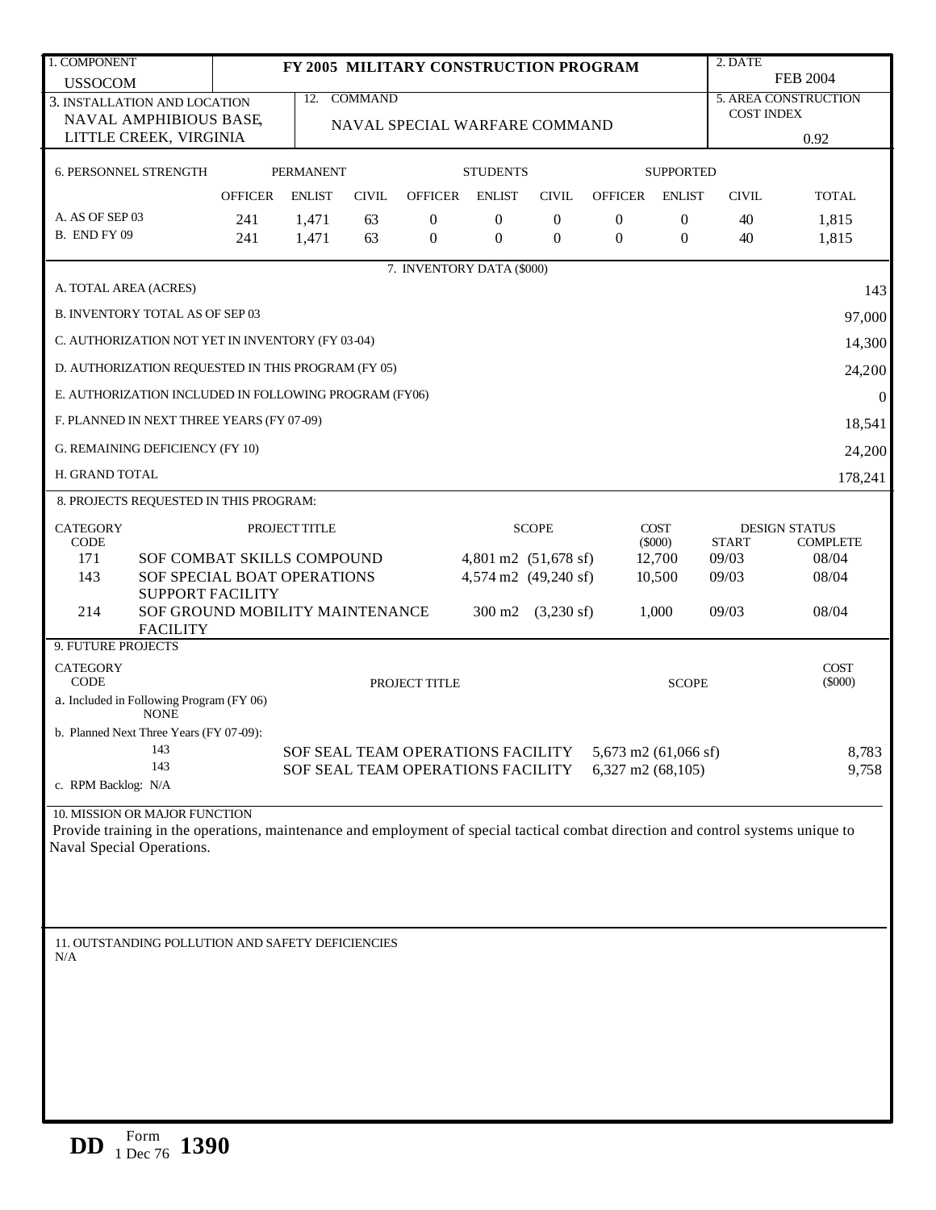| 1. COMPONENT | FY 2005 MILITARY CONSTRUCTION PROGRAM | 2. DATE |
|---|---|---|
| USSOCOM | | FEB 2004 |

| 3. INSTALLATION AND LOCATION | 12. COMMAND | 5. AREA CONSTRUCTION COST INDEX |
|---|---|---|
| NAVAL AMPHIBIOUS BASE, LITTLE CREEK, VIRGINIA | NAVAL SPECIAL WARFARE COMMAND | 0.92 |

**6. PERSONNEL STRENGTH**

| | PERMANENT | | | STUDENTS | | | SUPPORTED | | | |
|---|---|---|---|---|---|---|---|---|---|---|
| | OFFICER | ENLIST | CIVIL | OFFICER | ENLIST | CIVIL | OFFICER | ENLIST | CIVIL | TOTAL |
| A. AS OF SEP 03 | 241 | 1,471 | 63 | 0 | 0 | 0 | 0 | 0 | 40 | 1,815 |
| B. END FY 09 | 241 | 1,471 | 63 | 0 | 0 | 0 | 0 | 0 | 40 | 1,815 |

**7. INVENTORY DATA ($000)**

| | |
|---|---|
| A. TOTAL AREA (ACRES) | 143 |
| B. INVENTORY TOTAL AS OF SEP 03 | 97,000 |
| C. AUTHORIZATION NOT YET IN INVENTORY (FY 03-04) | 14,300 |
| D. AUTHORIZATION REQUESTED IN THIS PROGRAM (FY 05) | 24,200 |
| E. AUTHORIZATION INCLUDED IN FOLLOWING PROGRAM (FY06) | 0 |
| F. PLANNED IN NEXT THREE YEARS (FY 07-09) | 18,541 |
| G. REMAINING DEFICIENCY (FY 10) | 24,200 |
| H. GRAND TOTAL | 178,241 |

**8. PROJECTS REQUESTED IN THIS PROGRAM:**

| CATEGORY CODE | PROJECT TITLE | SCOPE | COST ($000) | DESIGN STATUS START | DESIGN STATUS COMPLETE |
|---|---|---|---|---|---|
| 171 | SOF COMBAT SKILLS COMPOUND | 4,801 m2 (51,678 sf) | 12,700 | 09/03 | 08/04 |
| 143 | SOF SPECIAL BOAT OPERATIONS SUPPORT FACILITY | 4,574 m2 (49,240 sf) | 10,500 | 09/03 | 08/04 |
| 214 | SOF GROUND MOBILITY MAINTENANCE FACILITY | 300 m2 (3,230 sf) | 1,000 | 09/03 | 08/04 |

**9. FUTURE PROJECTS**

| CATEGORY CODE | PROJECT TITLE | SCOPE | COST ($000) |
|---|---|---|---|
| a. Included in Following Program (FY 06) | | | |
| NONE | | | |
| b. Planned Next Three Years (FY 07-09): | | | |
| 143 | SOF SEAL TEAM OPERATIONS FACILITY | 5,673 m2 (61,066 sf) | 8,783 |
| 143 | SOF SEAL TEAM OPERATIONS FACILITY | 6,327 m2 (68,105) | 9,758 |
| c. RPM Backlog: N/A | | | |

**10. MISSION OR MAJOR FUNCTION**

Provide training in the operations, maintenance and employment of special tactical combat direction and control systems unique to Naval Special Operations.

**11. OUTSTANDING POLLUTION AND SAFETY DEFICIENCIES**

N/A

DD Form 1 Dec 76 1390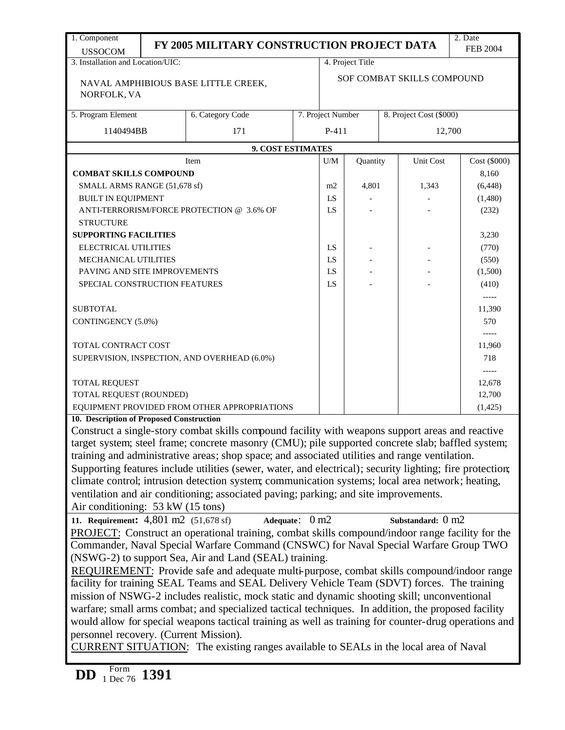| 1. Component | FY 2005 MILITARY CONSTRUCTION PROJECT DATA | | 2. Date |
|---|---|---|---|
| USSOCOM | | | FEB 2004 |

| 3. Installation and Location/UIC: | 4. Project Title |
|---|---|
| NAVAL AMPHIBIOUS BASE LITTLE CREEK, NORFOLK, VA | SOF COMBAT SKILLS COMPOUND |

| 5. Program Element | 6. Category Code | 7. Project Number | 8. Project Cost ($000) |
|---|---|---|---|
| 1140494BB | 171 | P-411 | 12,700 |

**9. COST ESTIMATES**

| Item | U/M | Quantity | Unit Cost | Cost ($000) |
|---|---|---|---|---|
| **COMBAT SKILLS COMPOUND** | | | | 8,160 |
| SMALL ARMS RANGE (51,678 sf) | m2 | 4,801 | 1,343 | (6,448) |
| BUILT IN EQUIPMENT | LS | - | - | (1,480) |
| ANTI-TERRORISM/FORCE PROTECTION @ 3.6% OF STRUCTURE | LS | - | - | (232) |
| **SUPPORTING FACILITIES** | | | | 3,230 |
| ELECTRICAL UTILITIES | LS | - | - | (770) |
| MECHANICAL UTILITIES | LS | - | - | (550) |
| PAVING AND SITE IMPROVEMENTS | LS | - | - | (1,500) |
| SPECIAL CONSTRUCTION FEATURES | LS | - | - | (410) |
| | | | | ----- |
| SUBTOTAL | | | | 11,390 |
| CONTINGENCY (5.0%) | | | | 570 |
| | | | | ----- |
| TOTAL CONTRACT COST | | | | 11,960 |
| SUPERVISION, INSPECTION, AND OVERHEAD (6.0%) | | | | 718 |
| | | | | ----- |
| TOTAL REQUEST | | | | 12,678 |
| TOTAL REQUEST (ROUNDED) | | | | 12,700 |
| EQUIPMENT PROVIDED FROM OTHER APPROPRIATIONS | | | | (1,425) |

**10. Description of Proposed Construction**

Construct a single-story combat skills compound facility with weapons support areas and reactive target system; steel frame; concrete masonry (CMU); pile supported concrete slab; baffled system; training and administrative areas; shop space; and associated utilities and range ventilation. Supporting features include utilities (sewer, water, and electrical); security lighting; fire protection; climate control; intrusion detection system; communication systems; local area network; heating, ventilation and air conditioning; associated paving; parking; and site improvements.
Air conditioning: 53 kW (15 tons)

**11. Requirement:** 4,801 m2 (51,678 sf) **Adequate:** 0 m2 **Substandard:** 0 m2

PROJECT: Construct an operational training, combat skills compound/indoor range facility for the Commander, Naval Special Warfare Command (CNSWC) for Naval Special Warfare Group TWO (NSWG-2) to support Sea, Air and Land (SEAL) training.

REQUIREMENT: Provide safe and adequate multi-purpose, combat skills compound/indoor range facility for training SEAL Teams and SEAL Delivery Vehicle Team (SDVT) forces. The training mission of NSWG-2 includes realistic, mock static and dynamic shooting skill; unconventional warfare; small arms combat; and specialized tactical techniques. In addition, the proposed facility would allow for special weapons tactical training as well as training for counter-drug operations and personnel recovery. (Current Mission).

CURRENT SITUATION: The existing ranges available to SEALs in the local area of Naval

DD Form 1391, 1 Dec 76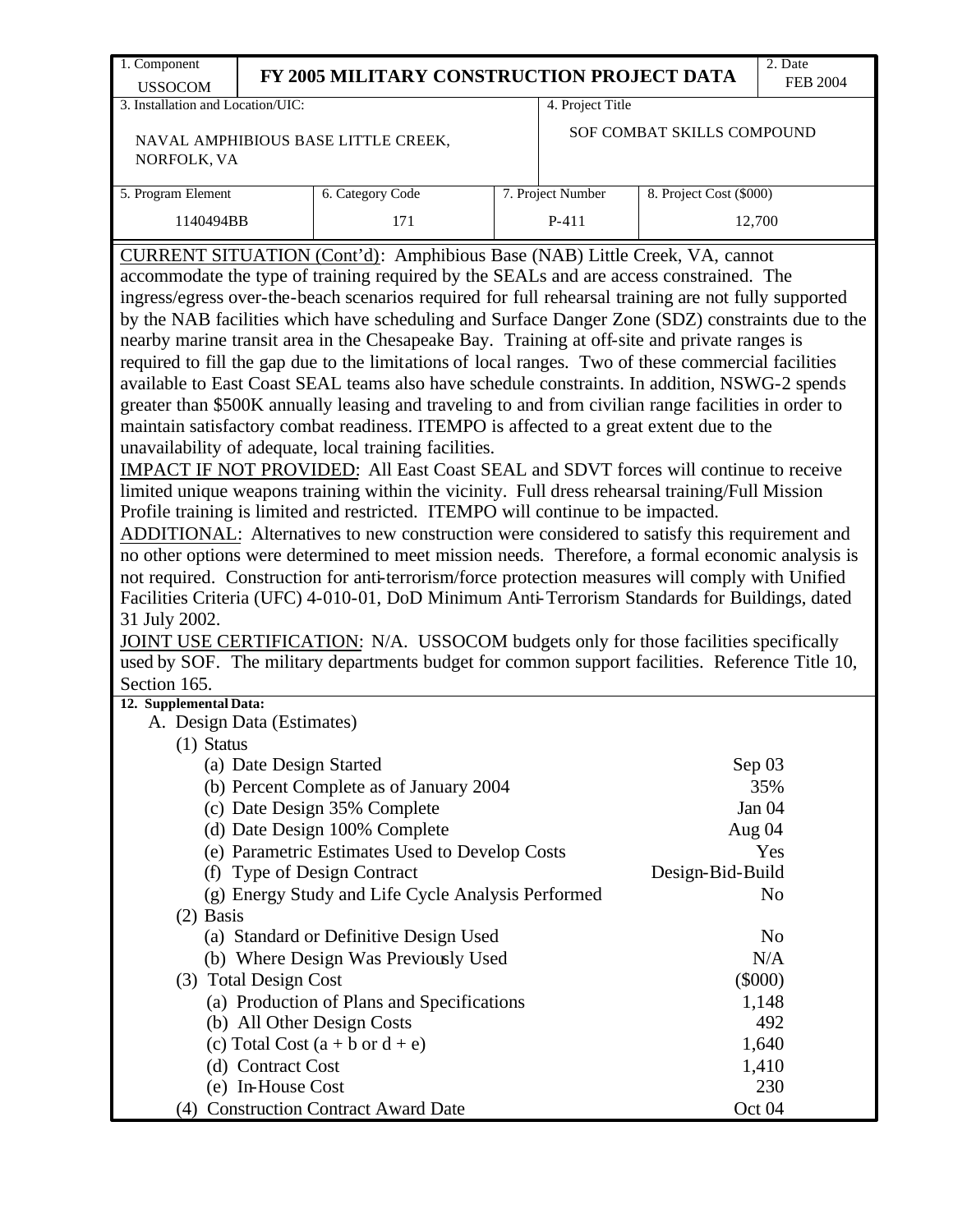| 1. Component<br>USSOCOM | FY 2005 MILITARY CONSTRUCTION PROJECT DATA | | | 2. Date<br>FEB 2004 |
|---|---|---|---|---|
| 3. Installation and Location/UIC:<br><br>NAVAL AMPHIBIOUS BASE LITTLE CREEK, NORFOLK, VA | | | 4. Project Title<br><br>SOF COMBAT SKILLS COMPOUND | |
| 5. Program Element<br>1140494BB | 6. Category Code<br>171 | 7. Project Number<br>P-411 | 8. Project Cost ($000)<br>12,700 | |

CURRENT SITUATION (Cont'd): Amphibious Base (NAB) Little Creek, VA, cannot accommodate the type of training required by the SEALs and are access constrained. The ingress/egress over-the-beach scenarios required for full rehearsal training are not fully supported by the NAB facilities which have scheduling and Surface Danger Zone (SDZ) constraints due to the nearby marine transit area in the Chesapeake Bay. Training at off-site and private ranges is required to fill the gap due to the limitations of local ranges. Two of these commercial facilities available to East Coast SEAL teams also have schedule constraints. In addition, NSWG-2 spends greater than $500K annually leasing and traveling to and from civilian range facilities in order to maintain satisfactory combat readiness. ITEMPO is affected to a great extent due to the unavailability of adequate, local training facilities.

IMPACT IF NOT PROVIDED: All East Coast SEAL and SDVT forces will continue to receive limited unique weapons training within the vicinity. Full dress rehearsal training/Full Mission Profile training is limited and restricted. ITEMPO will continue to be impacted.

ADDITIONAL: Alternatives to new construction were considered to satisfy this requirement and no other options were determined to meet mission needs. Therefore, a formal economic analysis is not required. Construction for anti-terrorism/force protection measures will comply with Unified Facilities Criteria (UFC) 4-010-01, DoD Minimum Anti-Terrorism Standards for Buildings, dated 31 July 2002.

JOINT USE CERTIFICATION: N/A. USSOCOM budgets only for those facilities specifically used by SOF. The military departments budget for common support facilities. Reference Title 10, Section 165.

**12. Supplemental Data:**

A. Design Data (Estimates)

(1) Status

| | |
|---|---|
| (a) Date Design Started | Sep 03 |
| (b) Percent Complete as of January 2004 | 35% |
| (c) Date Design 35% Complete | Jan 04 |
| (d) Date Design 100% Complete | Aug 04 |
| (e) Parametric Estimates Used to Develop Costs | Yes |
| (f) Type of Design Contract | Design-Bid-Build |
| (g) Energy Study and Life Cycle Analysis Performed | No |

(2) Basis

| | |
|---|---|
| (a) Standard or Definitive Design Used | No |
| (b) Where Design Was Previously Used | N/A |

(3) Total Design Cost ($000)

| | |
|---|---|
| (a) Production of Plans and Specifications | 1,148 |
| (b) All Other Design Costs | 492 |
| (c) Total Cost (a + b or d + e) | 1,640 |
| (d) Contract Cost | 1,410 |
| (e) In-House Cost | 230 |

(4) Construction Contract Award Date Oct 04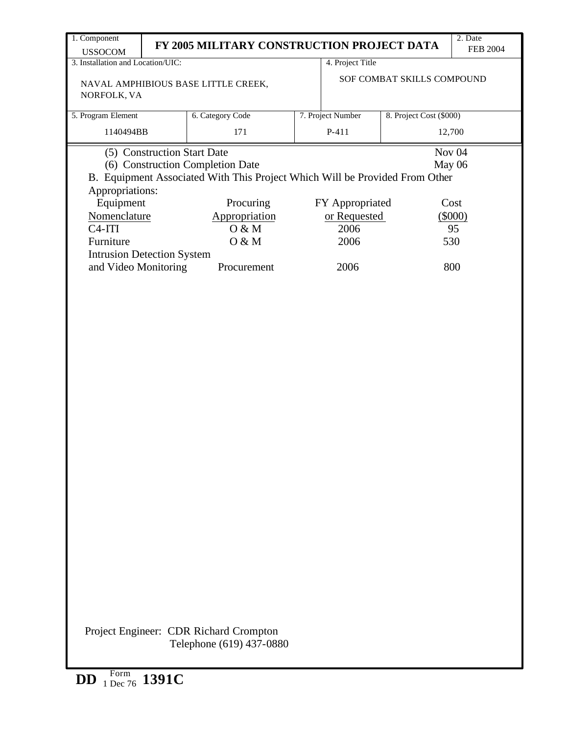| 1. Component USSOCOM | FY 2005 MILITARY CONSTRUCTION PROJECT DATA | | | 2. Date FEB 2004 |
|---|---|---|---|---|
| 3. Installation and Location/UIC: NAVAL AMPHIBIOUS BASE LITTLE CREEK, NORFOLK, VA | | | 4. Project Title SOF COMBAT SKILLS COMPOUND | |
| 5. Program Element 1140494BB | 6. Category Code 171 | 7. Project Number P-411 | 8. Project Cost ($000) 12,700 | |

(5) Construction Start Date — Nov 04

(6) Construction Completion Date — May 06

B. Equipment Associated With This Project Which Will be Provided From Other Appropriations:

| Equipment Nomenclature | Procuring Appropriation | FY Appropriated or Requested | Cost ($000) |
|---|---|---|---|
| C4-ITI | O & M | 2006 | 95 |
| Furniture | O & M | 2006 | 530 |
| Intrusion Detection System and Video Monitoring | Procurement | 2006 | 800 |

Project Engineer: CDR Richard Crompton
Telephone (619) 437-0880

DD Form 1 Dec 76 1391C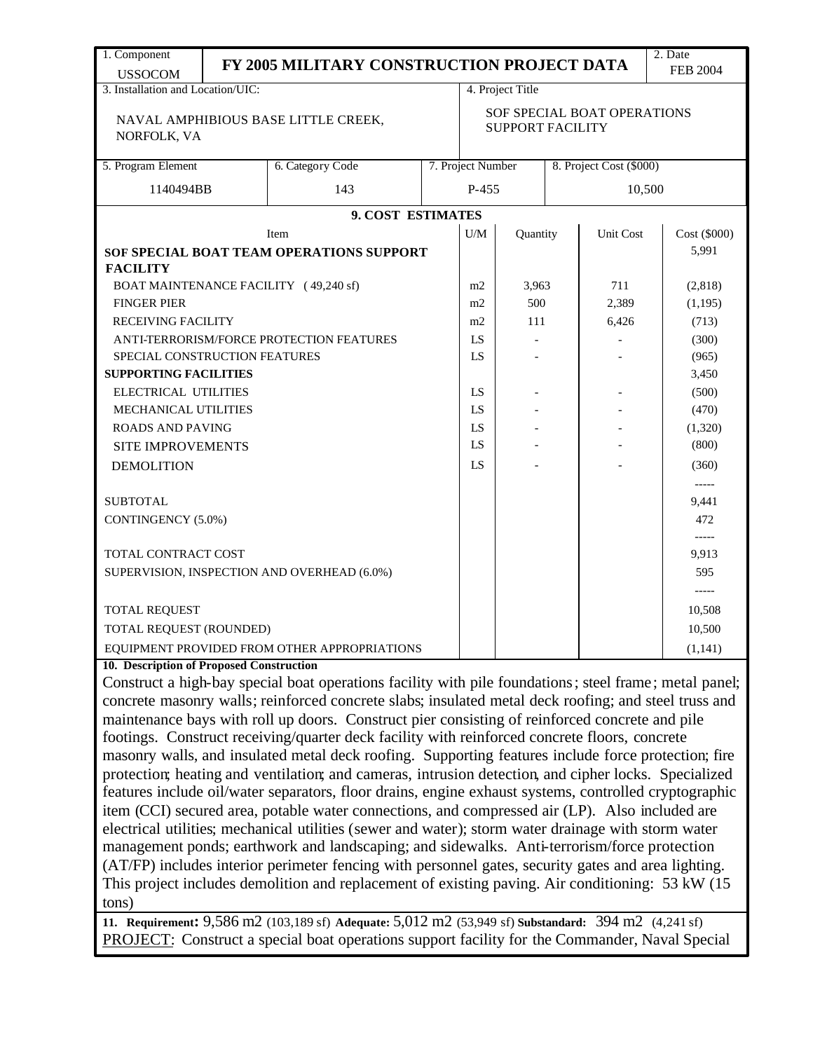| 1. Component<br>USSOCOM | FY 2005 MILITARY CONSTRUCTION PROJECT DATA | 2. Date<br>FEB 2004 |
|---|---|---|

| 3. Installation and Location/UIC: | 4. Project Title |
|---|---|
| NAVAL AMPHIBIOUS BASE LITTLE CREEK, NORFOLK, VA | SOF SPECIAL BOAT OPERATIONS SUPPORT FACILITY |

| 5. Program Element | 6. Category Code | 7. Project Number | 8. Project Cost ($000) |
|---|---|---|---|
| 1140494BB | 143 | P-455 | 10,500 |

**9. COST ESTIMATES**

| Item | U/M | Quantity | Unit Cost | Cost ($000) |
|---|---|---|---|---|
| **SOF SPECIAL BOAT TEAM OPERATIONS SUPPORT FACILITY** | | | | 5,991 |
| BOAT MAINTENANCE FACILITY (49,240 sf) | m2 | 3,963 | 711 | (2,818) |
| FINGER PIER | m2 | 500 | 2,389 | (1,195) |
| RECEIVING FACILITY | m2 | 111 | 6,426 | (713) |
| ANTI-TERRORISM/FORCE PROTECTION FEATURES | LS | - | - | (300) |
| SPECIAL CONSTRUCTION FEATURES | LS | - | - | (965) |
| **SUPPORTING FACILITIES** | | | | 3,450 |
| ELECTRICAL UTILITIES | LS | - | - | (500) |
| MECHANICAL UTILITIES | LS | - | - | (470) |
| ROADS AND PAVING | LS | - | - | (1,320) |
| SITE IMPROVEMENTS | LS | - | - | (800) |
| DEMOLITION | LS | - | - | (360) |
| | | | | ----- |
| SUBTOTAL | | | | 9,441 |
| CONTINGENCY (5.0%) | | | | 472 |
| | | | | ----- |
| TOTAL CONTRACT COST | | | | 9,913 |
| SUPERVISION, INSPECTION AND OVERHEAD (6.0%) | | | | 595 |
| | | | | ----- |
| TOTAL REQUEST | | | | 10,508 |
| TOTAL REQUEST (ROUNDED) | | | | 10,500 |
| EQUIPMENT PROVIDED FROM OTHER APPROPRIATIONS | | | | (1,141) |

**10. Description of Proposed Construction**

Construct a high-bay special boat operations facility with pile foundations; steel frame; metal panel; concrete masonry walls; reinforced concrete slabs; insulated metal deck roofing; and steel truss and maintenance bays with roll up doors. Construct pier consisting of reinforced concrete and pile footings. Construct receiving/quarter deck facility with reinforced concrete floors, concrete masonry walls, and insulated metal deck roofing. Supporting features include force protection; fire protection; heating and ventilation; and cameras, intrusion detection, and cipher locks. Specialized features include oil/water separators, floor drains, engine exhaust systems, controlled cryptographic item (CCI) secured area, potable water connections, and compressed air (LP). Also included are electrical utilities; mechanical utilities (sewer and water); storm water drainage with storm water management ponds; earthwork and landscaping; and sidewalks. Anti-terrorism/force protection (AT/FP) includes interior perimeter fencing with personnel gates, security gates and area lighting. This project includes demolition and replacement of existing paving. Air conditioning: 53 kW (15 tons)

**11. Requirement:** 9,586 m2 (103,189 sf) **Adequate:** 5,012 m2 (53,949 sf) **Substandard:** 394 m2 (4,241 sf)

PROJECT: Construct a special boat operations support facility for the Commander, Naval Special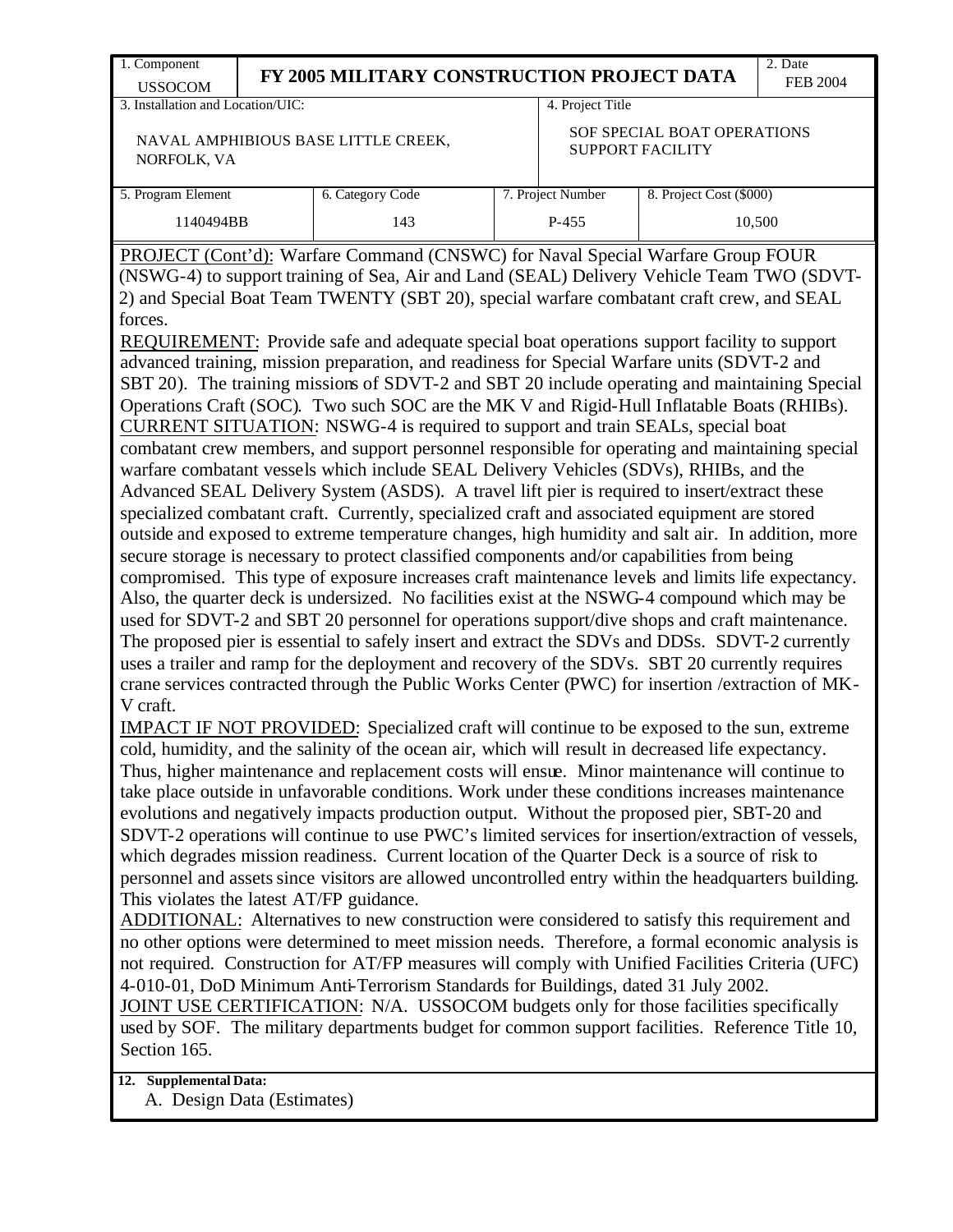| 1. Component USSOCOM | FY 2005 MILITARY CONSTRUCTION PROJECT DATA | | | 2. Date FEB 2004 |
|---|---|---|---|---|
| 3. Installation and Location/UIC: NAVAL AMPHIBIOUS BASE LITTLE CREEK, NORFOLK, VA | | 4. Project Title SOF SPECIAL BOAT OPERATIONS SUPPORT FACILITY | | |
| 5. Program Element | 6. Category Code | 7. Project Number | 8. Project Cost ($000) | |
| 1140494BB | 143 | P-455 | 10,500 | |

<u>PROJECT (Cont'd):</u> Warfare Command (CNSWC) for Naval Special Warfare Group FOUR (NSWG-4) to support training of Sea, Air and Land (SEAL) Delivery Vehicle Team TWO (SDVT-2) and Special Boat Team TWENTY (SBT 20), special warfare combatant craft crew, and SEAL forces.

<u>REQUIREMENT</u>: Provide safe and adequate special boat operations support facility to support advanced training, mission preparation, and readiness for Special Warfare units (SDVT-2 and SBT 20). The training missions of SDVT-2 and SBT 20 include operating and maintaining Special Operations Craft (SOC). Two such SOC are the MK V and Rigid-Hull Inflatable Boats (RHIBs).

<u>CURRENT SITUATION</u>: NSWG-4 is required to support and train SEALs, special boat combatant crew members, and support personnel responsible for operating and maintaining special warfare combatant vessels which include SEAL Delivery Vehicles (SDVs), RHIBs, and the Advanced SEAL Delivery System (ASDS). A travel lift pier is required to insert/extract these specialized combatant craft. Currently, specialized craft and associated equipment are stored outside and exposed to extreme temperature changes, high humidity and salt air. In addition, more secure storage is necessary to protect classified components and/or capabilities from being compromised. This type of exposure increases craft maintenance levels and limits life expectancy. Also, the quarter deck is undersized. No facilities exist at the NSWG-4 compound which may be used for SDVT-2 and SBT 20 personnel for operations support/dive shops and craft maintenance. The proposed pier is essential to safely insert and extract the SDVs and DDSs. SDVT-2 currently uses a trailer and ramp for the deployment and recovery of the SDVs. SBT 20 currently requires crane services contracted through the Public Works Center (PWC) for insertion /extraction of MK-V craft.

<u>IMPACT IF NOT PROVIDED</u>: Specialized craft will continue to be exposed to the sun, extreme cold, humidity, and the salinity of the ocean air, which will result in decreased life expectancy. Thus, higher maintenance and replacement costs will ensue. Minor maintenance will continue to take place outside in unfavorable conditions. Work under these conditions increases maintenance evolutions and negatively impacts production output. Without the proposed pier, SBT-20 and SDVT-2 operations will continue to use PWC's limited services for insertion/extraction of vessels, which degrades mission readiness. Current location of the Quarter Deck is a source of risk to personnel and assets since visitors are allowed uncontrolled entry within the headquarters building. This violates the latest AT/FP guidance.

<u>ADDITIONAL</u>: Alternatives to new construction were considered to satisfy this requirement and no other options were determined to meet mission needs. Therefore, a formal economic analysis is not required. Construction for AT/FP measures will comply with Unified Facilities Criteria (UFC) 4-010-01, DoD Minimum Anti-Terrorism Standards for Buildings, dated 31 July 2002.

<u>JOINT USE CERTIFICATION</u>: N/A. USSOCOM budgets only for those facilities specifically used by SOF. The military departments budget for common support facilities. Reference Title 10, Section 165.

**12. Supplemental Data:**

A. Design Data (Estimates)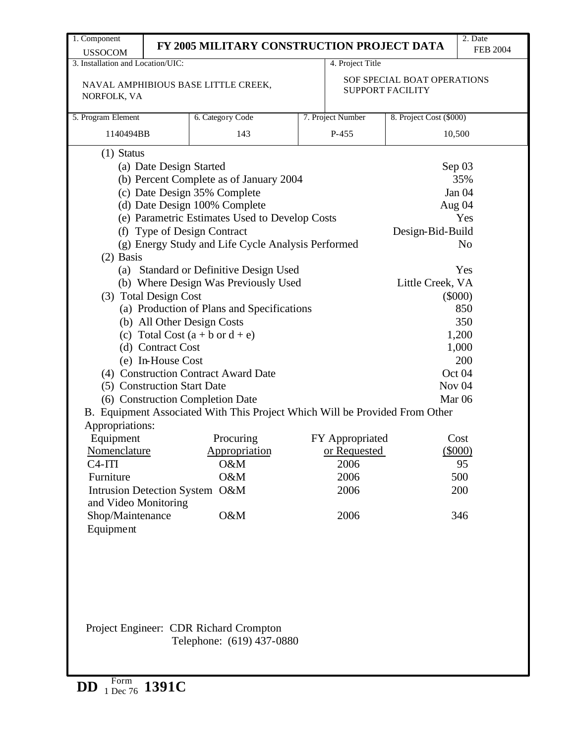| 1. Component USSOCOM | FY 2005 MILITARY CONSTRUCTION PROJECT DATA | | 2. Date FEB 2004 |
|---|---|---|---|
| 3. Installation and Location/UIC: NAVAL AMPHIBIOUS BASE LITTLE CREEK, NORFOLK, VA | | 4. Project Title SOF SPECIAL BOAT OPERATIONS SUPPORT FACILITY | |

| 5. Program Element | 6. Category Code | 7. Project Number | 8. Project Cost ($000) |
|---|---|---|---|
| 1140494BB | 143 | P-455 | 10,500 |

(1) Status

| | |
|---|---|
| (a) Date Design Started | Sep 03 |
| (b) Percent Complete as of January 2004 | 35% |
| (c) Date Design 35% Complete | Jan 04 |
| (d) Date Design 100% Complete | Aug 04 |
| (e) Parametric Estimates Used to Develop Costs | Yes |
| (f) Type of Design Contract | Design-Bid-Build |
| (g) Energy Study and Life Cycle Analysis Performed | No |

(2) Basis

| | |
|---|---|
| (a) Standard or Definitive Design Used | Yes |
| (b) Where Design Was Previously Used | Little Creek, VA |

(3) Total Design Cost ($000)

| | |
|---|---|
| (a) Production of Plans and Specifications | 850 |
| (b) All Other Design Costs | 350 |
| (c) Total Cost (a + b or d + e) | 1,200 |
| (d) Contract Cost | 1,000 |
| (e) In-House Cost | 200 |

| | |
|---|---|
| (4) Construction Contract Award Date | Oct 04 |
| (5) Construction Start Date | Nov 04 |
| (6) Construction Completion Date | Mar 06 |

B. Equipment Associated With This Project Which Will be Provided From Other Appropriations:

| Equipment Nomenclature | Procuring Appropriation | FY Appropriated or Requested | Cost ($000) |
|---|---|---|---|
| C4-ITI | O&M | 2006 | 95 |
| Furniture | O&M | 2006 | 500 |
| Intrusion Detection System and Video Monitoring | O&M | 2006 | 200 |
| Shop/Maintenance Equipment | O&M | 2006 | 346 |

Project Engineer: CDR Richard Crompton
Telephone: (619) 437-0880

DD Form 1 Dec 76 1391C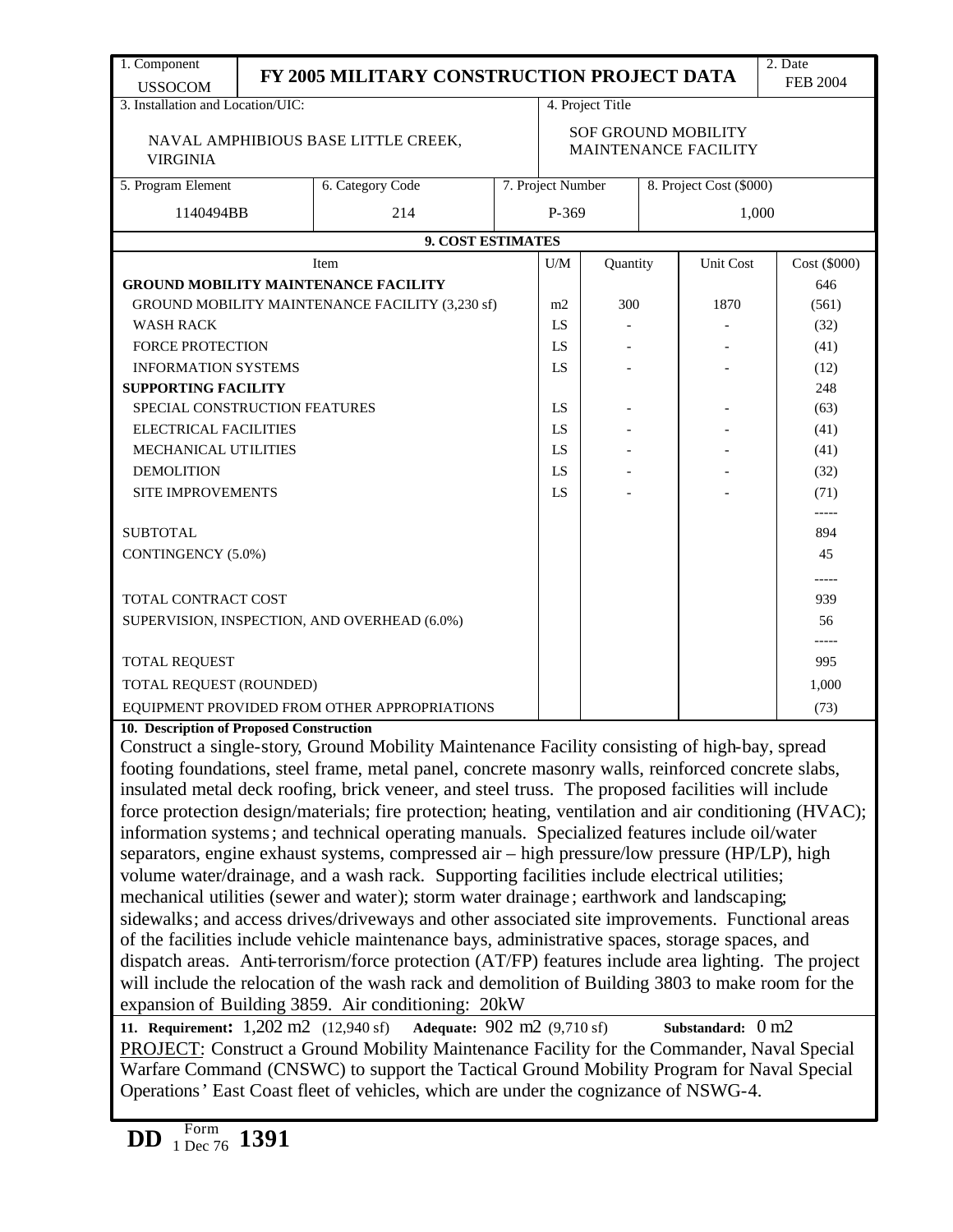| 1. Component | FY 2005 MILITARY CONSTRUCTION PROJECT DATA | 2. Date |
|---|---|---|
| USSOCOM | | FEB 2004 |

| 3. Installation and Location/UIC: | 4. Project Title |
|---|---|
| NAVAL AMPHIBIOUS BASE LITTLE CREEK, VIRGINIA | SOF GROUND MOBILITY MAINTENANCE FACILITY |

| 5. Program Element | 6. Category Code | 7. Project Number | 8. Project Cost ($000) |
|---|---|---|---|
| 1140494BB | 214 | P-369 | 1,000 |

**9. COST ESTIMATES**

| Item | U/M | Quantity | Unit Cost | Cost ($000) |
|---|---|---|---|---|
| **GROUND MOBILITY MAINTENANCE FACILITY** | | | | 646 |
| GROUND MOBILITY MAINTENANCE FACILITY (3,230 sf) | m2 | 300 | 1870 | (561) |
| WASH RACK | LS | - | - | (32) |
| FORCE PROTECTION | LS | - | - | (41) |
| INFORMATION SYSTEMS | LS | - | - | (12) |
| **SUPPORTING FACILITY** | | | | 248 |
| SPECIAL CONSTRUCTION FEATURES | LS | - | - | (63) |
| ELECTRICAL FACILITIES | LS | - | - | (41) |
| MECHANICAL UTILITIES | LS | - | - | (41) |
| DEMOLITION | LS | - | - | (32) |
| SITE IMPROVEMENTS | LS | - | - | (71) |
| SUBTOTAL | | | | 894 |
| CONTINGENCY (5.0%) | | | | 45 |
| TOTAL CONTRACT COST | | | | 939 |
| SUPERVISION, INSPECTION, AND OVERHEAD (6.0%) | | | | 56 |
| TOTAL REQUEST | | | | 995 |
| TOTAL REQUEST (ROUNDED) | | | | 1,000 |
| EQUIPMENT PROVIDED FROM OTHER APPROPRIATIONS | | | | (73) |

**10. Description of Proposed Construction**

Construct a single-story, Ground Mobility Maintenance Facility consisting of high-bay, spread footing foundations, steel frame, metal panel, concrete masonry walls, reinforced concrete slabs, insulated metal deck roofing, brick veneer, and steel truss. The proposed facilities will include force protection design/materials; fire protection; heating, ventilation and air conditioning (HVAC); information systems; and technical operating manuals. Specialized features include oil/water separators, engine exhaust systems, compressed air – high pressure/low pressure (HP/LP), high volume water/drainage, and a wash rack. Supporting facilities include electrical utilities; mechanical utilities (sewer and water); storm water drainage; earthwork and landscaping; sidewalks; and access drives/driveways and other associated site improvements. Functional areas of the facilities include vehicle maintenance bays, administrative spaces, storage spaces, and dispatch areas. Anti-terrorism/force protection (AT/FP) features include area lighting. The project will include the relocation of the wash rack and demolition of Building 3803 to make room for the expansion of Building 3859. Air conditioning: 20kW

**11. Requirement:** 1,202 m2 (12,940 sf) **Adequate:** 902 m2 (9,710 sf) **Substandard:** 0 m2

PROJECT: Construct a Ground Mobility Maintenance Facility for the Commander, Naval Special Warfare Command (CNSWC) to support the Tactical Ground Mobility Program for Naval Special Operations' East Coast fleet of vehicles, which are under the cognizance of NSWG-4.

DD Form 1 Dec 76 1391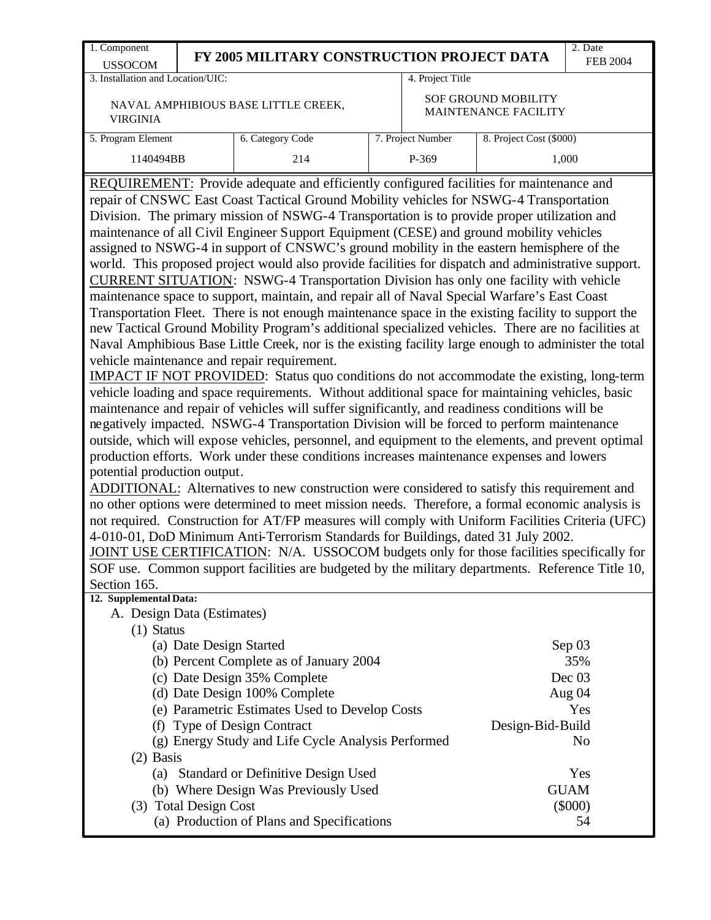| 1. Component USSOCOM | FY 2005 MILITARY CONSTRUCTION PROJECT DATA | | | 2. Date FEB 2004 |
|---|---|---|---|---|
| 3. Installation and Location/UIC: NAVAL AMPHIBIOUS BASE LITTLE CREEK, VIRGINIA | | 4. Project Title SOF GROUND MOBILITY MAINTENANCE FACILITY | | |
| 5. Program Element 1140494BB | 6. Category Code 214 | 7. Project Number P-369 | 8. Project Cost ($000) 1,000 | |

REQUIREMENT: Provide adequate and efficiently configured facilities for maintenance and repair of CNSWC East Coast Tactical Ground Mobility vehicles for NSWG-4 Transportation Division. The primary mission of NSWG-4 Transportation is to provide proper utilization and maintenance of all Civil Engineer Support Equipment (CESE) and ground mobility vehicles assigned to NSWG-4 in support of CNSWC's ground mobility in the eastern hemisphere of the world. This proposed project would also provide facilities for dispatch and administrative support.

CURRENT SITUATION: NSWG-4 Transportation Division has only one facility with vehicle maintenance space to support, maintain, and repair all of Naval Special Warfare's East Coast Transportation Fleet. There is not enough maintenance space in the existing facility to support the new Tactical Ground Mobility Program's additional specialized vehicles. There are no facilities at Naval Amphibious Base Little Creek, nor is the existing facility large enough to administer the total vehicle maintenance and repair requirement.

IMPACT IF NOT PROVIDED: Status quo conditions do not accommodate the existing, long-term vehicle loading and space requirements. Without additional space for maintaining vehicles, basic maintenance and repair of vehicles will suffer significantly, and readiness conditions will be negatively impacted. NSWG-4 Transportation Division will be forced to perform maintenance outside, which will expose vehicles, personnel, and equipment to the elements, and prevent optimal production efforts. Work under these conditions increases maintenance expenses and lowers potential production output.

ADDITIONAL: Alternatives to new construction were considered to satisfy this requirement and no other options were determined to meet mission needs. Therefore, a formal economic analysis is not required. Construction for AT/FP measures will comply with Uniform Facilities Criteria (UFC) 4-010-01, DoD Minimum Anti-Terrorism Standards for Buildings, dated 31 July 2002.

JOINT USE CERTIFICATION: N/A. USSOCOM budgets only for those facilities specifically for SOF use. Common support facilities are budgeted by the military departments. Reference Title 10, Section 165.

**12. Supplemental Data:**

A. Design Data (Estimates)

(1) Status

| | |
|---|---|
| (a) Date Design Started | Sep 03 |
| (b) Percent Complete as of January 2004 | 35% |
| (c) Date Design 35% Complete | Dec 03 |
| (d) Date Design 100% Complete | Aug 04 |
| (e) Parametric Estimates Used to Develop Costs | Yes |
| (f) Type of Design Contract | Design-Bid-Build |
| (g) Energy Study and Life Cycle Analysis Performed | No |

(2) Basis

| | |
|---|---|
| (a) Standard or Definitive Design Used | Yes |
| (b) Where Design Was Previously Used | GUAM |

(3) Total Design Cost ($000)

| | |
|---|---|
| (a) Production of Plans and Specifications | 54 |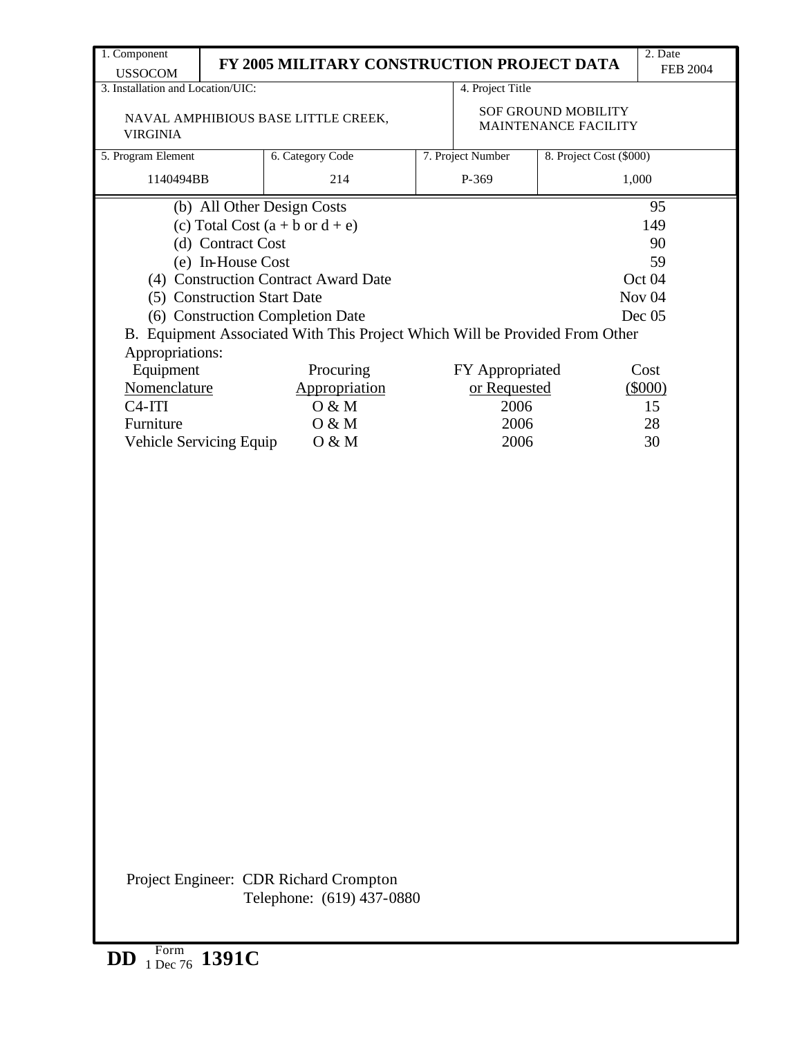| 1. Component USSOCOM | FY 2005 MILITARY CONSTRUCTION PROJECT DATA | | | 2. Date FEB 2004 |
|---|---|---|---|---|
| 3. Installation and Location/UIC: NAVAL AMPHIBIOUS BASE LITTLE CREEK, VIRGINIA | | 4. Project Title SOF GROUND MOBILITY MAINTENANCE FACILITY | | |
| 5. Program Element 1140494BB | 6. Category Code 214 | 7. Project Number P-369 | 8. Project Cost ($000) 1,000 | |

| | |
|---|---|
| (b) All Other Design Costs | 95 |
| (c) Total Cost (a + b or d + e) | 149 |
| (d) Contract Cost | 90 |
| (e) In-House Cost | 59 |
| (4) Construction Contract Award Date | Oct 04 |
| (5) Construction Start Date | Nov 04 |
| (6) Construction Completion Date | Dec 05 |

B. Equipment Associated With This Project Which Will be Provided From Other Appropriations:

| Equipment Nomenclature | Procuring Appropriation | FY Appropriated or Requested | Cost ($000) |
|---|---|---|---|
| C4-ITI | O & M | 2006 | 15 |
| Furniture | O & M | 2006 | 28 |
| Vehicle Servicing Equip | O & M | 2006 | 30 |

Project Engineer: CDR Richard Crompton
Telephone: (619) 437-0880

DD Form 1 Dec 76 1391C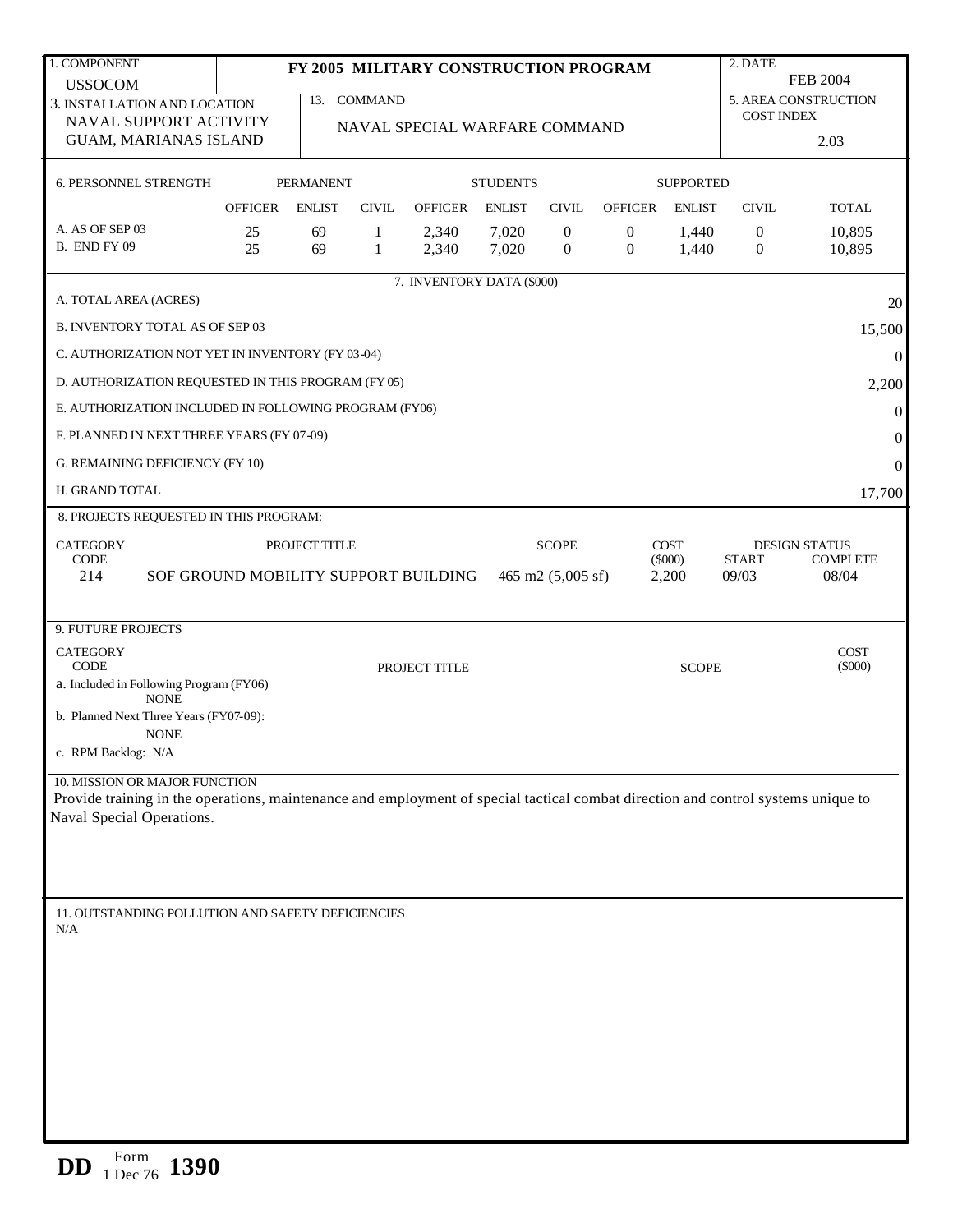| 1. COMPONENT | FY 2005 MILITARY CONSTRUCTION PROGRAM | 2. DATE |
|---|---|---|
| USSOCOM | | FEB 2004 |

| 3. INSTALLATION AND LOCATION | 13. COMMAND | 5. AREA CONSTRUCTION COST INDEX |
|---|---|---|
| NAVAL SUPPORT ACTIVITY GUAM, MARIANAS ISLAND | NAVAL SPECIAL WARFARE COMMAND | 2.03 |

| 6. PERSONNEL STRENGTH | PERMANENT | | | STUDENTS | | | SUPPORTED | | | |
|---|---|---|---|---|---|---|---|---|---|---|
| | OFFICER | ENLIST | CIVIL | OFFICER | ENLIST | CIVIL | OFFICER | ENLIST | CIVIL | TOTAL |
| A. AS OF SEP 03 | 25 | 69 | 1 | 2,340 | 7,020 | 0 | 0 | 1,440 | 0 | 10,895 |
| B. END FY 09 | 25 | 69 | 1 | 2,340 | 7,020 | 0 | 0 | 1,440 | 0 | 10,895 |

| 7. INVENTORY DATA ($000) | |
|---|---|
| A. TOTAL AREA (ACRES) | 20 |
| B. INVENTORY TOTAL AS OF SEP 03 | 15,500 |
| C. AUTHORIZATION NOT YET IN INVENTORY (FY 03-04) | 0 |
| D. AUTHORIZATION REQUESTED IN THIS PROGRAM (FY 05) | 2,200 |
| E. AUTHORIZATION INCLUDED IN FOLLOWING PROGRAM (FY06) | 0 |
| F. PLANNED IN NEXT THREE YEARS (FY 07-09) | 0 |
| G. REMAINING DEFICIENCY (FY 10) | 0 |
| H. GRAND TOTAL | 17,700 |

8. PROJECTS REQUESTED IN THIS PROGRAM:

| CATEGORY CODE | PROJECT TITLE | SCOPE | COST ($000) | DESIGN STATUS START | DESIGN STATUS COMPLETE |
|---|---|---|---|---|---|
| 214 | SOF GROUND MOBILITY SUPPORT BUILDING | 465 m2 (5,005 sf) | 2,200 | 09/03 | 08/04 |

9. FUTURE PROJECTS

| CATEGORY CODE | PROJECT TITLE | SCOPE | COST ($000) |
|---|---|---|---|

a. Included in Following Program (FY06)
NONE

b. Planned Next Three Years (FY07-09):
NONE

c. RPM Backlog: N/A

10. MISSION OR MAJOR FUNCTION

Provide training in the operations, maintenance and employment of special tactical combat direction and control systems unique to Naval Special Operations.

11. OUTSTANDING POLLUTION AND SAFETY DEFICIENCIES

N/A

DD Form 1 Dec 76 1390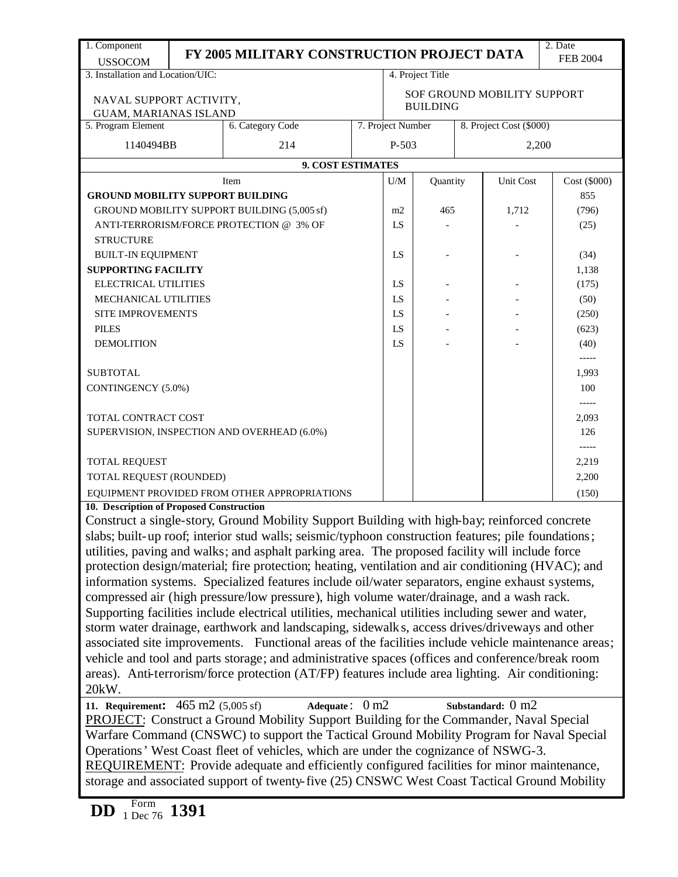| 1. Component USSOCOM | FY 2005 MILITARY CONSTRUCTION PROJECT DATA | | 2. Date FEB 2004 |
|---|---|---|---|
| 3. Installation and Location/UIC: NAVAL SUPPORT ACTIVITY, GUAM, MARIANAS ISLAND | | 4. Project Title SOF GROUND MOBILITY SUPPORT BUILDING | |

| 5. Program Element | 6. Category Code | 7. Project Number | 8. Project Cost ($000) |
|---|---|---|---|
| 1140494BB | 214 | P-503 | 2,200 |

**9. COST ESTIMATES**

| Item | U/M | Quantity | Unit Cost | Cost ($000) |
|---|---|---|---|---|
| **GROUND MOBILITY SUPPORT BUILDING** | | | | 855 |
| GROUND MOBILITY SUPPORT BUILDING (5,005 sf) | m2 | 465 | 1,712 | (796) |
| ANTI-TERRORISM/FORCE PROTECTION @ 3% OF STRUCTURE | LS | - | - | (25) |
| BUILT-IN EQUIPMENT | LS | - | - | (34) |
| **SUPPORTING FACILITY** | | | | 1,138 |
| ELECTRICAL UTILITIES | LS | - | - | (175) |
| MECHANICAL UTILITIES | LS | - | - | (50) |
| SITE IMPROVEMENTS | LS | - | - | (250) |
| PILES | LS | - | - | (623) |
| DEMOLITION | LS | - | - | (40) |
| | | | | ----- |
| SUBTOTAL | | | | 1,993 |
| CONTINGENCY (5.0%) | | | | 100 |
| | | | | ----- |
| TOTAL CONTRACT COST | | | | 2,093 |
| SUPERVISION, INSPECTION AND OVERHEAD (6.0%) | | | | 126 |
| | | | | ----- |
| TOTAL REQUEST | | | | 2,219 |
| TOTAL REQUEST (ROUNDED) | | | | 2,200 |
| EQUIPMENT PROVIDED FROM OTHER APPROPRIATIONS | | | | (150) |

**10. Description of Proposed Construction**

Construct a single-story, Ground Mobility Support Building with high-bay; reinforced concrete slabs; built-up roof; interior stud walls; seismic/typhoon construction features; pile foundations; utilities, paving and walks; and asphalt parking area. The proposed facility will include force protection design/material; fire protection; heating, ventilation and air conditioning (HVAC); and information systems. Specialized features include oil/water separators, engine exhaust systems, compressed air (high pressure/low pressure), high volume water/drainage, and a wash rack. Supporting facilities include electrical utilities, mechanical utilities including sewer and water, storm water drainage, earthwork and landscaping, sidewalks, access drives/driveways and other associated site improvements. Functional areas of the facilities include vehicle maintenance areas; vehicle and tool and parts storage; and administrative spaces (offices and conference/break room areas). Anti-terrorism/force protection (AT/FP) features include area lighting. Air conditioning: 20kW.

**11. Requirement:** 465 m2 (5,005 sf) **Adequate:** 0 m2 **Substandard:** 0 m2

PROJECT: Construct a Ground Mobility Support Building for the Commander, Naval Special Warfare Command (CNSWC) to support the Tactical Ground Mobility Program for Naval Special Operations' West Coast fleet of vehicles, which are under the cognizance of NSWG-3.

REQUIREMENT: Provide adequate and efficiently configured facilities for minor maintenance, storage and associated support of twenty-five (25) CNSWC West Coast Tactical Ground Mobility

DD Form 1391, 1 Dec 76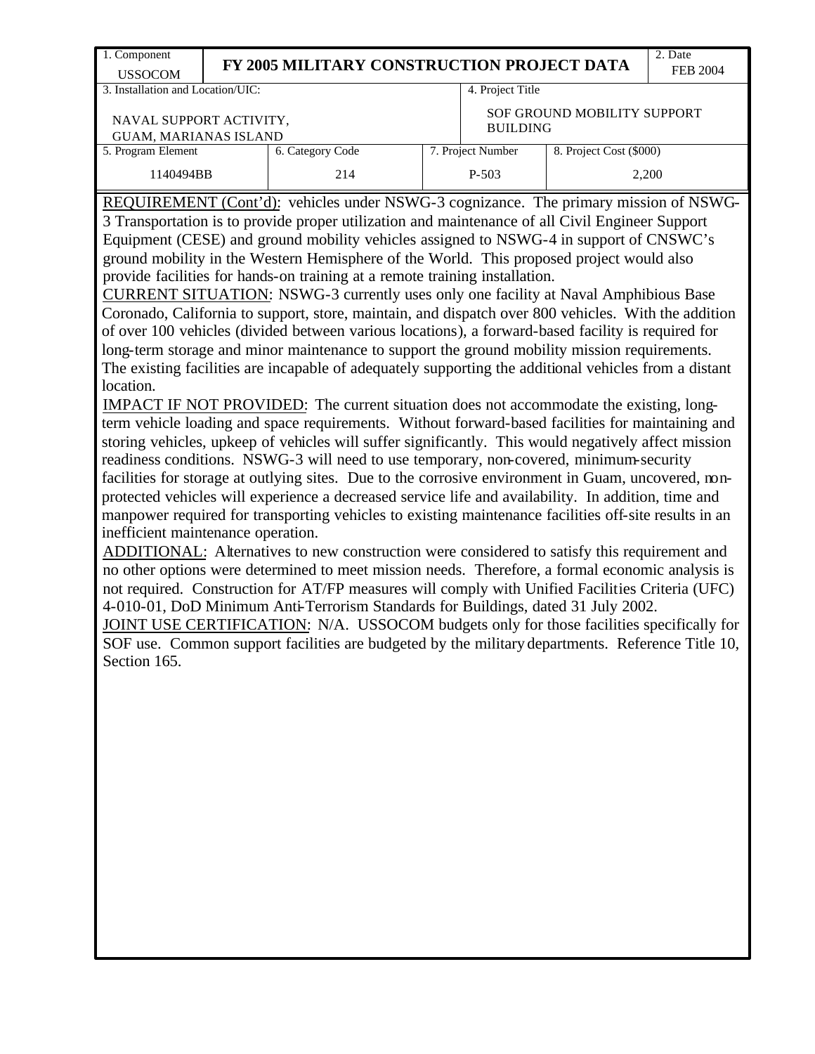| 1. Component<br>USSOCOM | FY 2005 MILITARY CONSTRUCTION PROJECT DATA | | | 2. Date<br>FEB 2004 |
|---|---|---|---|---|
| 3. Installation and Location/UIC:<br><br>NAVAL SUPPORT ACTIVITY,<br>GUAM, MARIANAS ISLAND | | 4. Project Title<br><br>SOF GROUND MOBILITY SUPPORT BUILDING | | |
| 5. Program Element<br>1140494BB | 6. Category Code<br>214 | 7. Project Number<br>P-503 | 8. Project Cost ($000)<br>2,200 | |

REQUIREMENT (Cont'd): vehicles under NSWG-3 cognizance. The primary mission of NSWG-3 Transportation is to provide proper utilization and maintenance of all Civil Engineer Support Equipment (CESE) and ground mobility vehicles assigned to NSWG-4 in support of CNSWC's ground mobility in the Western Hemisphere of the World. This proposed project would also provide facilities for hands-on training at a remote training installation.

CURRENT SITUATION: NSWG-3 currently uses only one facility at Naval Amphibious Base Coronado, California to support, store, maintain, and dispatch over 800 vehicles. With the addition of over 100 vehicles (divided between various locations), a forward-based facility is required for long-term storage and minor maintenance to support the ground mobility mission requirements. The existing facilities are incapable of adequately supporting the additional vehicles from a distant location.

IMPACT IF NOT PROVIDED: The current situation does not accommodate the existing, long-term vehicle loading and space requirements. Without forward-based facilities for maintaining and storing vehicles, upkeep of vehicles will suffer significantly. This would negatively affect mission readiness conditions. NSWG-3 will need to use temporary, non-covered, minimum-security facilities for storage at outlying sites. Due to the corrosive environment in Guam, uncovered, non-protected vehicles will experience a decreased service life and availability. In addition, time and manpower required for transporting vehicles to existing maintenance facilities off-site results in an inefficient maintenance operation.

ADDITIONAL: Alternatives to new construction were considered to satisfy this requirement and no other options were determined to meet mission needs. Therefore, a formal economic analysis is not required. Construction for AT/FP measures will comply with Unified Facilities Criteria (UFC) 4-010-01, DoD Minimum Anti-Terrorism Standards for Buildings, dated 31 July 2002.

JOINT USE CERTIFICATION: N/A. USSOCOM budgets only for those facilities specifically for SOF use. Common support facilities are budgeted by the military departments. Reference Title 10, Section 165.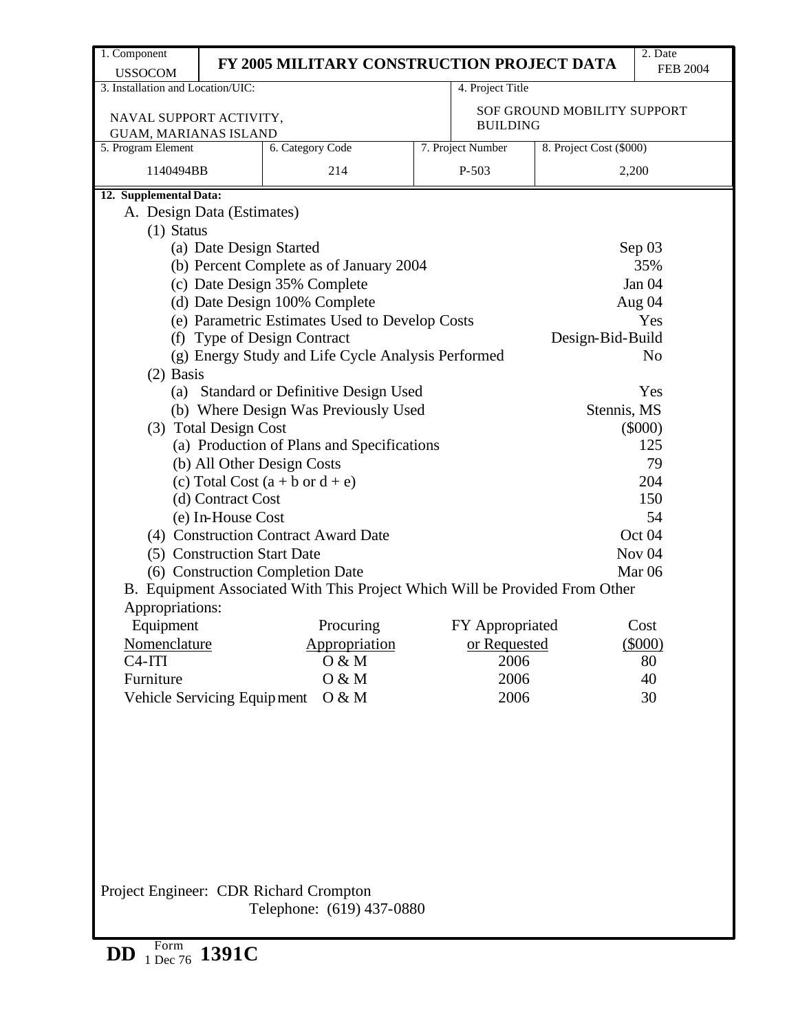| 1. Component | FY 2005 MILITARY CONSTRUCTION PROJECT DATA | | | 2. Date |
|---|---|---|---|---|
| USSOCOM | | | | FEB 2004 |
| 3. Installation and Location/UIC: | | 4. Project Title | | |
| NAVAL SUPPORT ACTIVITY, GUAM, MARIANAS ISLAND | | SOF GROUND MOBILITY SUPPORT BUILDING | | |
| 5. Program Element | 6. Category Code | 7. Project Number | 8. Project Cost ($000) | |
| 1140494BB | 214 | P-503 | 2,200 | |

**12. Supplemental Data:**

A. Design Data (Estimates)

(1) Status

| | |
|---|---|
| (a) Date Design Started | Sep 03 |
| (b) Percent Complete as of January 2004 | 35% |
| (c) Date Design 35% Complete | Jan 04 |
| (d) Date Design 100% Complete | Aug 04 |
| (e) Parametric Estimates Used to Develop Costs | Yes |
| (f) Type of Design Contract | Design-Bid-Build |
| (g) Energy Study and Life Cycle Analysis Performed | No |

(2) Basis

| | |
|---|---|
| (a) Standard or Definitive Design Used | Yes |
| (b) Where Design Was Previously Used | Stennis, MS |

| | |
|---|---|
| (3) Total Design Cost | ($000) |
| (a) Production of Plans and Specifications | 125 |
| (b) All Other Design Costs | 79 |
| (c) Total Cost (a + b or d + e) | 204 |
| (d) Contract Cost | 150 |
| (e) In-House Cost | 54 |
| (4) Construction Contract Award Date | Oct 04 |
| (5) Construction Start Date | Nov 04 |
| (6) Construction Completion Date | Mar 06 |

B. Equipment Associated With This Project Which Will be Provided From Other Appropriations:

| Equipment Nomenclature | Procuring Appropriation | FY Appropriated or Requested | Cost ($000) |
|---|---|---|---|
| C4-ITI | O & M | 2006 | 80 |
| Furniture | O & M | 2006 | 40 |
| Vehicle Servicing Equipment | O & M | 2006 | 30 |

Project Engineer: CDR Richard Crompton
Telephone: (619) 437-0880

DD Form 1 Dec 76 1391C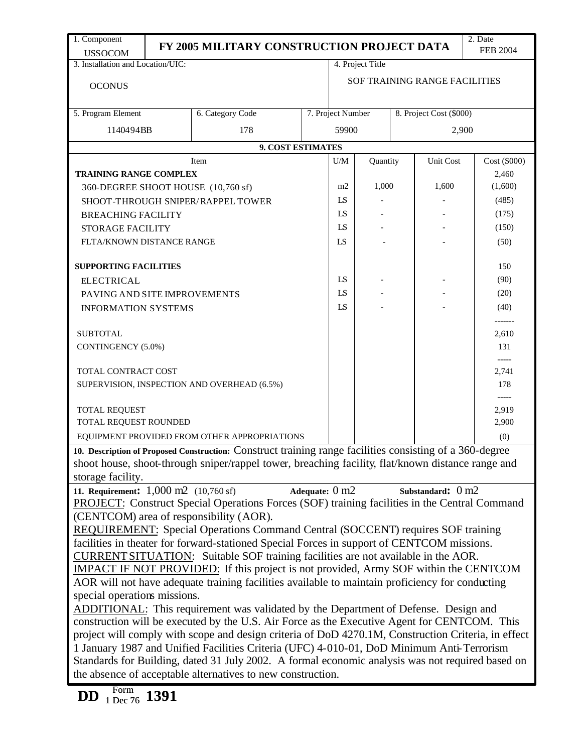| 1. Component | FY 2005 MILITARY CONSTRUCTION PROJECT DATA | 2. Date |
|---|---|---|
| USSOCOM | | FEB 2004 |

| 3. Installation and Location/UIC: | 4. Project Title |
|---|---|
| OCONUS | SOF TRAINING RANGE FACILITIES |

| 5. Program Element | 6. Category Code | 7. Project Number | 8. Project Cost ($000) |
|---|---|---|---|
| 1140494BB | 178 | 59900 | 2,900 |

**9. COST ESTIMATES**

| Item | U/M | Quantity | Unit Cost | Cost ($000) |
|---|---|---|---|---|
| **TRAINING RANGE COMPLEX** | | | | 2,460 |
| 360-DEGREE SHOOT HOUSE (10,760 sf) | m2 | 1,000 | 1,600 | (1,600) |
| SHOOT-THROUGH SNIPER/RAPPEL TOWER | LS | - | - | (485) |
| BREACHING FACILITY | LS | - | - | (175) |
| STORAGE FACILITY | LS | - | - | (150) |
| FLTA/KNOWN DISTANCE RANGE | LS | - | - | (50) |
| **SUPPORTING FACILITIES** | | | | 150 |
| ELECTRICAL | LS | - | - | (90) |
| PAVING AND SITE IMPROVEMENTS | LS | - | - | (20) |
| INFORMATION SYSTEMS | LS | - | - | (40) |
| SUBTOTAL | | | | 2,610 |
| CONTINGENCY (5.0%) | | | | 131 |
| TOTAL CONTRACT COST | | | | 2,741 |
| SUPERVISION, INSPECTION AND OVERHEAD (6.5%) | | | | 178 |
| TOTAL REQUEST | | | | 2,919 |
| TOTAL REQUEST ROUNDED | | | | 2,900 |
| EQUIPMENT PROVIDED FROM OTHER APPROPRIATIONS | | | | (0) |

**10. Description of Proposed Construction:** Construct training range facilities consisting of a 360-degree shoot house, shoot-through sniper/rappel tower, breaching facility, flat/known distance range and storage facility.

**11. Requirement:** 1,000 m2 (10,760 sf) **Adequate:** 0 m2 **Substandard:** 0 m2

PROJECT: Construct Special Operations Forces (SOF) training facilities in the Central Command (CENTCOM) area of responsibility (AOR).

REQUIREMENT: Special Operations Command Central (SOCCENT) requires SOF training facilities in theater for forward-stationed Special Forces in support of CENTCOM missions.

CURRENT SITUATION: Suitable SOF training facilities are not available in the AOR.

IMPACT IF NOT PROVIDED: If this project is not provided, Army SOF within the CENTCOM AOR will not have adequate training facilities available to maintain proficiency for conducting special operations missions.

ADDITIONAL: This requirement was validated by the Department of Defense. Design and construction will be executed by the U.S. Air Force as the Executive Agent for CENTCOM. This project will comply with scope and design criteria of DoD 4270.1M, Construction Criteria, in effect 1 January 1987 and Unified Facilities Criteria (UFC) 4-010-01, DoD Minimum Anti-Terrorism Standards for Building, dated 31 July 2002. A formal economic analysis was not required based on the absence of acceptable alternatives to new construction.

DD Form 1391, 1 Dec 76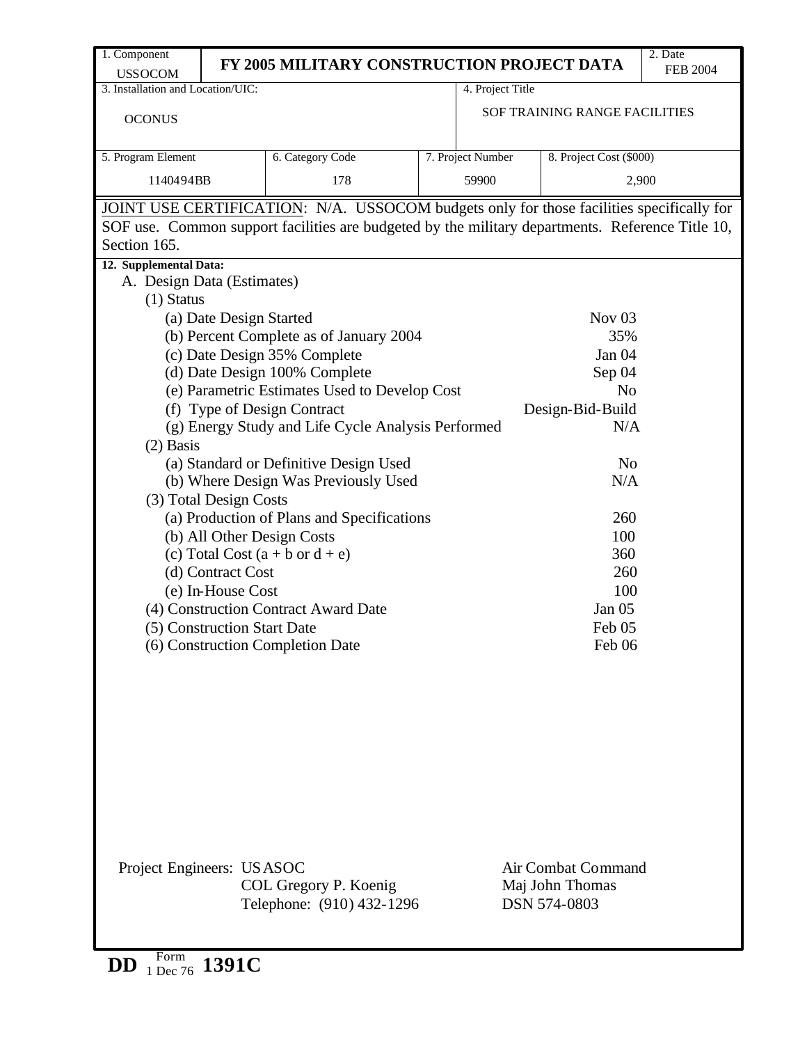| 1. Component<br>USSOCOM | FY 2005 MILITARY CONSTRUCTION PROJECT DATA | | | 2. Date<br>FEB 2004 |
|---|---|---|---|---|
| 3. Installation and Location/UIC:<br><br>OCONUS | | 4. Project Title<br><br>SOF TRAINING RANGE FACILITIES | | |
| 5. Program Element<br>1140494BB | 6. Category Code<br>178 | 7. Project Number<br>59900 | 8. Project Cost ($000)<br>2,900 | |

JOINT USE CERTIFICATION: N/A. USSOCOM budgets only for those facilities specifically for SOF use. Common support facilities are budgeted by the military departments. Reference Title 10, Section 165.

**12. Supplemental Data:**

A. Design Data (Estimates)

(1) Status

| | |
|---|---|
| (a) Date Design Started | Nov 03 |
| (b) Percent Complete as of January 2004 | 35% |
| (c) Date Design 35% Complete | Jan 04 |
| (d) Date Design 100% Complete | Sep 04 |
| (e) Parametric Estimates Used to Develop Cost | No |
| (f) Type of Design Contract | Design-Bid-Build |
| (g) Energy Study and Life Cycle Analysis Performed | N/A |

(2) Basis

| | |
|---|---|
| (a) Standard or Definitive Design Used | No |
| (b) Where Design Was Previously Used | N/A |

(3) Total Design Costs

| | |
|---|---|
| (a) Production of Plans and Specifications | 260 |
| (b) All Other Design Costs | 100 |
| (c) Total Cost (a + b or d + e) | 360 |
| (d) Contract Cost | 260 |
| (e) In-House Cost | 100 |

| | |
|---|---|
| (4) Construction Contract Award Date | Jan 05 |
| (5) Construction Start Date | Feb 05 |
| (6) Construction Completion Date | Feb 06 |

Project Engineers: USASOC
COL Gregory P. Koenig
Telephone: (910) 432-1296

Air Combat Command
Maj John Thomas
DSN 574-0803

DD Form 1 Dec 76 1391C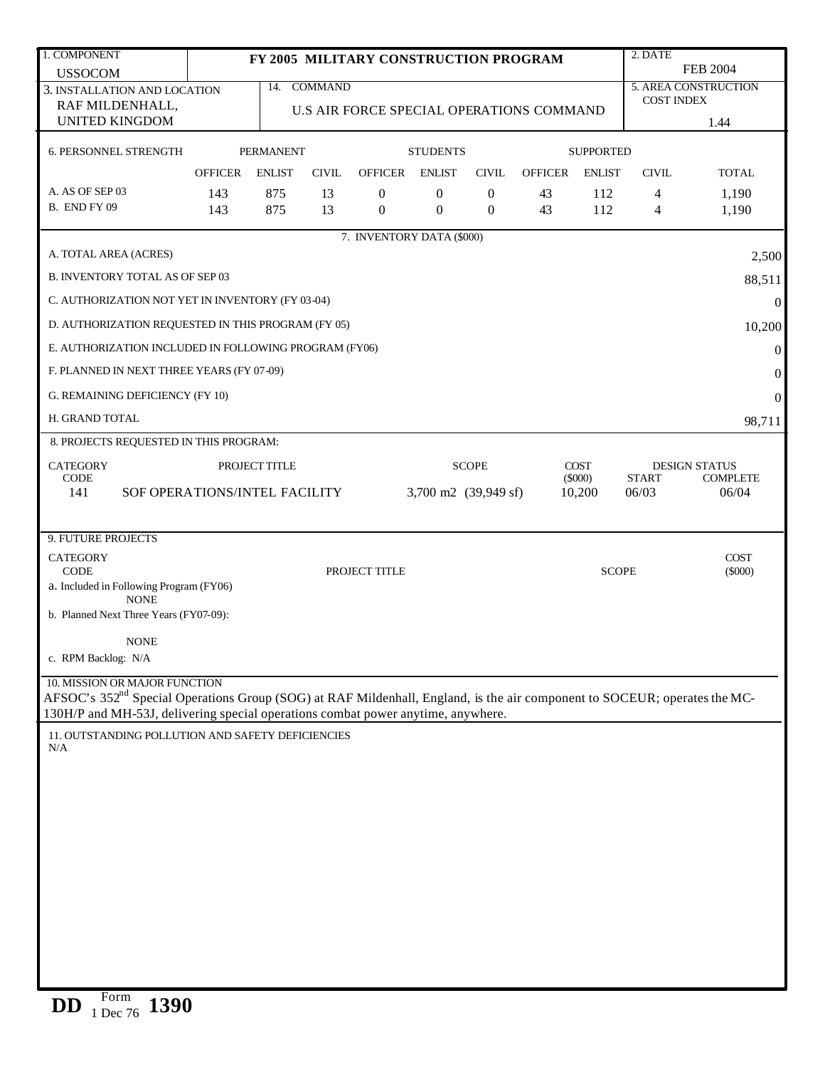| 1. COMPONENT<br>USSOCOM | FY 2005 MILITARY CONSTRUCTION PROGRAM | 2. DATE<br>FEB 2004 |
|---|---|---|
| 3. INSTALLATION AND LOCATION<br>RAF MILDENHALL,<br>UNITED KINGDOM | 14. COMMAND<br>U.S AIR FORCE SPECIAL OPERATIONS COMMAND | 5. AREA CONSTRUCTION COST INDEX<br>1.44 |

**6. PERSONNEL STRENGTH**

| | PERMANENT | | | STUDENTS | | | SUPPORTED | | | |
|---|---|---|---|---|---|---|---|---|---|---|
| | OFFICER | ENLIST | CIVIL | OFFICER | ENLIST | CIVIL | OFFICER | ENLIST | CIVIL | TOTAL |
| A. AS OF SEP 03 | 143 | 875 | 13 | 0 | 0 | 0 | 43 | 112 | 4 | 1,190 |
| B. END FY 09 | 143 | 875 | 13 | 0 | 0 | 0 | 43 | 112 | 4 | 1,190 |

**7. INVENTORY DATA ($000)**

| | |
|---|---|
| A. TOTAL AREA (ACRES) | 2,500 |
| B. INVENTORY TOTAL AS OF SEP 03 | 88,511 |
| C. AUTHORIZATION NOT YET IN INVENTORY (FY 03-04) | 0 |
| D. AUTHORIZATION REQUESTED IN THIS PROGRAM (FY 05) | 10,200 |
| E. AUTHORIZATION INCLUDED IN FOLLOWING PROGRAM (FY06) | 0 |
| F. PLANNED IN NEXT THREE YEARS (FY 07-09) | 0 |
| G. REMAINING DEFICIENCY (FY 10) | 0 |
| H. GRAND TOTAL | 98,711 |

**8. PROJECTS REQUESTED IN THIS PROGRAM:**

| CATEGORY CODE | PROJECT TITLE | SCOPE | COST ($000) | DESIGN STATUS START | DESIGN STATUS COMPLETE |
|---|---|---|---|---|---|
| 141 | SOF OPERATIONS/INTEL FACILITY | 3,700 m2 (39,949 sf) | 10,200 | 06/03 | 06/04 |

**9. FUTURE PROJECTS**

| CATEGORY CODE | PROJECT TITLE | SCOPE | COST ($000) |
|---|---|---|---|

a. Included in Following Program (FY06)
NONE

b. Planned Next Three Years (FY07-09):
NONE

c. RPM Backlog: N/A

**10. MISSION OR MAJOR FUNCTION**

AFSOC's 352nd Special Operations Group (SOG) at RAF Mildenhall, England, is the air component to SOCEUR; operates the MC-130H/P and MH-53J, delivering special operations combat power anytime, anywhere.

**11. OUTSTANDING POLLUTION AND SAFETY DEFICIENCIES**

N/A

DD Form 1 Dec 76 1390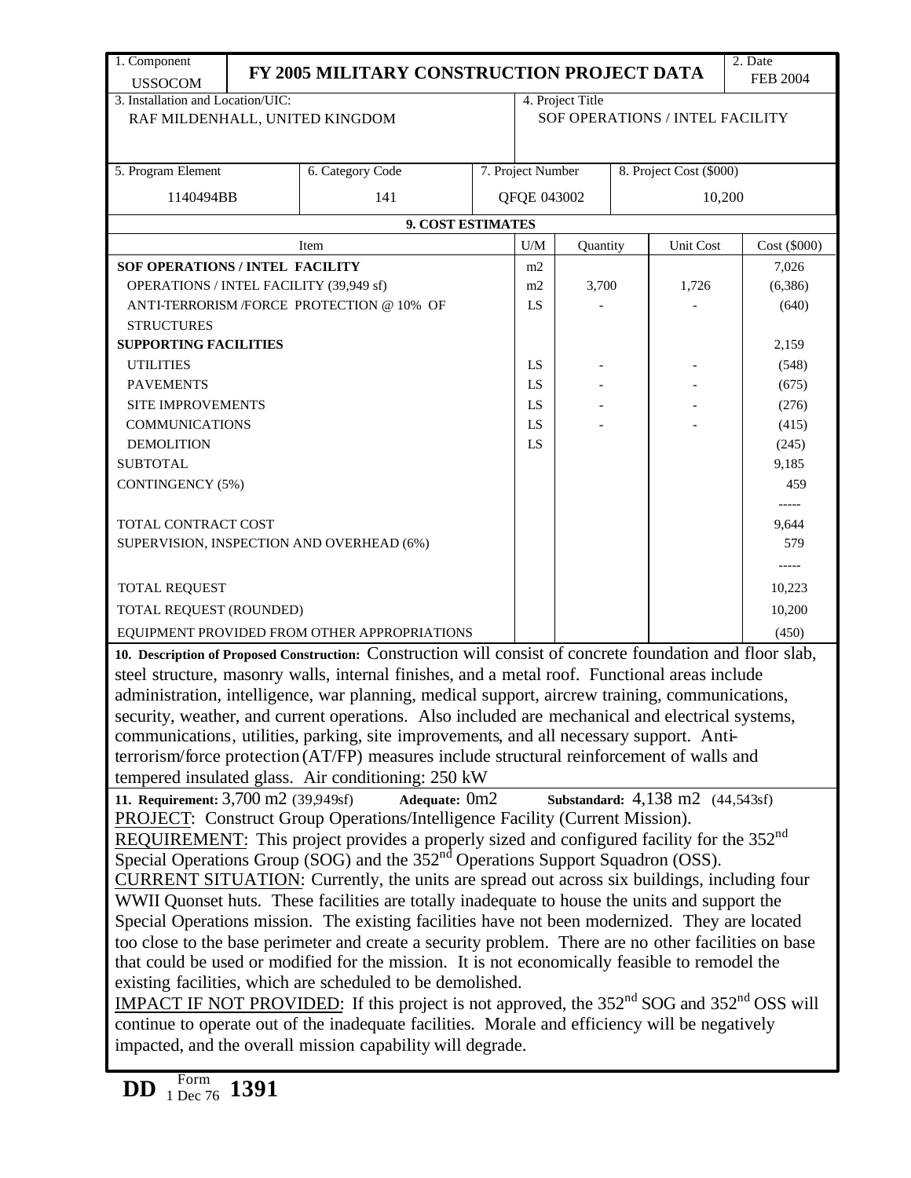| 1. Component USSOCOM | FY 2005 MILITARY CONSTRUCTION PROJECT DATA | 2. Date FEB 2004 |
|---|---|---|

| 3. Installation and Location/UIC: RAF MILDENHALL, UNITED KINGDOM | 4. Project Title SOF OPERATIONS / INTEL FACILITY |
|---|---|

| 5. Program Element | 6. Category Code | 7. Project Number | 8. Project Cost ($000) |
|---|---|---|---|
| 1140494BB | 141 | QFQE 043002 | 10,200 |

**9. COST ESTIMATES**

| Item | U/M | Quantity | Unit Cost | Cost ($000) |
|---|---|---|---|---|
| **SOF OPERATIONS / INTEL FACILITY** | m2 | | | 7,026 |
| OPERATIONS / INTEL FACILITY (39,949 sf) | m2 | 3,700 | 1,726 | (6,386) |
| ANTI-TERRORISM /FORCE PROTECTION @ 10% OF STRUCTURES | LS | - | - | (640) |
| **SUPPORTING FACILITIES** | | | | 2,159 |
| UTILITIES | LS | - | - | (548) |
| PAVEMENTS | LS | - | - | (675) |
| SITE IMPROVEMENTS | LS | - | - | (276) |
| COMMUNICATIONS | LS | - | - | (415) |
| DEMOLITION | LS | | | (245) |
| SUBTOTAL | | | | 9,185 |
| CONTINGENCY (5%) | | | | 459 |
| | | | | ----- |
| TOTAL CONTRACT COST | | | | 9,644 |
| SUPERVISION, INSPECTION AND OVERHEAD (6%) | | | | 579 |
| | | | | ----- |
| TOTAL REQUEST | | | | 10,223 |
| TOTAL REQUEST (ROUNDED) | | | | 10,200 |
| EQUIPMENT PROVIDED FROM OTHER APPROPRIATIONS | | | | (450) |

**10. Description of Proposed Construction:** Construction will consist of concrete foundation and floor slab, steel structure, masonry walls, internal finishes, and a metal roof. Functional areas include administration, intelligence, war planning, medical support, aircrew training, communications, security, weather, and current operations. Also included are mechanical and electrical systems, communications, utilities, parking, site improvements, and all necessary support. Anti-terrorism/force protection (AT/FP) measures include structural reinforcement of walls and tempered insulated glass. Air conditioning: 250 kW

**11. Requirement:** 3,700 m2 (39,949sf) **Adequate:** 0m2 **Substandard:** 4,138 m2 (44,543sf)

PROJECT: Construct Group Operations/Intelligence Facility (Current Mission).

REQUIREMENT: This project provides a properly sized and configured facility for the 352nd Special Operations Group (SOG) and the 352nd Operations Support Squadron (OSS).

CURRENT SITUATION: Currently, the units are spread out across six buildings, including four WWII Quonset huts. These facilities are totally inadequate to house the units and support the Special Operations mission. The existing facilities have not been modernized. They are located too close to the base perimeter and create a security problem. There are no other facilities on base that could be used or modified for the mission. It is not economically feasible to remodel the existing facilities, which are scheduled to be demolished.

IMPACT IF NOT PROVIDED: If this project is not approved, the 352nd SOG and 352nd OSS will continue to operate out of the inadequate facilities. Morale and efficiency will be negatively impacted, and the overall mission capability will degrade.

DD Form 1391, 1 Dec 76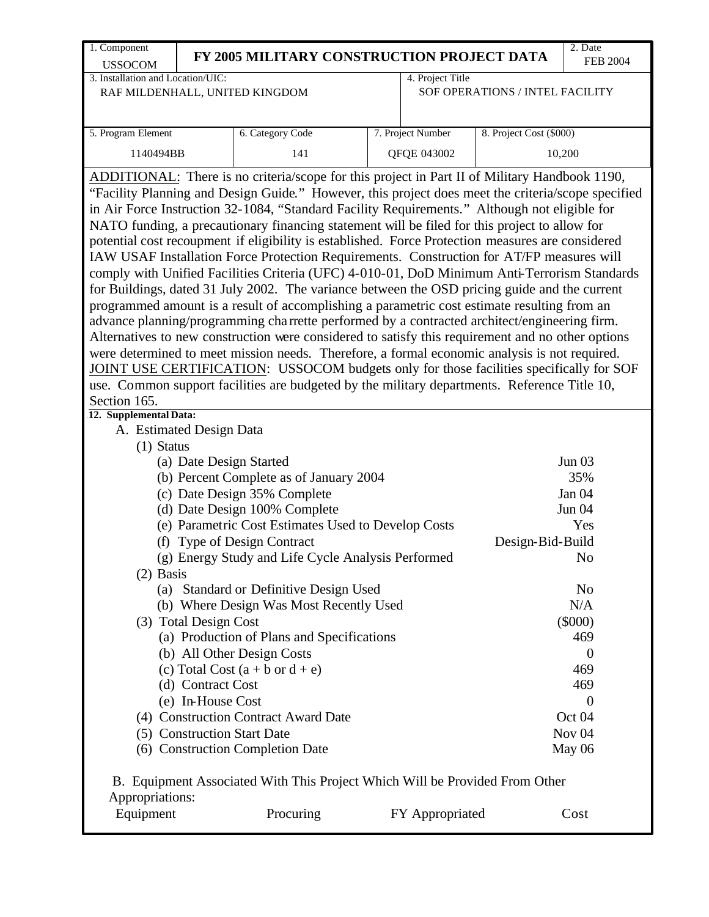| 1. Component USSOCOM | FY 2005 MILITARY CONSTRUCTION PROJECT DATA | | | 2. Date FEB 2004 |
|---|---|---|---|---|
| 3. Installation and Location/UIC: RAF MILDENHALL, UNITED KINGDOM | | | 4. Project Title SOF OPERATIONS / INTEL FACILITY | |
| 5. Program Element 1140494BB | 6. Category Code 141 | 7. Project Number QFQE 043002 | 8. Project Cost ($000) 10,200 | |

ADDITIONAL: There is no criteria/scope for this project in Part II of Military Handbook 1190, "Facility Planning and Design Guide." However, this project does meet the criteria/scope specified in Air Force Instruction 32-1084, "Standard Facility Requirements." Although not eligible for NATO funding, a precautionary financing statement will be filed for this project to allow for potential cost recoupment if eligibility is established. Force Protection measures are considered IAW USAF Installation Force Protection Requirements. Construction for AT/FP measures will comply with Unified Facilities Criteria (UFC) 4-010-01, DoD Minimum Anti-Terrorism Standards for Buildings, dated 31 July 2002. The variance between the OSD pricing guide and the current programmed amount is a result of accomplishing a parametric cost estimate resulting from an advance planning/programming charrette performed by a contracted architect/engineering firm. Alternatives to new construction were considered to satisfy this requirement and no other options were determined to meet mission needs. Therefore, a formal economic analysis is not required.
JOINT USE CERTIFICATION: USSOCOM budgets only for those facilities specifically for SOF use. Common support facilities are budgeted by the military departments. Reference Title 10, Section 165.

**12. Supplemental Data:**

A. Estimated Design Data

(1) Status

| | |
|---|---|
| (a) Date Design Started | Jun 03 |
| (b) Percent Complete as of January 2004 | 35% |
| (c) Date Design 35% Complete | Jan 04 |
| (d) Date Design 100% Complete | Jun 04 |
| (e) Parametric Cost Estimates Used to Develop Costs | Yes |
| (f) Type of Design Contract | Design-Bid-Build |
| (g) Energy Study and Life Cycle Analysis Performed | No |

(2) Basis

| | |
|---|---|
| (a) Standard or Definitive Design Used | No |
| (b) Where Design Was Most Recently Used | N/A |

| (3) Total Design Cost | ($000) |
|---|---|
| (a) Production of Plans and Specifications | 469 |
| (b) All Other Design Costs | 0 |
| (c) Total Cost (a + b or d + e) | 469 |
| (d) Contract Cost | 469 |
| (e) In-House Cost | 0 |

| | |
|---|---|
| (4) Construction Contract Award Date | Oct 04 |
| (5) Construction Start Date | Nov 04 |
| (6) Construction Completion Date | May 06 |

B. Equipment Associated With This Project Which Will be Provided From Other Appropriations:

| Equipment | Procuring | FY Appropriated | Cost |
|---|---|---|---|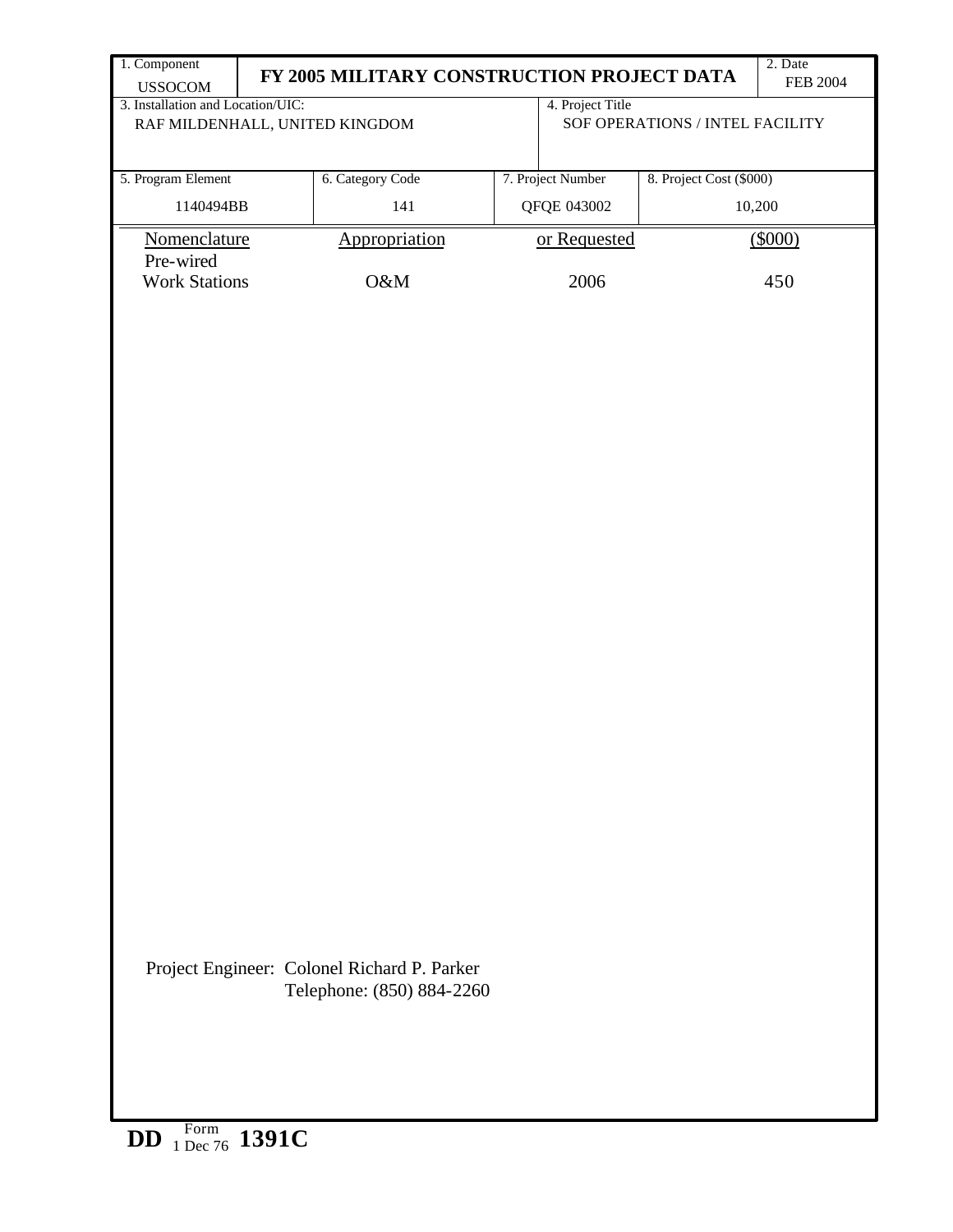| 1. Component<br>USSOCOM | FY 2005 MILITARY CONSTRUCTION PROJECT DATA | | | 2. Date<br>FEB 2004 |
|---|---|---|---|---|
| 3. Installation and Location/UIC:<br>RAF MILDENHALL, UNITED KINGDOM | | | 4. Project Title<br>SOF OPERATIONS / INTEL FACILITY | |
| 5. Program Element<br>1140494BB | 6. Category Code<br>141 | 7. Project Number<br>QFQE 043002 | 8. Project Cost ($000)<br>10,200 | |

| Nomenclature | Appropriation | or Requested | ($000) |
|---|---|---|---|
| Pre-wired Work Stations | O&M | 2006 | 450 |

Project Engineer: Colonel Richard P. Parker
Telephone: (850) 884-2260

DD Form 1391C, 1 Dec 76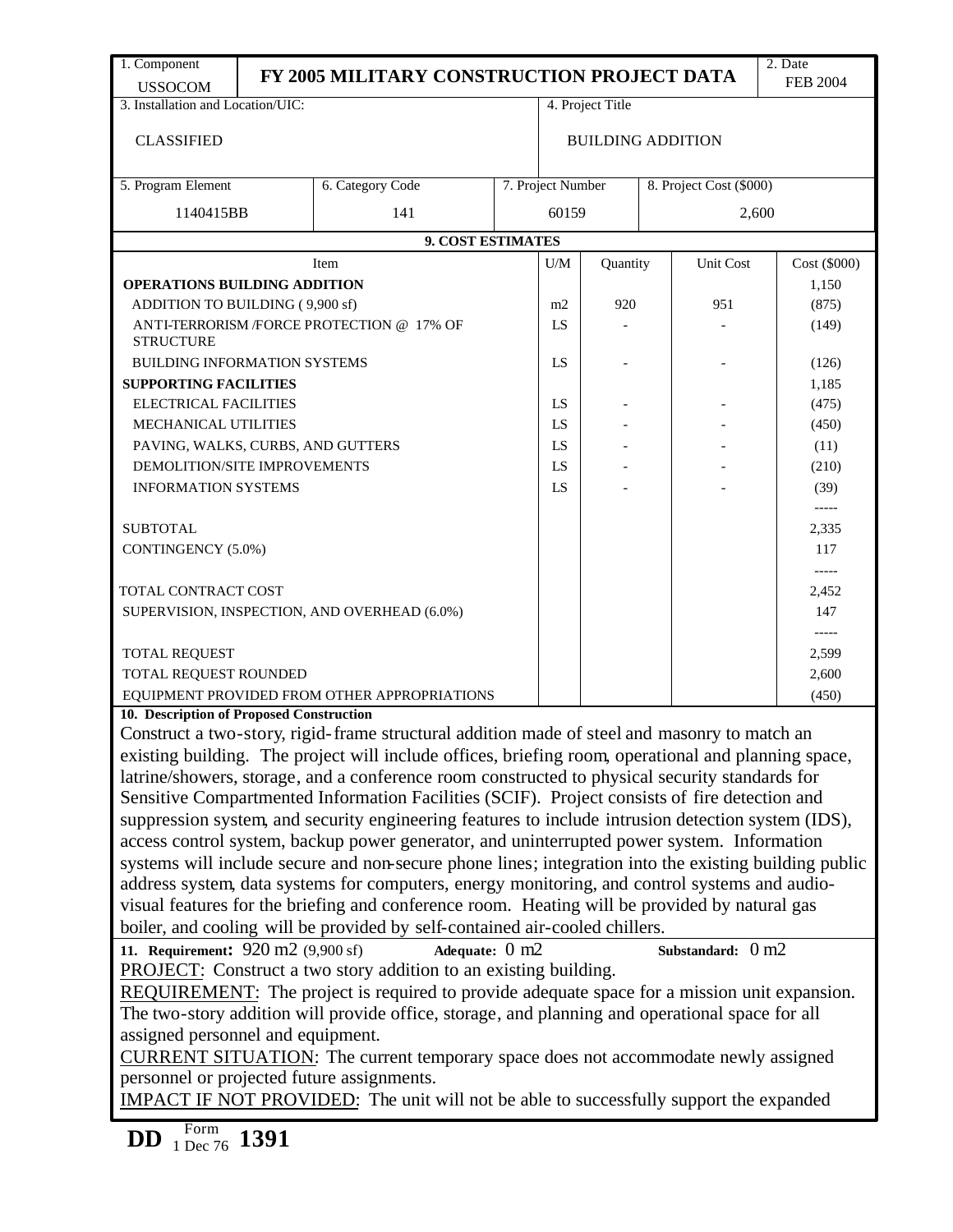| 1. Component | FY 2005 MILITARY CONSTRUCTION PROJECT DATA | 2. Date |
|---|---|---|
| USSOCOM | | FEB 2004 |

| 3. Installation and Location/UIC: | 4. Project Title |
|---|---|
| CLASSIFIED | BUILDING ADDITION |

| 5. Program Element | 6. Category Code | 7. Project Number | 8. Project Cost ($000) |
|---|---|---|---|
| 1140415BB | 141 | 60159 | 2,600 |

**9. COST ESTIMATES**

| Item | U/M | Quantity | Unit Cost | Cost ($000) |
|---|---|---|---|---|
| **OPERATIONS BUILDING ADDITION** | | | | 1,150 |
| ADDITION TO BUILDING ( 9,900 sf) | m2 | 920 | 951 | (875) |
| ANTI-TERRORISM /FORCE PROTECTION @ 17% OF STRUCTURE | LS | - | - | (149) |
| BUILDING INFORMATION SYSTEMS | LS | - | - | (126) |
| **SUPPORTING FACILITIES** | | | | 1,185 |
| ELECTRICAL FACILITIES | LS | - | - | (475) |
| MECHANICAL UTILITIES | LS | - | - | (450) |
| PAVING, WALKS, CURBS, AND GUTTERS | LS | - | - | (11) |
| DEMOLITION/SITE IMPROVEMENTS | LS | - | - | (210) |
| INFORMATION SYSTEMS | LS | - | - | (39) |
| | | | | ----- |
| SUBTOTAL | | | | 2,335 |
| CONTINGENCY (5.0%) | | | | 117 |
| | | | | ----- |
| TOTAL CONTRACT COST | | | | 2,452 |
| SUPERVISION, INSPECTION, AND OVERHEAD (6.0%) | | | | 147 |
| | | | | ----- |
| TOTAL REQUEST | | | | 2,599 |
| TOTAL REQUEST ROUNDED | | | | 2,600 |
| EQUIPMENT PROVIDED FROM OTHER APPROPRIATIONS | | | | (450) |

**10. Description of Proposed Construction**

Construct a two-story, rigid-frame structural addition made of steel and masonry to match an existing building. The project will include offices, briefing room, operational and planning space, latrine/showers, storage, and a conference room constructed to physical security standards for Sensitive Compartmented Information Facilities (SCIF). Project consists of fire detection and suppression system, and security engineering features to include intrusion detection system (IDS), access control system, backup power generator, and uninterrupted power system. Information systems will include secure and non-secure phone lines; integration into the existing building public address system, data systems for computers, energy monitoring, and control systems and audio-visual features for the briefing and conference room. Heating will be provided by natural gas boiler, and cooling will be provided by self-contained air-cooled chillers.

**11. Requirement:** 920 m2 (9,900 sf) **Adequate:** 0 m2 **Substandard:** 0 m2

PROJECT: Construct a two story addition to an existing building.

REQUIREMENT: The project is required to provide adequate space for a mission unit expansion. The two-story addition will provide office, storage, and planning and operational space for all assigned personnel and equipment.

CURRENT SITUATION: The current temporary space does not accommodate newly assigned personnel or projected future assignments.

IMPACT IF NOT PROVIDED: The unit will not be able to successfully support the expanded

DD Form 1 Dec 76 1391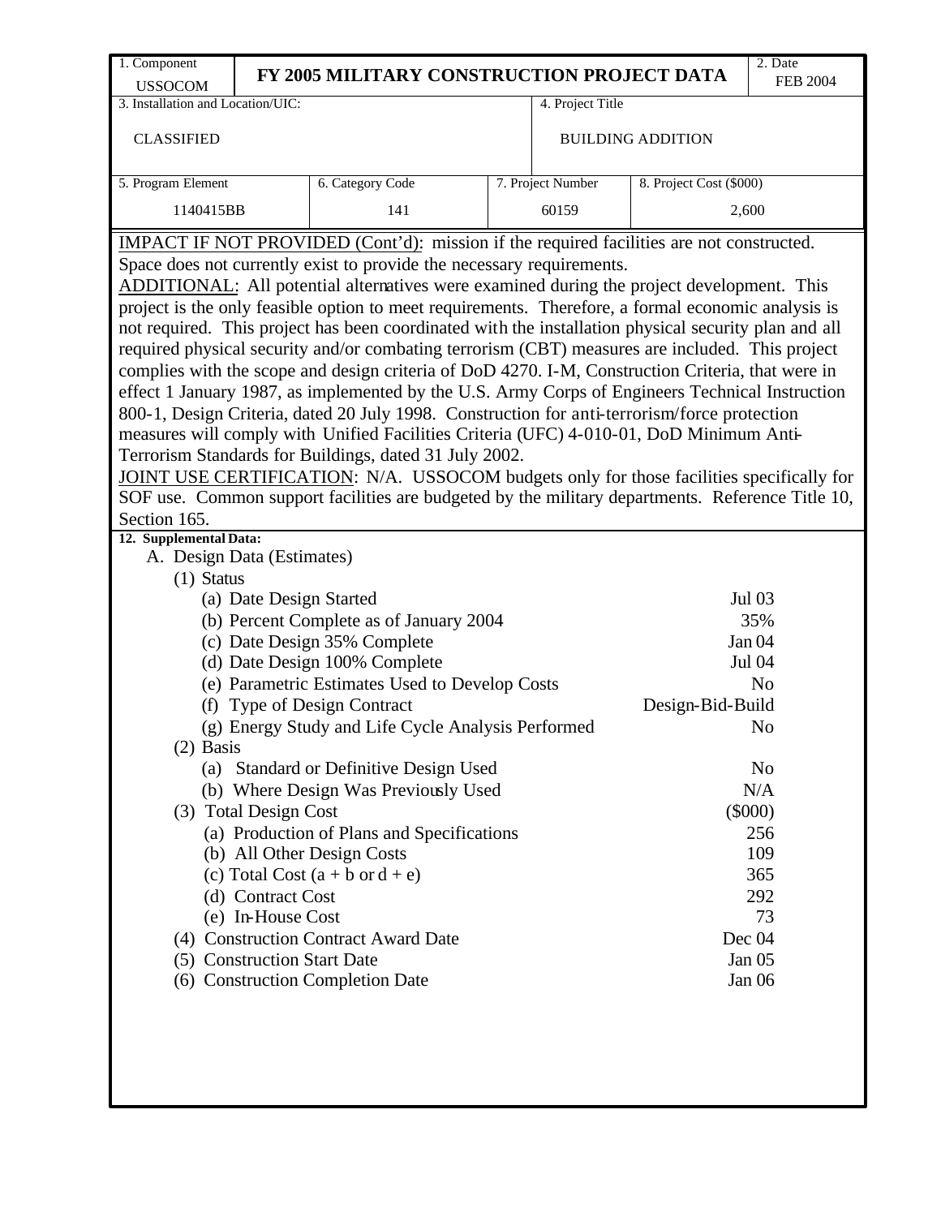| 1. Component USSOCOM | FY 2005 MILITARY CONSTRUCTION PROJECT DATA | | | 2. Date FEB 2004 |
|---|---|---|---|---|
| 3. Installation and Location/UIC: CLASSIFIED | | 4. Project Title BUILDING ADDITION | | |
| 5. Program Element 1140415BB | 6. Category Code 141 | 7. Project Number 60159 | 8. Project Cost ($000) 2,600 | |

IMPACT IF NOT PROVIDED (Cont'd): mission if the required facilities are not constructed. Space does not currently exist to provide the necessary requirements.

ADDITIONAL: All potential alternatives were examined during the project development. This project is the only feasible option to meet requirements. Therefore, a formal economic analysis is not required. This project has been coordinated with the installation physical security plan and all required physical security and/or combating terrorism (CBT) measures are included. This project complies with the scope and design criteria of DoD 4270. I-M, Construction Criteria, that were in effect 1 January 1987, as implemented by the U.S. Army Corps of Engineers Technical Instruction 800-1, Design Criteria, dated 20 July 1998. Construction for anti-terrorism/force protection measures will comply with Unified Facilities Criteria (UFC) 4-010-01, DoD Minimum Anti-Terrorism Standards for Buildings, dated 31 July 2002.

JOINT USE CERTIFICATION: N/A. USSOCOM budgets only for those facilities specifically for SOF use. Common support facilities are budgeted by the military departments. Reference Title 10, Section 165.

**12. Supplemental Data:**

A. Design Data (Estimates)

(1) Status

| | |
|---|---|
| (a) Date Design Started | Jul 03 |
| (b) Percent Complete as of January 2004 | 35% |
| (c) Date Design 35% Complete | Jan 04 |
| (d) Date Design 100% Complete | Jul 04 |
| (e) Parametric Estimates Used to Develop Costs | No |
| (f) Type of Design Contract | Design-Bid-Build |
| (g) Energy Study and Life Cycle Analysis Performed | No |

(2) Basis

| | |
|---|---|
| (a) Standard or Definitive Design Used | No |
| (b) Where Design Was Previously Used | N/A |

| (3) Total Design Cost | ($000) |
|---|---|
| (a) Production of Plans and Specifications | 256 |
| (b) All Other Design Costs | 109 |
| (c) Total Cost (a + b or d + e) | 365 |
| (d) Contract Cost | 292 |
| (e) In-House Cost | 73 |

| | |
|---|---|
| (4) Construction Contract Award Date | Dec 04 |
| (5) Construction Start Date | Jan 05 |
| (6) Construction Completion Date | Jan 06 |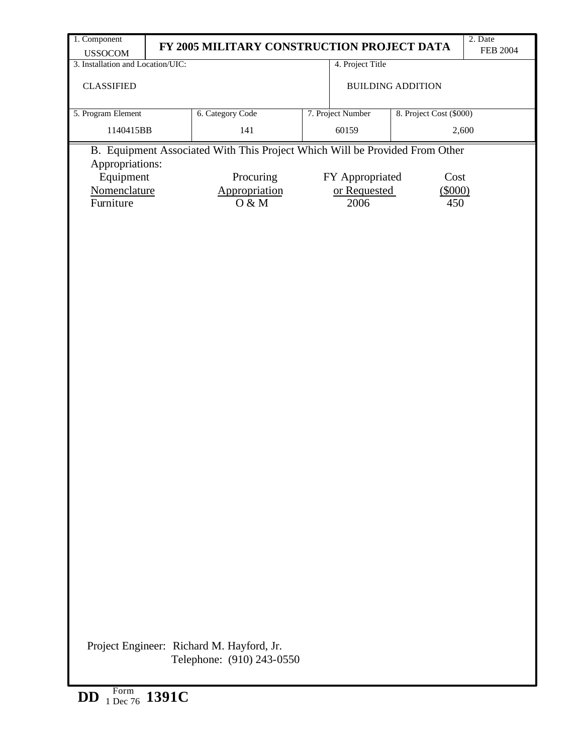| 1. Component | FY 2005 MILITARY CONSTRUCTION PROJECT DATA | | | 2. Date |
|---|---|---|---|---|
| USSOCOM | | | | FEB 2004 |
| 3. Installation and Location/UIC: | | | 4. Project Title | |
| CLASSIFIED | | | BUILDING ADDITION | |
| 5. Program Element | 6. Category Code | 7. Project Number | 8. Project Cost ($000) | |
| 1140415BB | 141 | 60159 | 2,600 | |

B. Equipment Associated With This Project Which Will be Provided From Other Appropriations:

| Equipment Nomenclature | Procuring Appropriation | FY Appropriated or Requested | Cost ($000) |
|---|---|---|---|
| Furniture | O & M | 2006 | 450 |

Project Engineer: Richard M. Hayford, Jr.
Telephone: (910) 243-0550

**DD** Form 1 Dec 76 **1391C**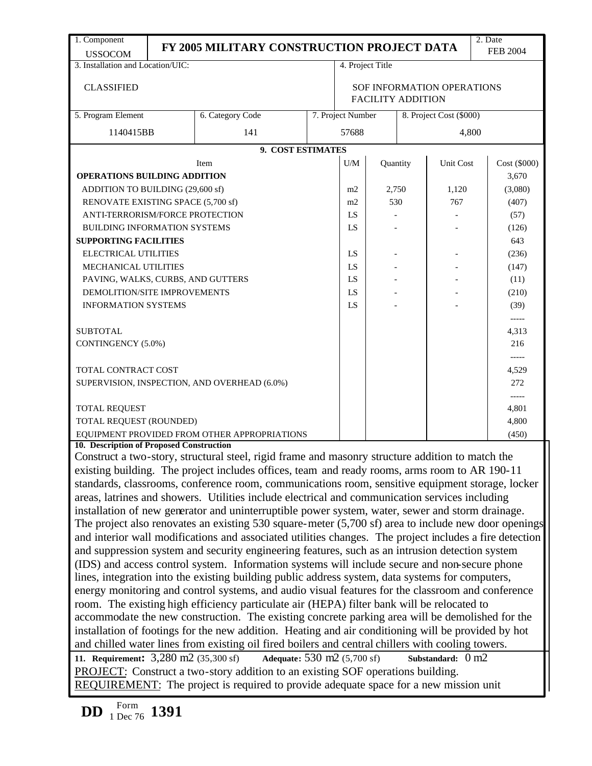| 1. Component | FY 2005 MILITARY CONSTRUCTION PROJECT DATA | 2. Date |
|---|---|---|
| USSOCOM | | FEB 2004 |

| 3. Installation and Location/UIC: | 4. Project Title |
|---|---|
| CLASSIFIED | SOF INFORMATION OPERATIONS FACILITY ADDITION |

| 5. Program Element | 6. Category Code | 7. Project Number | 8. Project Cost ($000) |
|---|---|---|---|
| 1140415BB | 141 | 57688 | 4,800 |

**9. COST ESTIMATES**

| Item | U/M | Quantity | Unit Cost | Cost ($000) |
|---|---|---|---|---|
| **OPERATIONS BUILDING ADDITION** | | | | 3,670 |
| ADDITION TO BUILDING (29,600 sf) | m2 | 2,750 | 1,120 | (3,080) |
| RENOVATE EXISTING SPACE (5,700 sf) | m2 | 530 | 767 | (407) |
| ANTI-TERRORISM/FORCE PROTECTION | LS | - | - | (57) |
| BUILDING INFORMATION SYSTEMS | LS | - | - | (126) |
| **SUPPORTING FACILITIES** | | | | 643 |
| ELECTRICAL UTILITIES | LS | - | - | (236) |
| MECHANICAL UTILITIES | LS | - | - | (147) |
| PAVING, WALKS, CURBS, AND GUTTERS | LS | - | - | (11) |
| DEMOLITION/SITE IMPROVEMENTS | LS | - | - | (210) |
| INFORMATION SYSTEMS | LS | - | - | (39) |
| | | | | ----- |
| SUBTOTAL | | | | 4,313 |
| CONTINGENCY (5.0%) | | | | 216 |
| | | | | ----- |
| TOTAL CONTRACT COST | | | | 4,529 |
| SUPERVISION, INSPECTION, AND OVERHEAD (6.0%) | | | | 272 |
| | | | | ----- |
| TOTAL REQUEST | | | | 4,801 |
| TOTAL REQUEST (ROUNDED) | | | | 4,800 |
| EQUIPMENT PROVIDED FROM OTHER APPROPRIATIONS | | | | (450) |

**10. Description of Proposed Construction**

Construct a two-story, structural steel, rigid frame and masonry structure addition to match the existing building. The project includes offices, team and ready rooms, arms room to AR 190-11 standards, classrooms, conference room, communications room, sensitive equipment storage, locker areas, latrines and showers. Utilities include electrical and communication services including installation of new generator and uninterruptible power system, water, sewer and storm drainage. The project also renovates an existing 530 square-meter (5,700 sf) area to include new door openings and interior wall modifications and associated utilities changes. The project includes a fire detection and suppression system and security engineering features, such as an intrusion detection system (IDS) and access control system. Information systems will include secure and non-secure phone lines, integration into the existing building public address system, data systems for computers, energy monitoring and control systems, and audio visual features for the classroom and conference room. The existing high efficiency particulate air (HEPA) filter bank will be relocated to accommodate the new construction. The existing concrete parking area will be demolished for the installation of footings for the new addition. Heating and air conditioning will be provided by hot and chilled water lines from existing oil fired boilers and central chillers with cooling towers.

**11. Requirement:** 3,280 m2 (35,300 sf) **Adequate:** 530 m2 (5,700 sf) **Substandard:** 0 m2

PROJECT: Construct a two-story addition to an existing SOF operations building.

REQUIREMENT: The project is required to provide adequate space for a new mission unit

DD Form 1 Dec 76 1391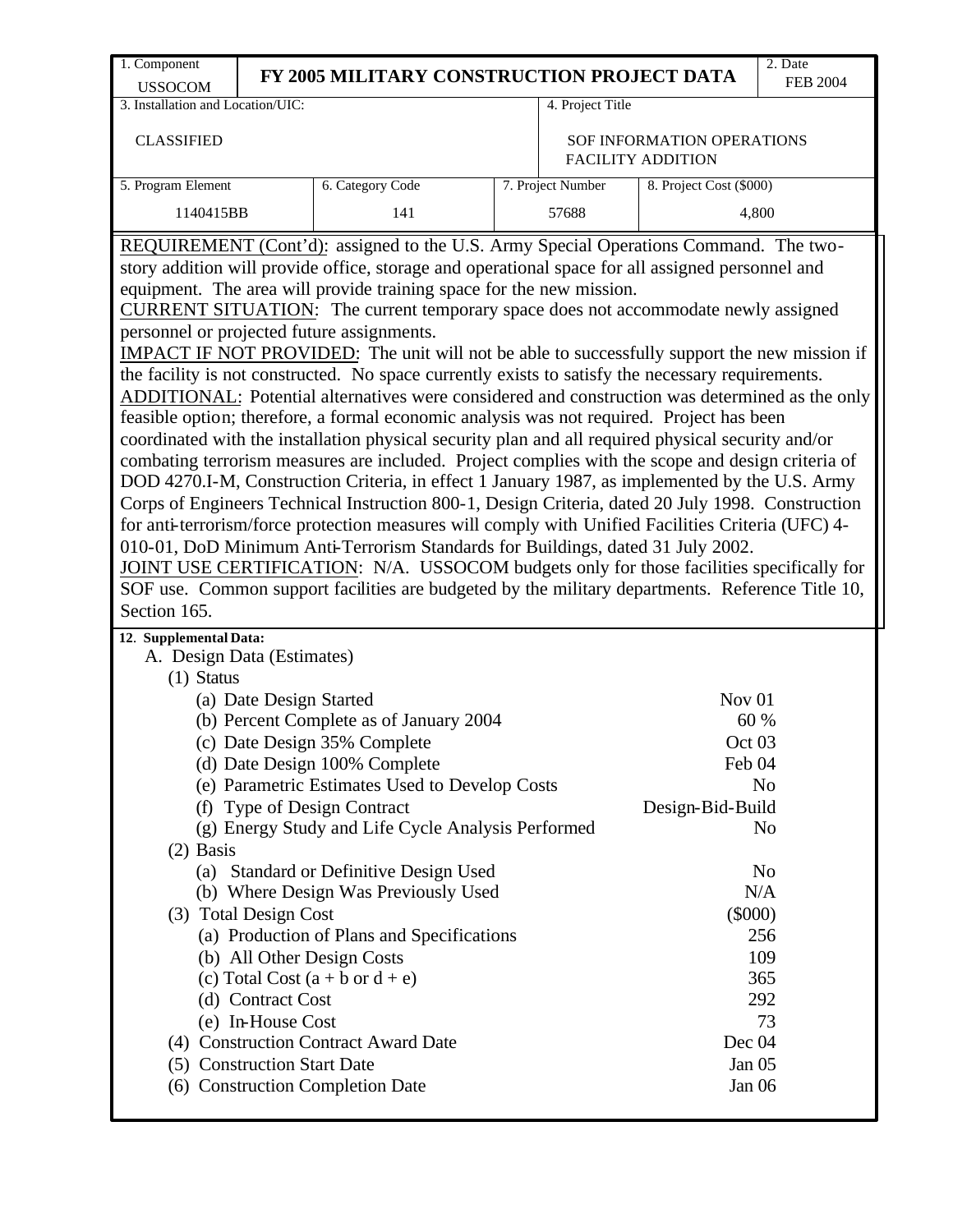| 1. Component USSOCOM | FY 2005 MILITARY CONSTRUCTION PROJECT DATA | | | 2. Date FEB 2004 |
|---|---|---|---|---|
| 3. Installation and Location/UIC: CLASSIFIED | | | 4. Project Title SOF INFORMATION OPERATIONS FACILITY ADDITION | |
| 5. Program Element 1140415BB | 6. Category Code 141 | 7. Project Number 57688 | 8. Project Cost ($000) 4,800 | |

REQUIREMENT (Cont'd): assigned to the U.S. Army Special Operations Command. The two-story addition will provide office, storage and operational space for all assigned personnel and equipment. The area will provide training space for the new mission.

CURRENT SITUATION: The current temporary space does not accommodate newly assigned personnel or projected future assignments.

IMPACT IF NOT PROVIDED: The unit will not be able to successfully support the new mission if the facility is not constructed. No space currently exists to satisfy the necessary requirements.

ADDITIONAL: Potential alternatives were considered and construction was determined as the only feasible option; therefore, a formal economic analysis was not required. Project has been coordinated with the installation physical security plan and all required physical security and/or combating terrorism measures are included. Project complies with the scope and design criteria of DOD 4270.I-M, Construction Criteria, in effect 1 January 1987, as implemented by the U.S. Army Corps of Engineers Technical Instruction 800-1, Design Criteria, dated 20 July 1998. Construction for anti-terrorism/force protection measures will comply with Unified Facilities Criteria (UFC) 4-010-01, DoD Minimum Anti-Terrorism Standards for Buildings, dated 31 July 2002.

JOINT USE CERTIFICATION: N/A. USSOCOM budgets only for those facilities specifically for SOF use. Common support facilities are budgeted by the military departments. Reference Title 10, Section 165.

**12. Supplemental Data:**

A. Design Data (Estimates)

(1) Status

| | |
|---|---|
| (a) Date Design Started | Nov 01 |
| (b) Percent Complete as of January 2004 | 60 % |
| (c) Date Design 35% Complete | Oct 03 |
| (d) Date Design 100% Complete | Feb 04 |
| (e) Parametric Estimates Used to Develop Costs | No |
| (f) Type of Design Contract | Design-Bid-Build |
| (g) Energy Study and Life Cycle Analysis Performed | No |

(2) Basis

| | |
|---|---|
| (a) Standard or Definitive Design Used | No |
| (b) Where Design Was Previously Used | N/A |

(3) Total Design Cost ($000)

| | |
|---|---|
| (a) Production of Plans and Specifications | 256 |
| (b) All Other Design Costs | 109 |
| (c) Total Cost (a + b or d + e) | 365 |
| (d) Contract Cost | 292 |
| (e) In-House Cost | 73 |

| | |
|---|---|
| (4) Construction Contract Award Date | Dec 04 |
| (5) Construction Start Date | Jan 05 |
| (6) Construction Completion Date | Jan 06 |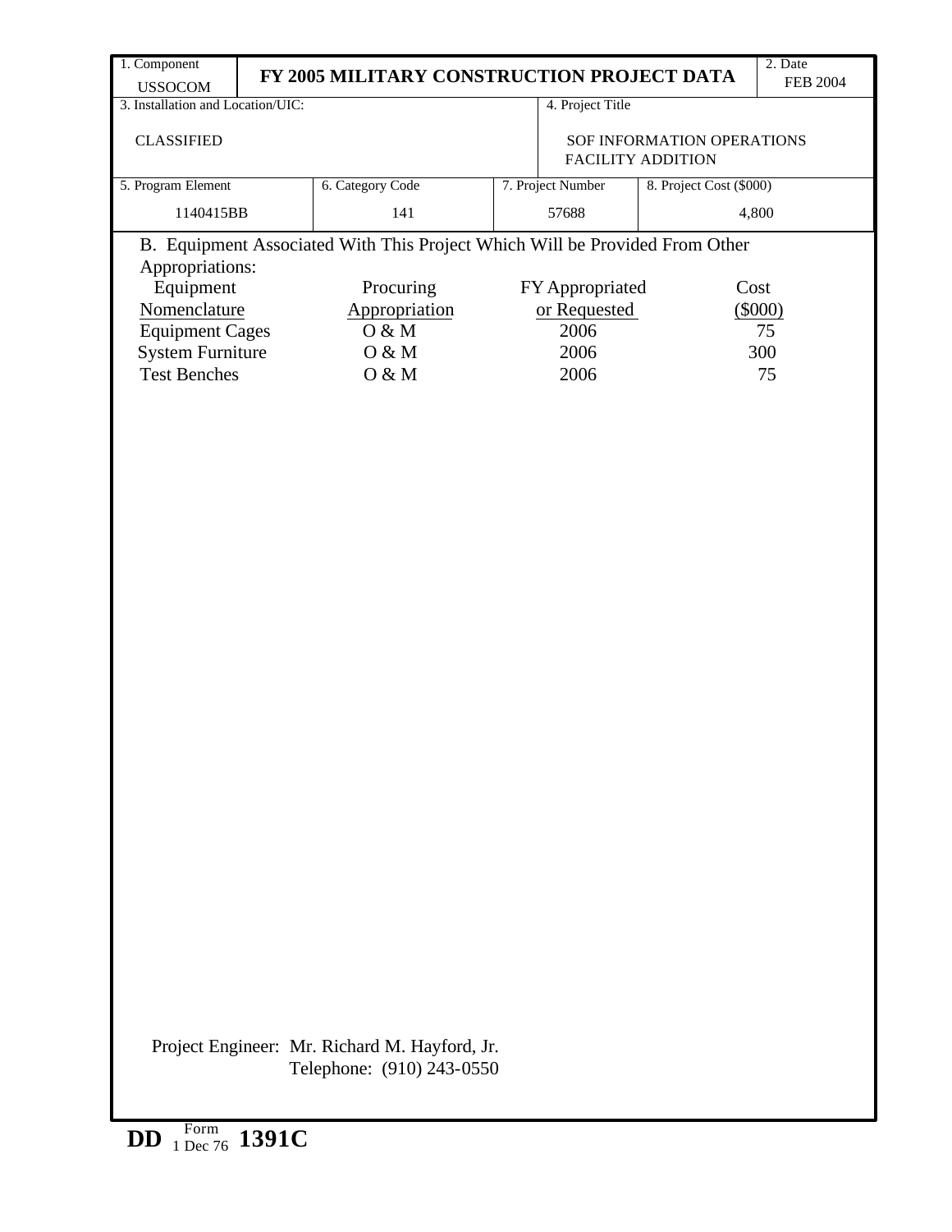| 1. Component<br>USSOCOM | FY 2005 MILITARY CONSTRUCTION PROJECT DATA | | | 2. Date<br>FEB 2004 |
|---|---|---|---|---|
| 3. Installation and Location/UIC:<br><br>CLASSIFIED | | | 4. Project Title<br><br>SOF INFORMATION OPERATIONS FACILITY ADDITION | |
| 5. Program Element<br>1140415BB | 6. Category Code<br>141 | 7. Project Number<br>57688 | 8. Project Cost ($000)<br>4,800 | |

B. Equipment Associated With This Project Which Will be Provided From Other Appropriations:

| Equipment Nomenclature | Procuring Appropriation | FY Appropriated or Requested | Cost ($000) |
|---|---|---|---|
| Equipment Cages | O & M | 2006 | 75 |
| System Furniture | O & M | 2006 | 300 |
| Test Benches | O & M | 2006 | 75 |

Project Engineer: Mr. Richard M. Hayford, Jr.
Telephone: (910) 243-0550

DD Form 1 Dec 76 1391C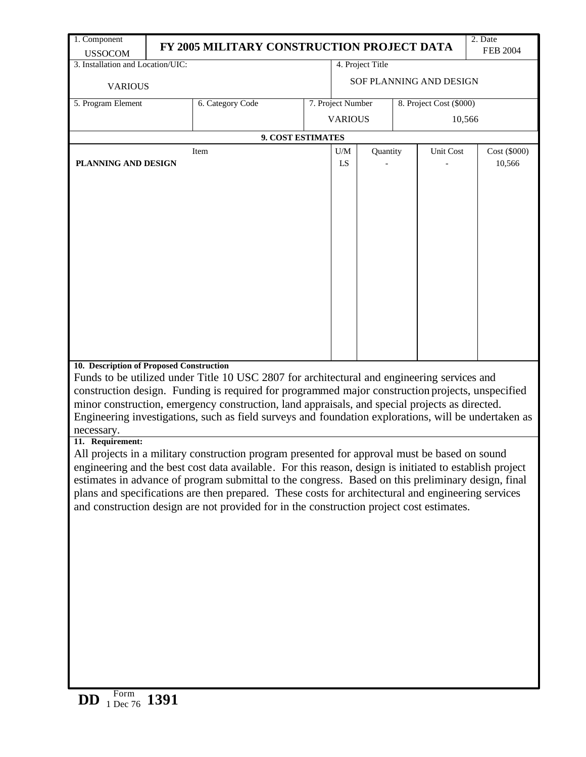| 1. Component USSOCOM | FY 2005 MILITARY CONSTRUCTION PROJECT DATA | 2. Date FEB 2004 |
|---|---|---|

| 3. Installation and Location/UIC: VARIOUS | 4. Project Title SOF PLANNING AND DESIGN |
|---|---|

| 5. Program Element | 6. Category Code | 7. Project Number VARIOUS | 8. Project Cost ($000) 10,566 |
|---|---|---|---|

**9. COST ESTIMATES**

| Item | U/M | Quantity | Unit Cost | Cost ($000) |
|---|---|---|---|---|
| **PLANNING AND DESIGN** | LS | - | - | 10,566 |

**10. Description of Proposed Construction**

Funds to be utilized under Title 10 USC 2807 for architectural and engineering services and construction design. Funding is required for programmed major construction projects, unspecified minor construction, emergency construction, land appraisals, and special projects as directed. Engineering investigations, such as field surveys and foundation explorations, will be undertaken as necessary.

**11. Requirement:**

All projects in a military construction program presented for approval must be based on sound engineering and the best cost data available. For this reason, design is initiated to establish project estimates in advance of program submittal to the congress. Based on this preliminary design, final plans and specifications are then prepared. These costs for architectural and engineering services and construction design are not provided for in the construction project cost estimates.

**DD** Form 1 Dec 76 **1391**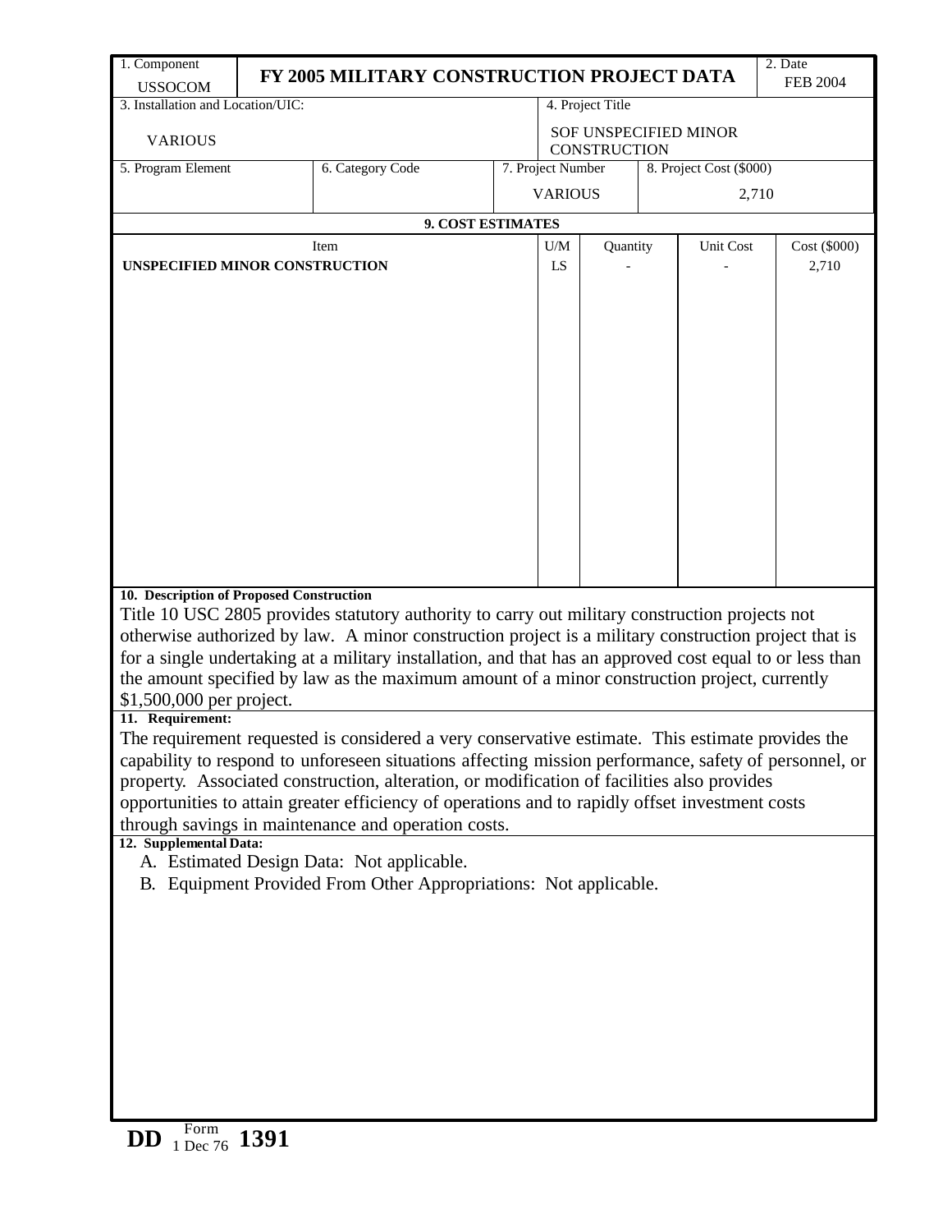| 1. Component | FY 2005 MILITARY CONSTRUCTION PROJECT DATA | 2. Date |
|---|---|---|
| USSOCOM | | FEB 2004 |

| 3. Installation and Location/UIC: | 4. Project Title |
|---|---|
| VARIOUS | SOF UNSPECIFIED MINOR CONSTRUCTION |

| 5. Program Element | 6. Category Code | 7. Project Number | 8. Project Cost ($000) |
|---|---|---|---|
| | | VARIOUS | 2,710 |

**9. COST ESTIMATES**

| Item | U/M | Quantity | Unit Cost | Cost ($000) |
|---|---|---|---|---|
| **UNSPECIFIED MINOR CONSTRUCTION** | LS | - | - | 2,710 |

**10. Description of Proposed Construction**

Title 10 USC 2805 provides statutory authority to carry out military construction projects not otherwise authorized by law. A minor construction project is a military construction project that is for a single undertaking at a military installation, and that has an approved cost equal to or less than the amount specified by law as the maximum amount of a minor construction project, currently $1,500,000 per project.

**11. Requirement:**

The requirement requested is considered a very conservative estimate. This estimate provides the capability to respond to unforeseen situations affecting mission performance, safety of personnel, or property. Associated construction, alteration, or modification of facilities also provides opportunities to attain greater efficiency of operations and to rapidly offset investment costs through savings in maintenance and operation costs.

**12. Supplemental Data:**

A. Estimated Design Data: Not applicable.

B. Equipment Provided From Other Appropriations: Not applicable.

DD Form 1391, 1 Dec 76